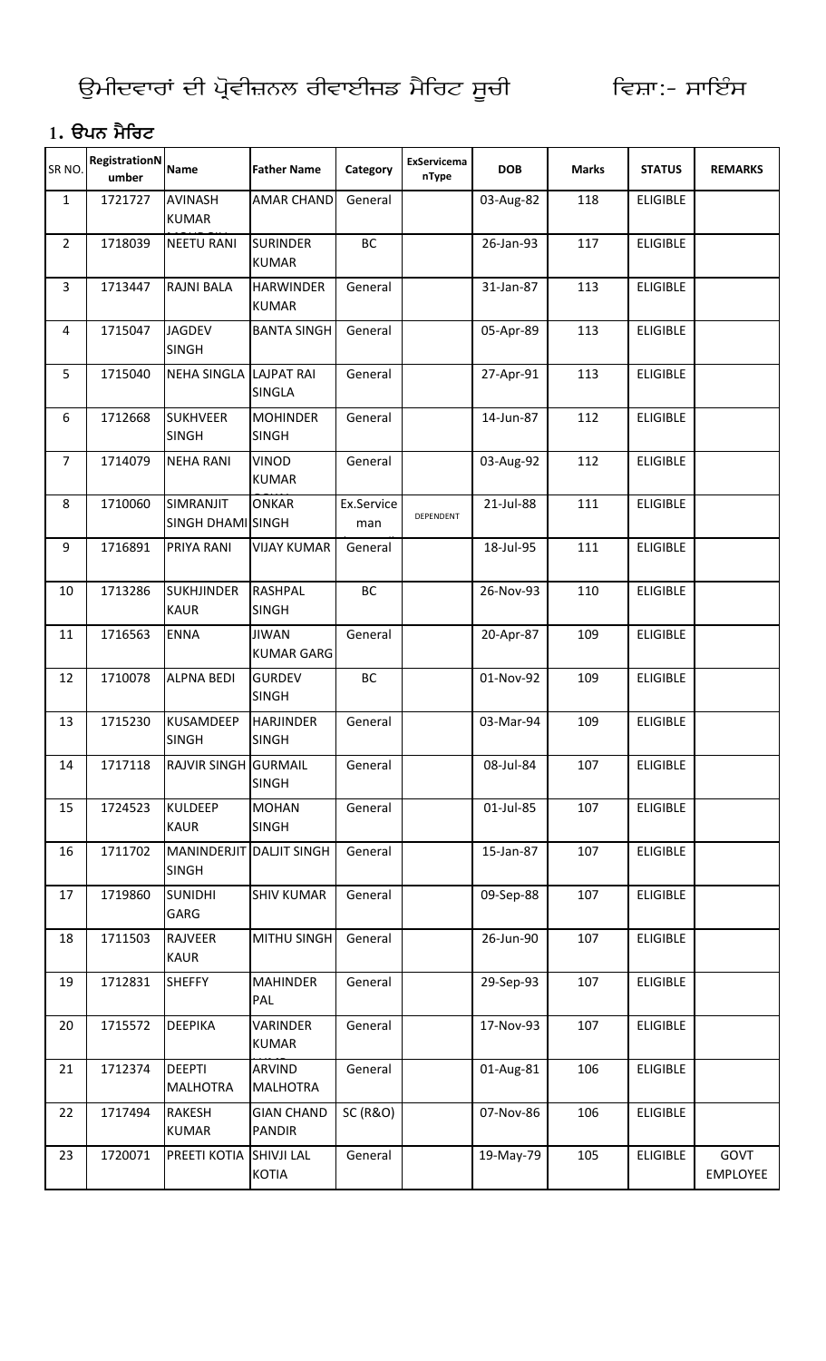# ਉਮੀਦਵਾਰਾਂ ਦੀ ਪ੍ਰੋਵੀਜ਼ਨਲ ਰੀਵਾਈਜਡ ਮੈਰਿਟ ਸੂਚੀ ਵਿਸ਼ਾ:- ਸਾਇੰਸ

## 1. ਓਪਨ ਮੈਰਿਟ

| SR NO. | RegistrationNumber | Name | Father Name | Category | ExServicemanType | DOB | Marks | STATUS | REMARKS |
|---|---|---|---|---|---|---|---|---|---|
| 1 | 1721727 | AVINASH KUMAR | AMAR CHAND | General | | 03-Aug-82 | 118 | ELIGIBLE | |
| 2 | 1718039 | NEETU RANI | SURINDER KUMAR | BC | | 26-Jan-93 | 117 | ELIGIBLE | |
| 3 | 1713447 | RAJNI BALA | HARWINDER KUMAR | General | | 31-Jan-87 | 113 | ELIGIBLE | |
| 4 | 1715047 | JAGDEV SINGH | BANTA SINGH | General | | 05-Apr-89 | 113 | ELIGIBLE | |
| 5 | 1715040 | NEHA SINGLA | LAJPAT RAI SINGLA | General | | 27-Apr-91 | 113 | ELIGIBLE | |
| 6 | 1712668 | SUKHVEER SINGH | MOHINDER SINGH | General | | 14-Jun-87 | 112 | ELIGIBLE | |
| 7 | 1714079 | NEHA RANI | VINOD KUMAR | General | | 03-Aug-92 | 112 | ELIGIBLE | |
| 8 | 1710060 | SIMRANJIT SINGH DHAMI | ONKAR SINGH | Ex.Serviceman | DEPENDENT | 21-Jul-88 | 111 | ELIGIBLE | |
| 9 | 1716891 | PRIYA RANI | VIJAY KUMAR | General | | 18-Jul-95 | 111 | ELIGIBLE | |
| 10 | 1713286 | SUKHJINDER KAUR | RASHPAL SINGH | BC | | 26-Nov-93 | 110 | ELIGIBLE | |
| 11 | 1716563 | ENNA | JIWAN KUMAR GARG | General | | 20-Apr-87 | 109 | ELIGIBLE | |
| 12 | 1710078 | ALPNA BEDI | GURDEV SINGH | BC | | 01-Nov-92 | 109 | ELIGIBLE | |
| 13 | 1715230 | KUSAMDEEP SINGH | HARJINDER SINGH | General | | 03-Mar-94 | 109 | ELIGIBLE | |
| 14 | 1717118 | RAJVIR SINGH | GURMAIL SINGH | General | | 08-Jul-84 | 107 | ELIGIBLE | |
| 15 | 1724523 | KULDEEP KAUR | MOHAN SINGH | General | | 01-Jul-85 | 107 | ELIGIBLE | |
| 16 | 1711702 | MANINDERJIT SINGH | DALJIT SINGH | General | | 15-Jan-87 | 107 | ELIGIBLE | |
| 17 | 1719860 | SUNIDHI GARG | SHIV KUMAR | General | | 09-Sep-88 | 107 | ELIGIBLE | |
| 18 | 1711503 | RAJVEER KAUR | MITHU SINGH | General | | 26-Jun-90 | 107 | ELIGIBLE | |
| 19 | 1712831 | SHEFFY | MAHINDER PAL | General | | 29-Sep-93 | 107 | ELIGIBLE | |
| 20 | 1715572 | DEEPIKA | VARINDER KUMAR | General | | 17-Nov-93 | 107 | ELIGIBLE | |
| 21 | 1712374 | DEEPTI MALHOTRA | ARVIND MALHOTRA | General | | 01-Aug-81 | 106 | ELIGIBLE | |
| 22 | 1717494 | RAKESH KUMAR | GIAN CHAND PANDIR | SC (R&O) | | 07-Nov-86 | 106 | ELIGIBLE | |
| 23 | 1720071 | PREETI KOTIA | SHIVJI LAL KOTIA | General | | 19-May-79 | 105 | ELIGIBLE | GOVT EMPLOYEE |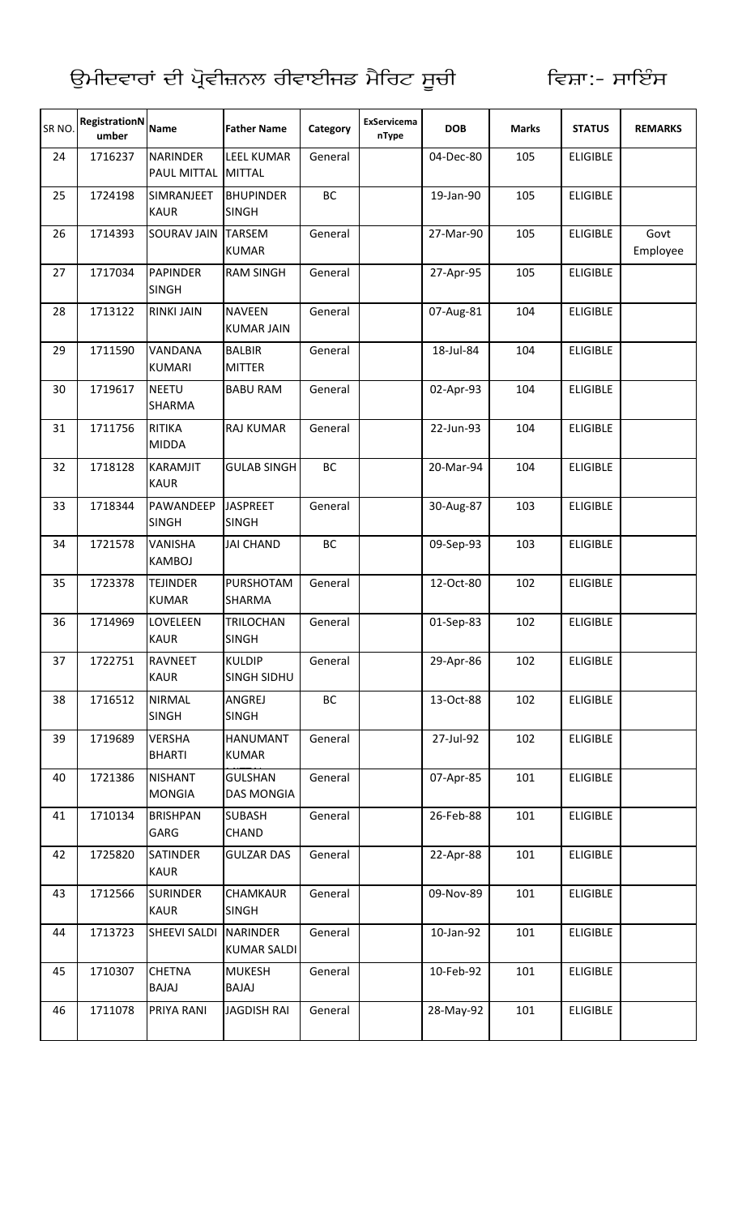ਉਮੀਦਵਾਰਾਂ ਦੀ ਪ੍ਰੋਵੀਜ਼ਨਲ ਰੀਵਾਈਜਡ ਮੈਰਿਟ ਸੂਚੀ ਵਿਸ਼ਾ:- ਸਾਇੰਸ

| SR NO. | RegistrationNumber | Name | Father Name | Category | ExServicemanType | DOB | Marks | STATUS | REMARKS |
|---|---|---|---|---|---|---|---|---|---|
| 24 | 1716237 | NARINDER PAUL MITTAL | LEEL KUMAR MITTAL | General | | 04-Dec-80 | 105 | ELIGIBLE | |
| 25 | 1724198 | SIMRANJEET KAUR | BHUPINDER SINGH | BC | | 19-Jan-90 | 105 | ELIGIBLE | |
| 26 | 1714393 | SOURAV JAIN | TARSEM KUMAR | General | | 27-Mar-90 | 105 | ELIGIBLE | Govt Employee |
| 27 | 1717034 | PAPINDER SINGH | RAM SINGH | General | | 27-Apr-95 | 105 | ELIGIBLE | |
| 28 | 1713122 | RINKI JAIN | NAVEEN KUMAR JAIN | General | | 07-Aug-81 | 104 | ELIGIBLE | |
| 29 | 1711590 | VANDANA KUMARI | BALBIR MITTER | General | | 18-Jul-84 | 104 | ELIGIBLE | |
| 30 | 1719617 | NEETU SHARMA | BABU RAM | General | | 02-Apr-93 | 104 | ELIGIBLE | |
| 31 | 1711756 | RITIKA MIDDA | RAJ KUMAR | General | | 22-Jun-93 | 104 | ELIGIBLE | |
| 32 | 1718128 | KARAMJIT KAUR | GULAB SINGH | BC | | 20-Mar-94 | 104 | ELIGIBLE | |
| 33 | 1718344 | PAWANDEEP SINGH | JASPREET SINGH | General | | 30-Aug-87 | 103 | ELIGIBLE | |
| 34 | 1721578 | VANISHA KAMBOJ | JAI CHAND | BC | | 09-Sep-93 | 103 | ELIGIBLE | |
| 35 | 1723378 | TEJINDER KUMAR | PURSHOTAM SHARMA | General | | 12-Oct-80 | 102 | ELIGIBLE | |
| 36 | 1714969 | LOVELEEN KAUR | TRILOCHAN SINGH | General | | 01-Sep-83 | 102 | ELIGIBLE | |
| 37 | 1722751 | RAVNEET KAUR | KULDIP SINGH SIDHU | General | | 29-Apr-86 | 102 | ELIGIBLE | |
| 38 | 1716512 | NIRMAL SINGH | ANGREJ SINGH | BC | | 13-Oct-88 | 102 | ELIGIBLE | |
| 39 | 1719689 | VERSHA BHARTI | HANUMANT KUMAR | General | | 27-Jul-92 | 102 | ELIGIBLE | |
| 40 | 1721386 | NISHANT MONGIA | GULSHAN DAS MONGIA | General | | 07-Apr-85 | 101 | ELIGIBLE | |
| 41 | 1710134 | BRISHPAN GARG | SUBASH CHAND | General | | 26-Feb-88 | 101 | ELIGIBLE | |
| 42 | 1725820 | SATINDER KAUR | GULZAR DAS | General | | 22-Apr-88 | 101 | ELIGIBLE | |
| 43 | 1712566 | SURINDER KAUR | CHAMKAUR SINGH | General | | 09-Nov-89 | 101 | ELIGIBLE | |
| 44 | 1713723 | SHEEVI SALDI | NARINDER KUMAR SALDI | General | | 10-Jan-92 | 101 | ELIGIBLE | |
| 45 | 1710307 | CHETNA BAJAJ | MUKESH BAJAJ | General | | 10-Feb-92 | 101 | ELIGIBLE | |
| 46 | 1711078 | PRIYA RANI | JAGDISH RAI | General | | 28-May-92 | 101 | ELIGIBLE | |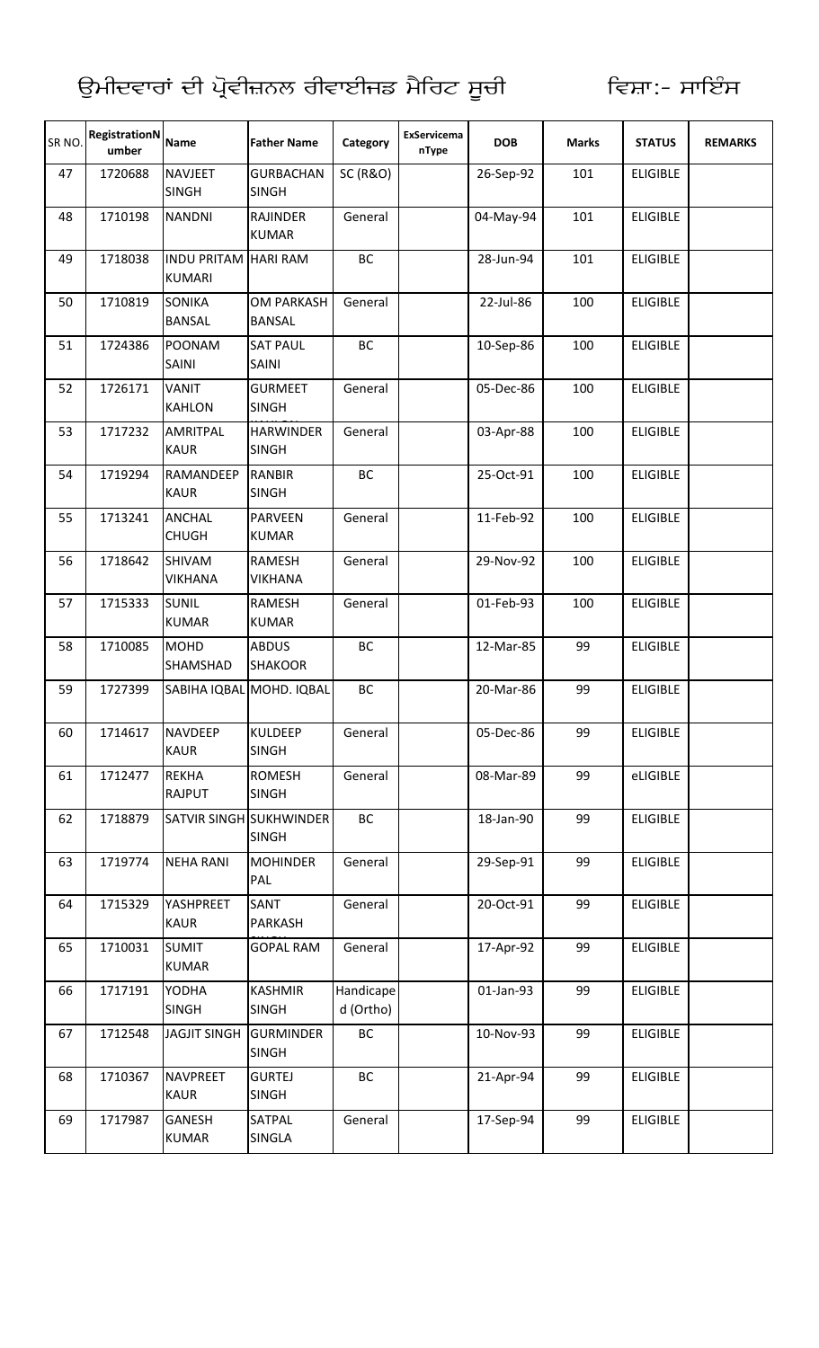# ਉਮੀਦਵਾਰਾਂ ਦੀ ਪ੍ਰੋਵੀਜ਼ਨਲ ਰੀਵਾਈਜਡ ਮੈਰਿਟ ਸੂਚੀ ਵਿਸ਼ਾ:- ਸਾਇੰਸ

| SR NO. | RegistrationNumber | Name | Father Name | Category | ExServicemanType | DOB | Marks | STATUS | REMARKS |
|---|---|---|---|---|---|---|---|---|---|
| 47 | 1720688 | NAVJEET SINGH | GURBACHAN SINGH | SC (R&O) | | 26-Sep-92 | 101 | ELIGIBLE | |
| 48 | 1710198 | NANDNI | RAJINDER KUMAR | General | | 04-May-94 | 101 | ELIGIBLE | |
| 49 | 1718038 | INDU PRITAM KUMARI | HARI RAM | BC | | 28-Jun-94 | 101 | ELIGIBLE | |
| 50 | 1710819 | SONIKA BANSAL | OM PARKASH BANSAL | General | | 22-Jul-86 | 100 | ELIGIBLE | |
| 51 | 1724386 | POONAM SAINI | SAT PAUL SAINI | BC | | 10-Sep-86 | 100 | ELIGIBLE | |
| 52 | 1726171 | VANIT KAHLON | GURMEET SINGH | General | | 05-Dec-86 | 100 | ELIGIBLE | |
| 53 | 1717232 | AMRITPAL KAUR | HARWINDER SINGH | General | | 03-Apr-88 | 100 | ELIGIBLE | |
| 54 | 1719294 | RAMANDEEP KAUR | RANBIR SINGH | BC | | 25-Oct-91 | 100 | ELIGIBLE | |
| 55 | 1713241 | ANCHAL CHUGH | PARVEEN KUMAR | General | | 11-Feb-92 | 100 | ELIGIBLE | |
| 56 | 1718642 | SHIVAM VIKHANA | RAMESH VIKHANA | General | | 29-Nov-92 | 100 | ELIGIBLE | |
| 57 | 1715333 | SUNIL KUMAR | RAMESH KUMAR | General | | 01-Feb-93 | 100 | ELIGIBLE | |
| 58 | 1710085 | MOHD SHAMSHAD | ABDUS SHAKOOR | BC | | 12-Mar-85 | 99 | ELIGIBLE | |
| 59 | 1727399 | SABIHA IQBAL | MOHD. IQBAL | BC | | 20-Mar-86 | 99 | ELIGIBLE | |
| 60 | 1714617 | NAVDEEP KAUR | KULDEEP SINGH | General | | 05-Dec-86 | 99 | ELIGIBLE | |
| 61 | 1712477 | REKHA RAJPUT | ROMESH SINGH | General | | 08-Mar-89 | 99 | eLIGIBLE | |
| 62 | 1718879 | SATVIR SINGH | SUKHWINDER SINGH | BC | | 18-Jan-90 | 99 | ELIGIBLE | |
| 63 | 1719774 | NEHA RANI | MOHINDER PAL | General | | 29-Sep-91 | 99 | ELIGIBLE | |
| 64 | 1715329 | YASHPREET KAUR | SANT PARKASH | General | | 20-Oct-91 | 99 | ELIGIBLE | |
| 65 | 1710031 | SUMIT KUMAR | GOPAL RAM | General | | 17-Apr-92 | 99 | ELIGIBLE | |
| 66 | 1717191 | YODHA SINGH | KASHMIR SINGH | Handicaped (Ortho) | | 01-Jan-93 | 99 | ELIGIBLE | |
| 67 | 1712548 | JAGJIT SINGH | GURMINDER SINGH | BC | | 10-Nov-93 | 99 | ELIGIBLE | |
| 68 | 1710367 | NAVPREET KAUR | GURTEJ SINGH | BC | | 21-Apr-94 | 99 | ELIGIBLE | |
| 69 | 1717987 | GANESH KUMAR | SATPAL SINGLA | General | | 17-Sep-94 | 99 | ELIGIBLE | |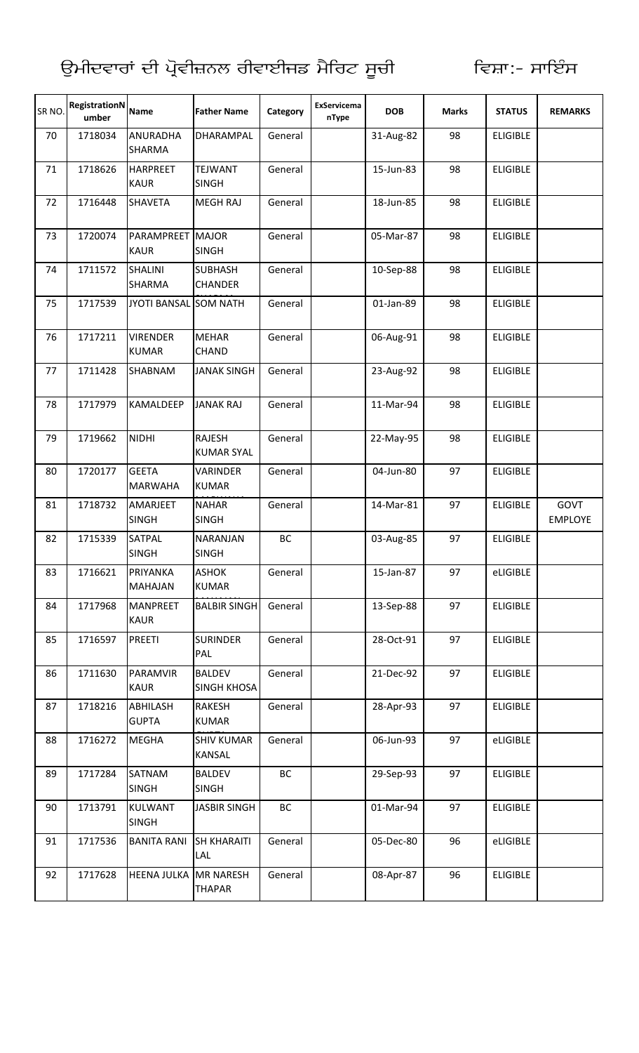# ਉਮੀਦਵਾਰਾਂ ਦੀ ਪ੍ਰੋਵੀਜ਼ਨਲ ਰੀਵਾਈਜਡ ਮੈਰਿਟ ਸੂਚੀ ਵਿਸ਼ਾ:- ਸਾਇੰਸ

| SR NO. | RegistrationNumber | Name | Father Name | Category | ExServicemanType | DOB | Marks | STATUS | REMARKS |
|---|---|---|---|---|---|---|---|---|---|
| 70 | 1718034 | ANURADHA SHARMA | DHARAMPAL | General | | 31-Aug-82 | 98 | ELIGIBLE | |
| 71 | 1718626 | HARPREET KAUR | TEJWANT SINGH | General | | 15-Jun-83 | 98 | ELIGIBLE | |
| 72 | 1716448 | SHAVETA | MEGH RAJ | General | | 18-Jun-85 | 98 | ELIGIBLE | |
| 73 | 1720074 | PARAMPREET KAUR | MAJOR SINGH | General | | 05-Mar-87 | 98 | ELIGIBLE | |
| 74 | 1711572 | SHALINI SHARMA | SUBHASH CHANDER | General | | 10-Sep-88 | 98 | ELIGIBLE | |
| 75 | 1717539 | JYOTI BANSAL | SOM NATH | General | | 01-Jan-89 | 98 | ELIGIBLE | |
| 76 | 1717211 | VIRENDER KUMAR | MEHAR CHAND | General | | 06-Aug-91 | 98 | ELIGIBLE | |
| 77 | 1711428 | SHABNAM | JANAK SINGH | General | | 23-Aug-92 | 98 | ELIGIBLE | |
| 78 | 1717979 | KAMALDEEP | JANAK RAJ | General | | 11-Mar-94 | 98 | ELIGIBLE | |
| 79 | 1719662 | NIDHI | RAJESH KUMAR SYAL | General | | 22-May-95 | 98 | ELIGIBLE | |
| 80 | 1720177 | GEETA MARWAHA | VARINDER KUMAR | General | | 04-Jun-80 | 97 | ELIGIBLE | |
| 81 | 1718732 | AMARJEET SINGH | NAHAR SINGH | General | | 14-Mar-81 | 97 | ELIGIBLE | GOVT EMPLOYE |
| 82 | 1715339 | SATPAL SINGH | NARANJAN SINGH | BC | | 03-Aug-85 | 97 | ELIGIBLE | |
| 83 | 1716621 | PRIYANKA MAHAJAN | ASHOK KUMAR | General | | 15-Jan-87 | 97 | eLIGIBLE | |
| 84 | 1717968 | MANPREET KAUR | BALBIR SINGH | General | | 13-Sep-88 | 97 | ELIGIBLE | |
| 85 | 1716597 | PREETI | SURINDER PAL | General | | 28-Oct-91 | 97 | ELIGIBLE | |
| 86 | 1711630 | PARAMVIR KAUR | BALDEV SINGH KHOSA | General | | 21-Dec-92 | 97 | ELIGIBLE | |
| 87 | 1718216 | ABHILASH GUPTA | RAKESH KUMAR | General | | 28-Apr-93 | 97 | ELIGIBLE | |
| 88 | 1716272 | MEGHA | SHIV KUMAR KANSAL | General | | 06-Jun-93 | 97 | eLIGIBLE | |
| 89 | 1717284 | SATNAM SINGH | BALDEV SINGH | BC | | 29-Sep-93 | 97 | ELIGIBLE | |
| 90 | 1713791 | KULWANT SINGH | JASBIR SINGH | BC | | 01-Mar-94 | 97 | ELIGIBLE | |
| 91 | 1717536 | BANITA RANI | SH KHARAITI LAL | General | | 05-Dec-80 | 96 | eLIGIBLE | |
| 92 | 1717628 | HEENA JULKA | MR NARESH THAPAR | General | | 08-Apr-87 | 96 | ELIGIBLE | |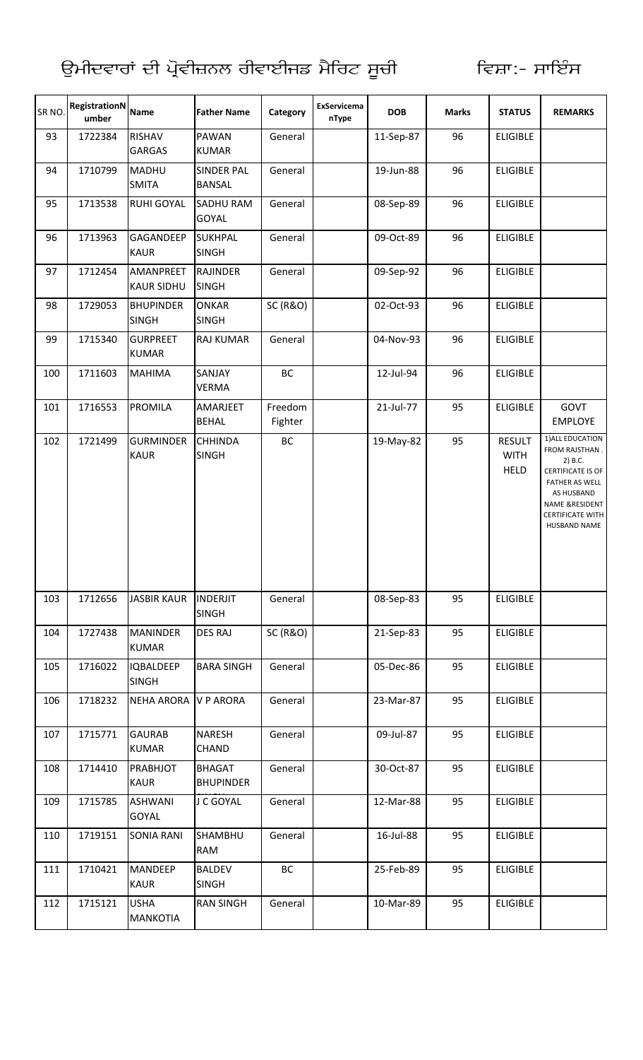ਉਮੀਦਵਾਰਾਂ ਦੀ ਪ੍ਰੋਵੀਜ਼ਨਲ ਰੀਵਾਈਜਡ ਮੈਰਿਟ ਸੂਚੀ ਵਿਸ਼ਾ:- ਸਾਇੰਸ

| SR NO. | RegistrationNumber | Name | Father Name | Category | ExServicemanType | DOB | Marks | STATUS | REMARKS |
|---|---|---|---|---|---|---|---|---|---|
| 93 | 1722384 | RISHAV GARGAS | PAWAN KUMAR | General | | 11-Sep-87 | 96 | ELIGIBLE | |
| 94 | 1710799 | MADHU SMITA | SINDER PAL BANSAL | General | | 19-Jun-88 | 96 | ELIGIBLE | |
| 95 | 1713538 | RUHI GOYAL | SADHU RAM GOYAL | General | | 08-Sep-89 | 96 | ELIGIBLE | |
| 96 | 1713963 | GAGANDEEP KAUR | SUKHPAL SINGH | General | | 09-Oct-89 | 96 | ELIGIBLE | |
| 97 | 1712454 | AMANPREET KAUR SIDHU | RAJINDER SINGH | General | | 09-Sep-92 | 96 | ELIGIBLE | |
| 98 | 1729053 | BHUPINDER SINGH | ONKAR SINGH | SC (R&O) | | 02-Oct-93 | 96 | ELIGIBLE | |
| 99 | 1715340 | GURPREET KUMAR | RAJ KUMAR | General | | 04-Nov-93 | 96 | ELIGIBLE | |
| 100 | 1711603 | MAHIMA | SANJAY VERMA | BC | | 12-Jul-94 | 96 | ELIGIBLE | |
| 101 | 1716553 | PROMILA | AMARJEET BEHAL | Freedom Fighter | | 21-Jul-77 | 95 | ELIGIBLE | GOVT EMPLOYE |
| 102 | 1721499 | GURMINDER KAUR | CHHINDA SINGH | BC | | 19-May-82 | 95 | RESULT WITH HELD | 1)ALL EDUCATION FROM RAJSTHAN . 2) B.C. CERTIFICATE IS OF FATHER AS WELL AS HUSBAND NAME &RESIDENT CERTIFICATE WITH HUSBAND NAME |
| 103 | 1712656 | JASBIR KAUR | INDERJIT SINGH | General | | 08-Sep-83 | 95 | ELIGIBLE | |
| 104 | 1727438 | MANINDER KUMAR | DES RAJ | SC (R&O) | | 21-Sep-83 | 95 | ELIGIBLE | |
| 105 | 1716022 | IQBALDEEP SINGH | BARA SINGH | General | | 05-Dec-86 | 95 | ELIGIBLE | |
| 106 | 1718232 | NEHA ARORA | V P ARORA | General | | 23-Mar-87 | 95 | ELIGIBLE | |
| 107 | 1715771 | GAURAB KUMAR | NARESH CHAND | General | | 09-Jul-87 | 95 | ELIGIBLE | |
| 108 | 1714410 | PRABHJOT KAUR | BHAGAT BHUPINDER | General | | 30-Oct-87 | 95 | ELIGIBLE | |
| 109 | 1715785 | ASHWANI GOYAL | J C GOYAL | General | | 12-Mar-88 | 95 | ELIGIBLE | |
| 110 | 1719151 | SONIA RANI | SHAMBHU RAM | General | | 16-Jul-88 | 95 | ELIGIBLE | |
| 111 | 1710421 | MANDEEP KAUR | BALDEV SINGH | BC | | 25-Feb-89 | 95 | ELIGIBLE | |
| 112 | 1715121 | USHA MANKOTIA | RAN SINGH | General | | 10-Mar-89 | 95 | ELIGIBLE | |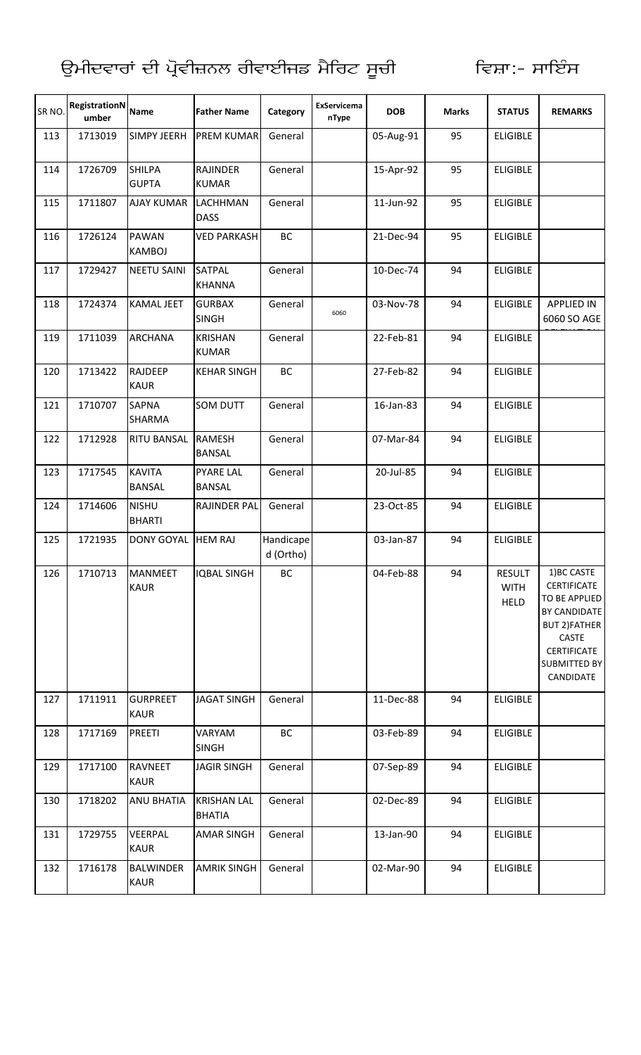ਉਮੀਦਵਾਰਾਂ ਦੀ ਪ੍ਰੋਵੀਜ਼ਨਲ ਰੀਵਾਈਜ਼ਡ ਮੈਰਿਟ ਸੂਚੀ ਵਿਸ਼ਾ:- ਸਾਇੰਸ

| SR NO. | RegistrationNumber | Name | Father Name | Category | ExServicemanType | DOB | Marks | STATUS | REMARKS |
|---|---|---|---|---|---|---|---|---|---|
| 113 | 1713019 | SIMPY JEERH | PREM KUMAR | General | | 05-Aug-91 | 95 | ELIGIBLE | |
| 114 | 1726709 | SHILPA GUPTA | RAJINDER KUMAR | General | | 15-Apr-92 | 95 | ELIGIBLE | |
| 115 | 1711807 | AJAY KUMAR | LACHHMAN DASS | General | | 11-Jun-92 | 95 | ELIGIBLE | |
| 116 | 1726124 | PAWAN KAMBOJ | VED PARKASH | BC | | 21-Dec-94 | 95 | ELIGIBLE | |
| 117 | 1729427 | NEETU SAINI | SATPAL KHANNA | General | | 10-Dec-74 | 94 | ELIGIBLE | |
| 118 | 1724374 | KAMAL JEET | GURBAX SINGH | General | 6060 | 03-Nov-78 | 94 | ELIGIBLE | APPLIED IN 6060 SO AGE |
| 119 | 1711039 | ARCHANA | KRISHAN KUMAR | General | | 22-Feb-81 | 94 | ELIGIBLE | |
| 120 | 1713422 | RAJDEEP KAUR | KEHAR SINGH | BC | | 27-Feb-82 | 94 | ELIGIBLE | |
| 121 | 1710707 | SAPNA SHARMA | SOM DUTT | General | | 16-Jan-83 | 94 | ELIGIBLE | |
| 122 | 1712928 | RITU BANSAL | RAMESH BANSAL | General | | 07-Mar-84 | 94 | ELIGIBLE | |
| 123 | 1717545 | KAVITA BANSAL | PYARE LAL BANSAL | General | | 20-Jul-85 | 94 | ELIGIBLE | |
| 124 | 1714606 | NISHU BHARTI | RAJINDER PAL | General | | 23-Oct-85 | 94 | ELIGIBLE | |
| 125 | 1721935 | DONY GOYAL | HEM RAJ | Handicaped (Ortho) | | 03-Jan-87 | 94 | ELIGIBLE | |
| 126 | 1710713 | MANMEET KAUR | IQBAL SINGH | BC | | 04-Feb-88 | 94 | RESULT WITH HELD | 1)BC CASTE CERTIFICATE TO BE APPLIED BY CANDIDATE BUT 2)FATHER CASTE CERTIFICATE SUBMITTED BY CANDIDATE |
| 127 | 1711911 | GURPREET KAUR | JAGAT SINGH | General | | 11-Dec-88 | 94 | ELIGIBLE | |
| 128 | 1717169 | PREETI | VARYAM SINGH | BC | | 03-Feb-89 | 94 | ELIGIBLE | |
| 129 | 1717100 | RAVNEET KAUR | JAGIR SINGH | General | | 07-Sep-89 | 94 | ELIGIBLE | |
| 130 | 1718202 | ANU BHATIA | KRISHAN LAL BHATIA | General | | 02-Dec-89 | 94 | ELIGIBLE | |
| 131 | 1729755 | VEERPAL KAUR | AMAR SINGH | General | | 13-Jan-90 | 94 | ELIGIBLE | |
| 132 | 1716178 | BALWINDER KAUR | AMRIK SINGH | General | | 02-Mar-90 | 94 | ELIGIBLE | |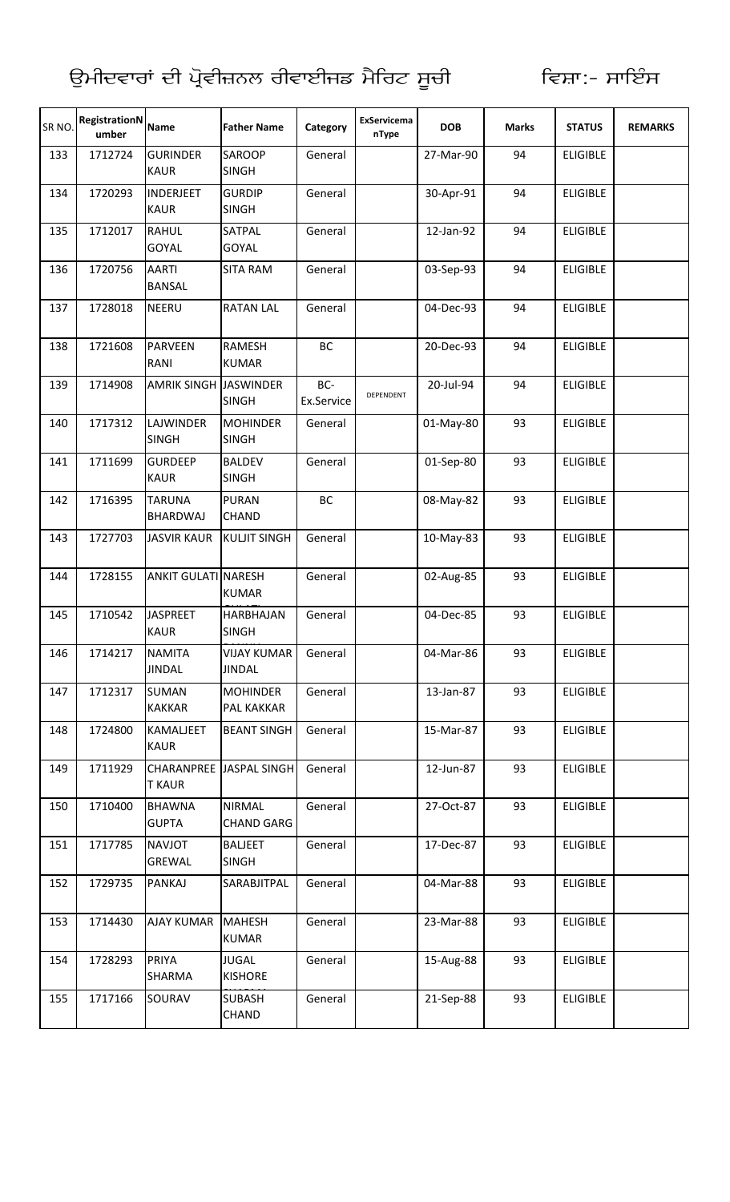# ਉਮੀਦਵਾਰਾਂ ਦੀ ਪ੍ਰੋਵੀਜ਼ਨਲ ਰੀਵਾਈਜ਼ਡ ਮੈਰਿਟ ਸੂਚੀ ਵਿਸ਼ਾ:- ਸਾਇੰਸ

| SR NO. | RegistrationNumber | Name | Father Name | Category | ExServicemanType | DOB | Marks | STATUS | REMARKS |
|---|---|---|---|---|---|---|---|---|---|
| 133 | 1712724 | GURINDER KAUR | SAROOP SINGH | General | | 27-Mar-90 | 94 | ELIGIBLE | |
| 134 | 1720293 | INDERJEET KAUR | GURDIP SINGH | General | | 30-Apr-91 | 94 | ELIGIBLE | |
| 135 | 1712017 | RAHUL GOYAL | SATPAL GOYAL | General | | 12-Jan-92 | 94 | ELIGIBLE | |
| 136 | 1720756 | AARTI BANSAL | SITA RAM | General | | 03-Sep-93 | 94 | ELIGIBLE | |
| 137 | 1728018 | NEERU | RATAN LAL | General | | 04-Dec-93 | 94 | ELIGIBLE | |
| 138 | 1721608 | PARVEEN RANI | RAMESH KUMAR | BC | | 20-Dec-93 | 94 | ELIGIBLE | |
| 139 | 1714908 | AMRIK SINGH | JASWINDER SINGH | BC-Ex.Service | DEPENDENT | 20-Jul-94 | 94 | ELIGIBLE | |
| 140 | 1717312 | LAJWINDER SINGH | MOHINDER SINGH | General | | 01-May-80 | 93 | ELIGIBLE | |
| 141 | 1711699 | GURDEEP KAUR | BALDEV SINGH | General | | 01-Sep-80 | 93 | ELIGIBLE | |
| 142 | 1716395 | TARUNA BHARDWAJ | PURAN CHAND | BC | | 08-May-82 | 93 | ELIGIBLE | |
| 143 | 1727703 | JASVIR KAUR | KULJIT SINGH | General | | 10-May-83 | 93 | ELIGIBLE | |
| 144 | 1728155 | ANKIT GULATI | NARESH KUMAR | General | | 02-Aug-85 | 93 | ELIGIBLE | |
| 145 | 1710542 | JASPREET KAUR | HARBHAJAN SINGH | General | | 04-Dec-85 | 93 | ELIGIBLE | |
| 146 | 1714217 | NAMITA JINDAL | VIJAY KUMAR JINDAL | General | | 04-Mar-86 | 93 | ELIGIBLE | |
| 147 | 1712317 | SUMAN KAKKAR | MOHINDER PAL KAKKAR | General | | 13-Jan-87 | 93 | ELIGIBLE | |
| 148 | 1724800 | KAMALJEET KAUR | BEANT SINGH | General | | 15-Mar-87 | 93 | ELIGIBLE | |
| 149 | 1711929 | CHARANPREET KAUR | JASPAL SINGH | General | | 12-Jun-87 | 93 | ELIGIBLE | |
| 150 | 1710400 | BHAWNA GUPTA | NIRMAL CHAND GARG | General | | 27-Oct-87 | 93 | ELIGIBLE | |
| 151 | 1717785 | NAVJOT GREWAL | BALJEET SINGH | General | | 17-Dec-87 | 93 | ELIGIBLE | |
| 152 | 1729735 | PANKAJ | SARABJITPAL | General | | 04-Mar-88 | 93 | ELIGIBLE | |
| 153 | 1714430 | AJAY KUMAR | MAHESH KUMAR | General | | 23-Mar-88 | 93 | ELIGIBLE | |
| 154 | 1728293 | PRIYA SHARMA | JUGAL KISHORE | General | | 15-Aug-88 | 93 | ELIGIBLE | |
| 155 | 1717166 | SOURAV | SUBASH CHAND | General | | 21-Sep-88 | 93 | ELIGIBLE | |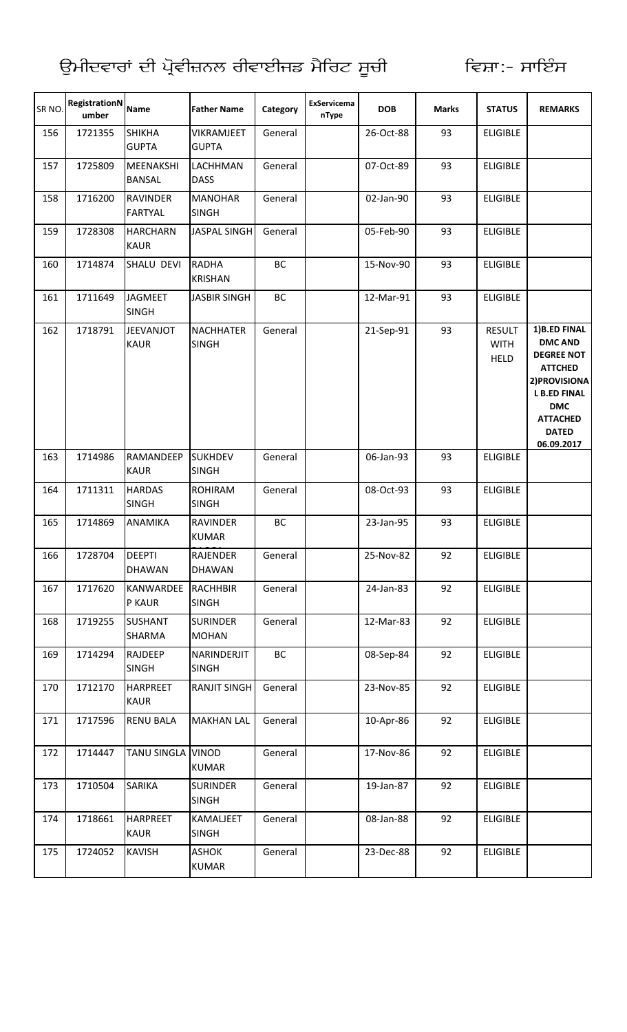ਉਮੀਦਵਾਰਾਂ ਦੀ ਪ੍ਰੋਵੀਜ਼ਨਲ ਰੀਵਾਈਜਡ ਮੈਰਿਟ ਸੂਚੀ ਵਿਸ਼ਾ:- ਸਾਇੰਸ

| SR NO. | RegistrationNumber | Name | Father Name | Category | ExServicemanType | DOB | Marks | STATUS | REMARKS |
|---|---|---|---|---|---|---|---|---|---|
| 156 | 1721355 | SHIKHA GUPTA | VIKRAMJEET GUPTA | General | | 26-Oct-88 | 93 | ELIGIBLE | |
| 157 | 1725809 | MEENAKSHI BANSAL | LACHHMAN DASS | General | | 07-Oct-89 | 93 | ELIGIBLE | |
| 158 | 1716200 | RAVINDER FARTYAL | MANOHAR SINGH | General | | 02-Jan-90 | 93 | ELIGIBLE | |
| 159 | 1728308 | HARCHARN KAUR | JASPAL SINGH | General | | 05-Feb-90 | 93 | ELIGIBLE | |
| 160 | 1714874 | SHALU DEVI | RADHA KRISHAN | BC | | 15-Nov-90 | 93 | ELIGIBLE | |
| 161 | 1711649 | JAGMEET SINGH | JASBIR SINGH | BC | | 12-Mar-91 | 93 | ELIGIBLE | |
| 162 | 1718791 | JEEVANJOT KAUR | NACHHATER SINGH | General | | 21-Sep-91 | 93 | RESULT WITH HELD | 1)B.ED FINAL DMC AND DEGREE NOT ATTCHED 2)PROVISIONAL B.ED FINAL DMC ATTACHED DATED 06.09.2017 |
| 163 | 1714986 | RAMANDEEP KAUR | SUKHDEV SINGH | General | | 06-Jan-93 | 93 | ELIGIBLE | |
| 164 | 1711311 | HARDAS SINGH | ROHIRAM SINGH | General | | 08-Oct-93 | 93 | ELIGIBLE | |
| 165 | 1714869 | ANAMIKA | RAVINDER KUMAR | BC | | 23-Jan-95 | 93 | ELIGIBLE | |
| 166 | 1728704 | DEEPTI DHAWAN | RAJENDER DHAWAN | General | | 25-Nov-82 | 92 | ELIGIBLE | |
| 167 | 1717620 | KANWARDEEP KAUR | RACHHBIR SINGH | General | | 24-Jan-83 | 92 | ELIGIBLE | |
| 168 | 1719255 | SUSHANT SHARMA | SURINDER MOHAN | General | | 12-Mar-83 | 92 | ELIGIBLE | |
| 169 | 1714294 | RAJDEEP SINGH | NARINDERJIT SINGH | BC | | 08-Sep-84 | 92 | ELIGIBLE | |
| 170 | 1712170 | HARPREET KAUR | RANJIT SINGH | General | | 23-Nov-85 | 92 | ELIGIBLE | |
| 171 | 1717596 | RENU BALA | MAKHAN LAL | General | | 10-Apr-86 | 92 | ELIGIBLE | |
| 172 | 1714447 | TANU SINGLA | VINOD KUMAR | General | | 17-Nov-86 | 92 | ELIGIBLE | |
| 173 | 1710504 | SARIKA | SURINDER SINGH | General | | 19-Jan-87 | 92 | ELIGIBLE | |
| 174 | 1718661 | HARPREET KAUR | KAMALJEET SINGH | General | | 08-Jan-88 | 92 | ELIGIBLE | |
| 175 | 1724052 | KAVISH | ASHOK KUMAR | General | | 23-Dec-88 | 92 | ELIGIBLE | |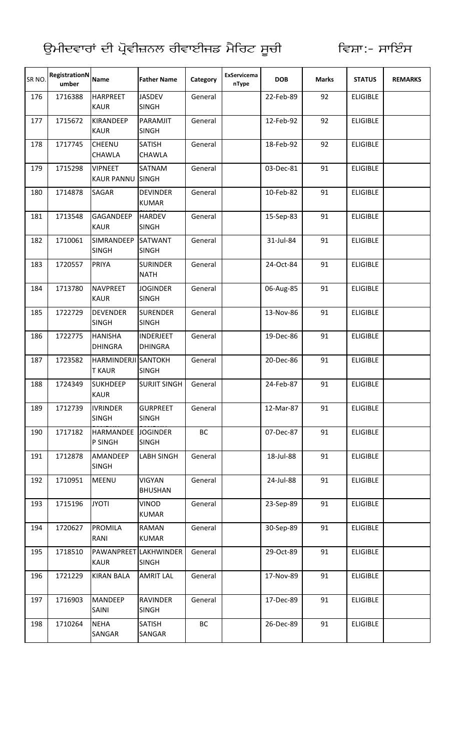# ਉਮੀਦਵਾਰਾਂ ਦੀ ਪ੍ਰੋਵੀਜ਼ਨਲ ਰੀਵਾਈਜਡ ਮੈਰਿਟ ਸੂਚੀ ਵਿਸ਼ਾ:- ਸਾਇੰਸ

| SR NO. | RegistrationNumber | Name | Father Name | Category | ExServicemanType | DOB | Marks | STATUS | REMARKS |
|---|---|---|---|---|---|---|---|---|---|
| 176 | 1716388 | HARPREET KAUR | JASDEV SINGH | General | | 22-Feb-89 | 92 | ELIGIBLE | |
| 177 | 1715672 | KIRANDEEP KAUR | PARAMJIT SINGH | General | | 12-Feb-92 | 92 | ELIGIBLE | |
| 178 | 1717745 | CHEENU CHAWLA | SATISH CHAWLA | General | | 18-Feb-92 | 92 | ELIGIBLE | |
| 179 | 1715298 | VIPNEET KAUR PANNU | SATNAM SINGH | General | | 03-Dec-81 | 91 | ELIGIBLE | |
| 180 | 1714878 | SAGAR | DEVINDER KUMAR | General | | 10-Feb-82 | 91 | ELIGIBLE | |
| 181 | 1713548 | GAGANDEEP KAUR | HARDEV SINGH | General | | 15-Sep-83 | 91 | ELIGIBLE | |
| 182 | 1710061 | SIMRANDEEP SINGH | SATWANT SINGH | General | | 31-Jul-84 | 91 | ELIGIBLE | |
| 183 | 1720557 | PRIYA | SURINDER NATH | General | | 24-Oct-84 | 91 | ELIGIBLE | |
| 184 | 1713780 | NAVPREET KAUR | JOGINDER SINGH | General | | 06-Aug-85 | 91 | ELIGIBLE | |
| 185 | 1722729 | DEVENDER SINGH | SURENDER SINGH | General | | 13-Nov-86 | 91 | ELIGIBLE | |
| 186 | 1722775 | HANISHA DHINGRA | INDERJEET DHINGRA | General | | 19-Dec-86 | 91 | ELIGIBLE | |
| 187 | 1723582 | HARMINDERJIT KAUR | SANTOKH SINGH | General | | 20-Dec-86 | 91 | ELIGIBLE | |
| 188 | 1724349 | SUKHDEEP KAUR | SURJIT SINGH | General | | 24-Feb-87 | 91 | ELIGIBLE | |
| 189 | 1712739 | IVRINDER SINGH | GURPREET SINGH | General | | 12-Mar-87 | 91 | ELIGIBLE | |
| 190 | 1717182 | HARMANDEEP SINGH | JOGINDER SINGH | BC | | 07-Dec-87 | 91 | ELIGIBLE | |
| 191 | 1712878 | AMANDEEP SINGH | LABH SINGH | General | | 18-Jul-88 | 91 | ELIGIBLE | |
| 192 | 1710951 | MEENU | VIGYAN BHUSHAN | General | | 24-Jul-88 | 91 | ELIGIBLE | |
| 193 | 1715196 | JYOTI | VINOD KUMAR | General | | 23-Sep-89 | 91 | ELIGIBLE | |
| 194 | 1720627 | PROMILA RANI | RAMAN KUMAR | General | | 30-Sep-89 | 91 | ELIGIBLE | |
| 195 | 1718510 | PAWANPREET KAUR | LAKHWINDER SINGH | General | | 29-Oct-89 | 91 | ELIGIBLE | |
| 196 | 1721229 | KIRAN BALA | AMRIT LAL | General | | 17-Nov-89 | 91 | ELIGIBLE | |
| 197 | 1716903 | MANDEEP SAINI | RAVINDER SINGH | General | | 17-Dec-89 | 91 | ELIGIBLE | |
| 198 | 1710264 | NEHA SANGAR | SATISH SANGAR | BC | | 26-Dec-89 | 91 | ELIGIBLE | |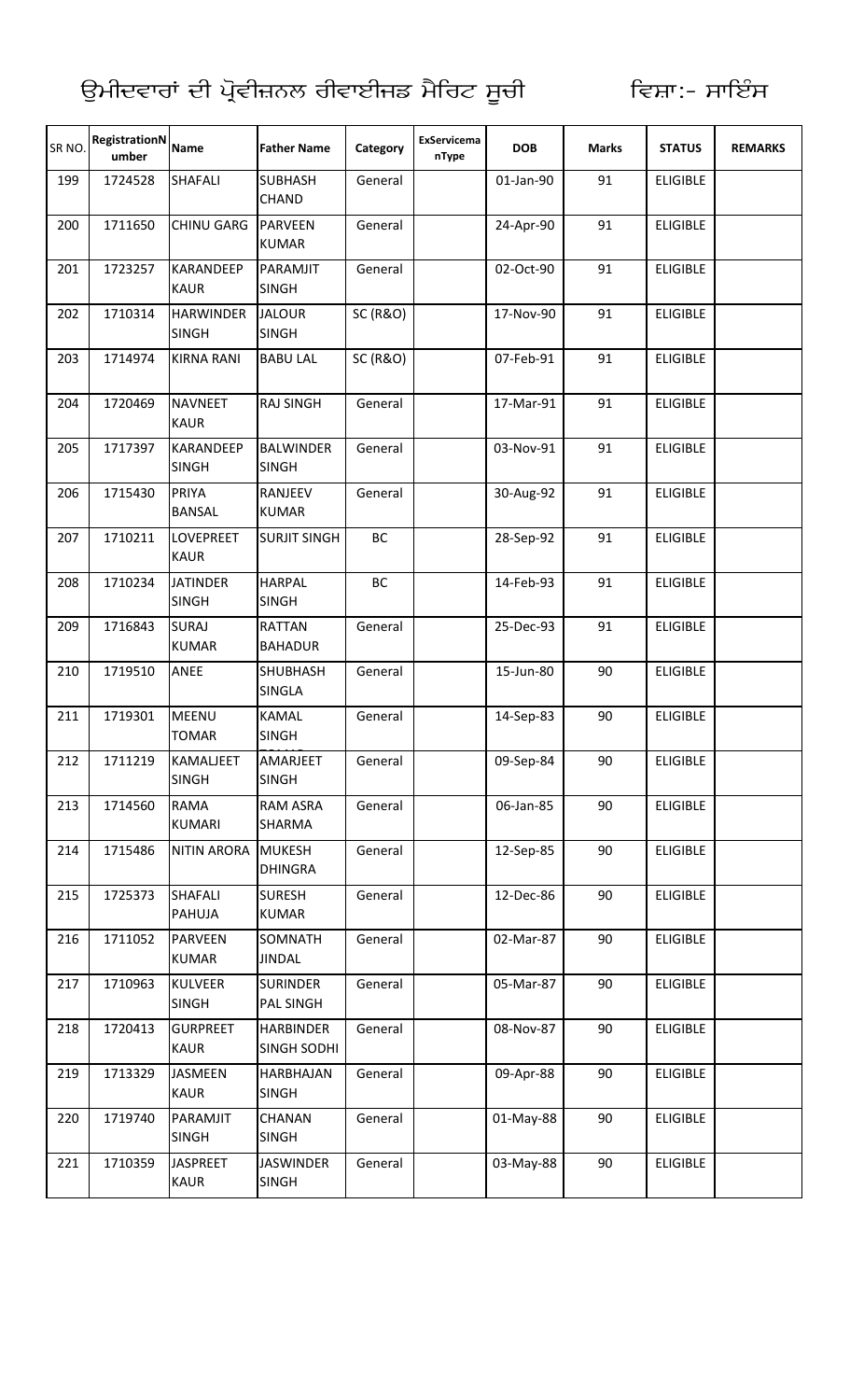ਉਮੀਦਵਾਰਾਂ ਦੀ ਪ੍ਰੋਵੀਜ਼ਨਲ ਰੀਵਾਈਜਡ ਮੈਰਿਟ ਸੂਚੀ ਵਿਸ਼ਾ:- ਸਾਇੰਸ

| SR NO. | RegistrationNumber | Name | Father Name | Category | ExServicemanType | DOB | Marks | STATUS | REMARKS |
|---|---|---|---|---|---|---|---|---|---|
| 199 | 1724528 | SHAFALI | SUBHASH CHAND | General | | 01-Jan-90 | 91 | ELIGIBLE | |
| 200 | 1711650 | CHINU GARG | PARVEEN KUMAR | General | | 24-Apr-90 | 91 | ELIGIBLE | |
| 201 | 1723257 | KARANDEEP KAUR | PARAMJIT SINGH | General | | 02-Oct-90 | 91 | ELIGIBLE | |
| 202 | 1710314 | HARWINDER SINGH | JALOUR SINGH | SC (R&O) | | 17-Nov-90 | 91 | ELIGIBLE | |
| 203 | 1714974 | KIRNA RANI | BABU LAL | SC (R&O) | | 07-Feb-91 | 91 | ELIGIBLE | |
| 204 | 1720469 | NAVNEET KAUR | RAJ SINGH | General | | 17-Mar-91 | 91 | ELIGIBLE | |
| 205 | 1717397 | KARANDEEP SINGH | BALWINDER SINGH | General | | 03-Nov-91 | 91 | ELIGIBLE | |
| 206 | 1715430 | PRIYA BANSAL | RANJEEV KUMAR | General | | 30-Aug-92 | 91 | ELIGIBLE | |
| 207 | 1710211 | LOVEPREET KAUR | SURJIT SINGH | BC | | 28-Sep-92 | 91 | ELIGIBLE | |
| 208 | 1710234 | JATINDER SINGH | HARPAL SINGH | BC | | 14-Feb-93 | 91 | ELIGIBLE | |
| 209 | 1716843 | SURAJ KUMAR | RATTAN BAHADUR | General | | 25-Dec-93 | 91 | ELIGIBLE | |
| 210 | 1719510 | ANEE | SHUBHASH SINGLA | General | | 15-Jun-80 | 90 | ELIGIBLE | |
| 211 | 1719301 | MEENU TOMAR | KAMAL SINGH | General | | 14-Sep-83 | 90 | ELIGIBLE | |
| 212 | 1711219 | KAMALJEET SINGH | AMARJEET SINGH | General | | 09-Sep-84 | 90 | ELIGIBLE | |
| 213 | 1714560 | RAMA KUMARI | RAM ASRA SHARMA | General | | 06-Jan-85 | 90 | ELIGIBLE | |
| 214 | 1715486 | NITIN ARORA | MUKESH DHINGRA | General | | 12-Sep-85 | 90 | ELIGIBLE | |
| 215 | 1725373 | SHAFALI PAHUJA | SURESH KUMAR | General | | 12-Dec-86 | 90 | ELIGIBLE | |
| 216 | 1711052 | PARVEEN KUMAR | SOMNATH JINDAL | General | | 02-Mar-87 | 90 | ELIGIBLE | |
| 217 | 1710963 | KULVEER SINGH | SURINDER PAL SINGH | General | | 05-Mar-87 | 90 | ELIGIBLE | |
| 218 | 1720413 | GURPREET KAUR | HARBINDER SINGH SODHI | General | | 08-Nov-87 | 90 | ELIGIBLE | |
| 219 | 1713329 | JASMEEN KAUR | HARBHAJAN SINGH | General | | 09-Apr-88 | 90 | ELIGIBLE | |
| 220 | 1719740 | PARAMJIT SINGH | CHANAN SINGH | General | | 01-May-88 | 90 | ELIGIBLE | |
| 221 | 1710359 | JASPREET KAUR | JASWINDER SINGH | General | | 03-May-88 | 90 | ELIGIBLE | |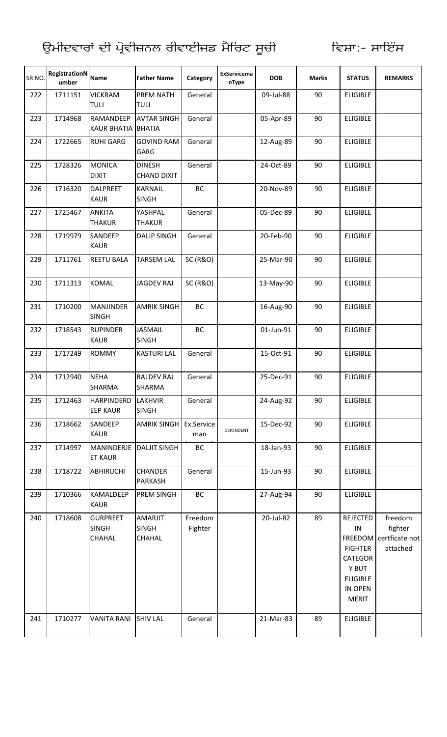ਉਮੀਦਵਾਰਾਂ ਦੀ ਪ੍ਰੋਵੀਜ਼ਨਲ ਰੀਵਾਈਜਡ ਮੈਰਿਟ ਸੂਚੀ ਵਿਸ਼ਾ:- ਸਾਇੰਸ

| SR NO. | RegistrationNumber | Name | Father Name | Category | ExServicemanType | DOB | Marks | STATUS | REMARKS |
|---|---|---|---|---|---|---|---|---|---|
| 222 | 1711151 | VICKRAM TULI | PREM NATH TULI | General | | 09-Jul-88 | 90 | ELIGIBLE | |
| 223 | 1714968 | RAMANDEEP KAUR BHATIA | AVTAR SINGH BHATIA | General | | 05-Apr-89 | 90 | ELIGIBLE | |
| 224 | 1722665 | RUHI GARG | GOVIND RAM GARG | General | | 12-Aug-89 | 90 | ELIGIBLE | |
| 225 | 1728326 | MONICA DIXIT | DINESH CHAND DIXIT | General | | 24-Oct-89 | 90 | ELIGIBLE | |
| 226 | 1716320 | DALPREET KAUR | KARNAIL SINGH | BC | | 20-Nov-89 | 90 | ELIGIBLE | |
| 227 | 1725467 | ANKITA THAKUR | YASHPAL THAKUR | General | | 05-Dec-89 | 90 | ELIGIBLE | |
| 228 | 1719979 | SANDEEP KAUR | DALIP SINGH | General | | 20-Feb-90 | 90 | ELIGIBLE | |
| 229 | 1711761 | REETU BALA | TARSEM LAL | SC (R&O) | | 25-Mar-90 | 90 | ELIGIBLE | |
| 230 | 1711313 | KOMAL | JAGDEV RAJ | SC (R&O) | | 13-May-90 | 90 | ELIGIBLE | |
| 231 | 1710200 | MANJINDER SINGH | AMRIK SINGH | BC | | 16-Aug-90 | 90 | ELIGIBLE | |
| 232 | 1718543 | RUPINDER KAUR | JASMAIL SINGH | BC | | 01-Jun-91 | 90 | ELIGIBLE | |
| 233 | 1717249 | ROMMY | KASTURI LAL | General | | 15-Oct-91 | 90 | ELIGIBLE | |
| 234 | 1712940 | NEHA SHARMA | BALDEV RAJ SHARMA | General | | 25-Dec-91 | 90 | ELIGIBLE | |
| 235 | 1712463 | HARPINDERDEEP KAUR | LAKHVIR SINGH | General | | 24-Aug-92 | 90 | ELIGIBLE | |
| 236 | 1718662 | SANDEEP KAUR | AMRIK SINGH | Ex.Serviceman | DEPENDENT | 15-Dec-92 | 90 | ELIGIBLE | |
| 237 | 1714997 | MANINDERJEET KAUR | DALJIT SINGH | BC | | 18-Jan-93 | 90 | ELIGIBLE | |
| 238 | 1718722 | ABHIRUCHI | CHANDER PARKASH | General | | 15-Jun-93 | 90 | ELIGIBLE | |
| 239 | 1710366 | KAMALDEEP KAUR | PREM SINGH | BC | | 27-Aug-94 | 90 | ELIGIBLE | |
| 240 | 1718608 | GURPREET SINGH CHAHAL | AMARJIT SINGH CHAHAL | Freedom Fighter | | 20-Jul-82 | 89 | REJECTED IN FREEDOM FIGHTER CATEGORY BUT ELIGIBLE IN OPEN MERIT | freedom fighter certficate not attached |
| 241 | 1710277 | VANITA RANI | SHIV LAL | General | | 21-Mar-83 | 89 | ELIGIBLE | |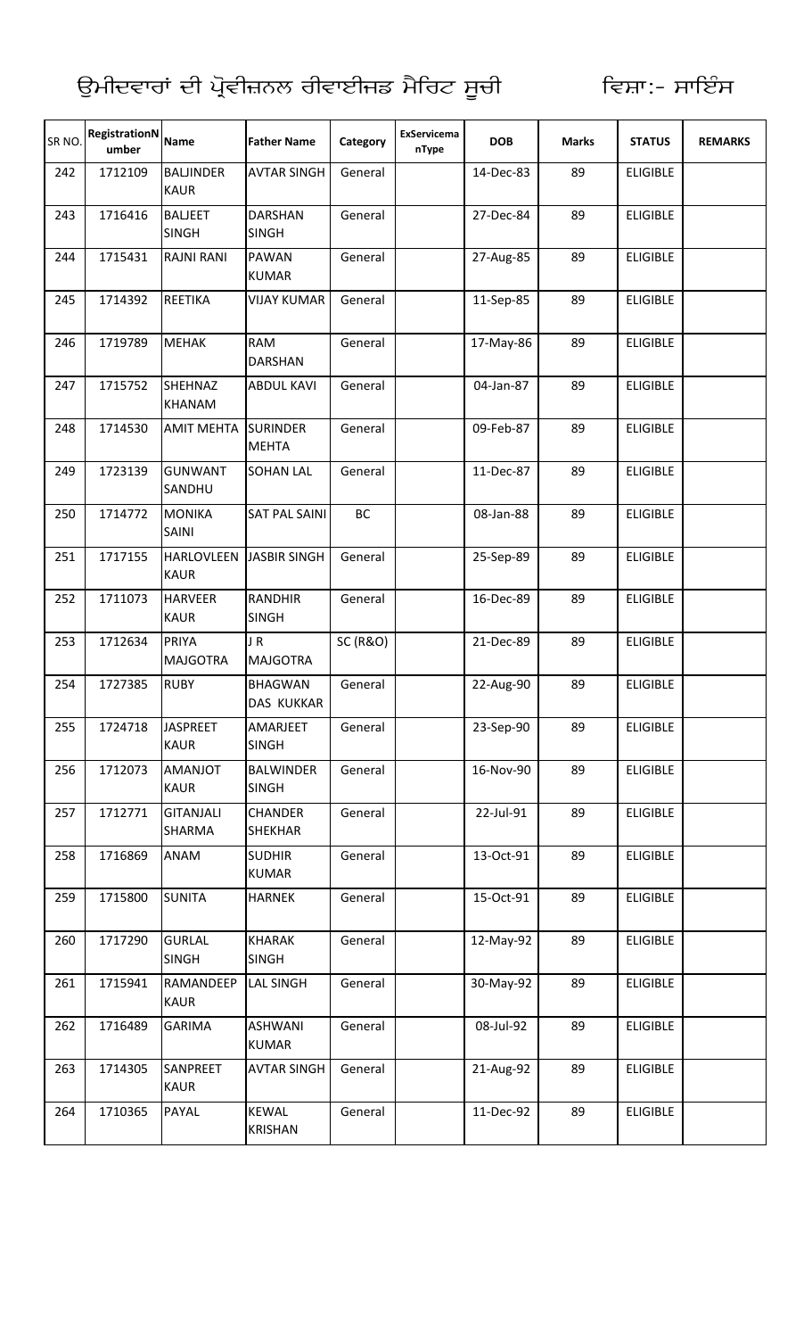# ਉਮੀਦਵਾਰਾਂ ਦੀ ਪ੍ਰੋਵੀਜ਼ਨਲ ਰੀਵਾਈਜਡ ਮੈਰਿਟ ਸੂਚੀ ਵਿਸ਼ਾ:- ਸਾਇੰਸ

| SR NO. | RegistrationNumber | Name | Father Name | Category | ExServicemanType | DOB | Marks | STATUS | REMARKS |
|---|---|---|---|---|---|---|---|---|---|
| 242 | 1712109 | BALJINDER KAUR | AVTAR SINGH | General | | 14-Dec-83 | 89 | ELIGIBLE | |
| 243 | 1716416 | BALJEET SINGH | DARSHAN SINGH | General | | 27-Dec-84 | 89 | ELIGIBLE | |
| 244 | 1715431 | RAJNI RANI | PAWAN KUMAR | General | | 27-Aug-85 | 89 | ELIGIBLE | |
| 245 | 1714392 | REETIKA | VIJAY KUMAR | General | | 11-Sep-85 | 89 | ELIGIBLE | |
| 246 | 1719789 | MEHAK | RAM DARSHAN | General | | 17-May-86 | 89 | ELIGIBLE | |
| 247 | 1715752 | SHEHNAZ KHANAM | ABDUL KAVI | General | | 04-Jan-87 | 89 | ELIGIBLE | |
| 248 | 1714530 | AMIT MEHTA | SURINDER MEHTA | General | | 09-Feb-87 | 89 | ELIGIBLE | |
| 249 | 1723139 | GUNWANT SANDHU | SOHAN LAL | General | | 11-Dec-87 | 89 | ELIGIBLE | |
| 250 | 1714772 | MONIKA SAINI | SAT PAL SAINI | BC | | 08-Jan-88 | 89 | ELIGIBLE | |
| 251 | 1717155 | HARLOVLEEN KAUR | JASBIR SINGH | General | | 25-Sep-89 | 89 | ELIGIBLE | |
| 252 | 1711073 | HARVEER KAUR | RANDHIR SINGH | General | | 16-Dec-89 | 89 | ELIGIBLE | |
| 253 | 1712634 | PRIYA MAJGOTRA | J R MAJGOTRA | SC (R&O) | | 21-Dec-89 | 89 | ELIGIBLE | |
| 254 | 1727385 | RUBY | BHAGWAN DAS KUKKAR | General | | 22-Aug-90 | 89 | ELIGIBLE | |
| 255 | 1724718 | JASPREET KAUR | AMARJEET SINGH | General | | 23-Sep-90 | 89 | ELIGIBLE | |
| 256 | 1712073 | AMANJOT KAUR | BALWINDER SINGH | General | | 16-Nov-90 | 89 | ELIGIBLE | |
| 257 | 1712771 | GITANJALI SHARMA | CHANDER SHEKHAR | General | | 22-Jul-91 | 89 | ELIGIBLE | |
| 258 | 1716869 | ANAM | SUDHIR KUMAR | General | | 13-Oct-91 | 89 | ELIGIBLE | |
| 259 | 1715800 | SUNITA | HARNEK | General | | 15-Oct-91 | 89 | ELIGIBLE | |
| 260 | 1717290 | GURLAL SINGH | KHARAK SINGH | General | | 12-May-92 | 89 | ELIGIBLE | |
| 261 | 1715941 | RAMANDEEP KAUR | LAL SINGH | General | | 30-May-92 | 89 | ELIGIBLE | |
| 262 | 1716489 | GARIMA | ASHWANI KUMAR | General | | 08-Jul-92 | 89 | ELIGIBLE | |
| 263 | 1714305 | SANPREET KAUR | AVTAR SINGH | General | | 21-Aug-92 | 89 | ELIGIBLE | |
| 264 | 1710365 | PAYAL | KEWAL KRISHAN | General | | 11-Dec-92 | 89 | ELIGIBLE | |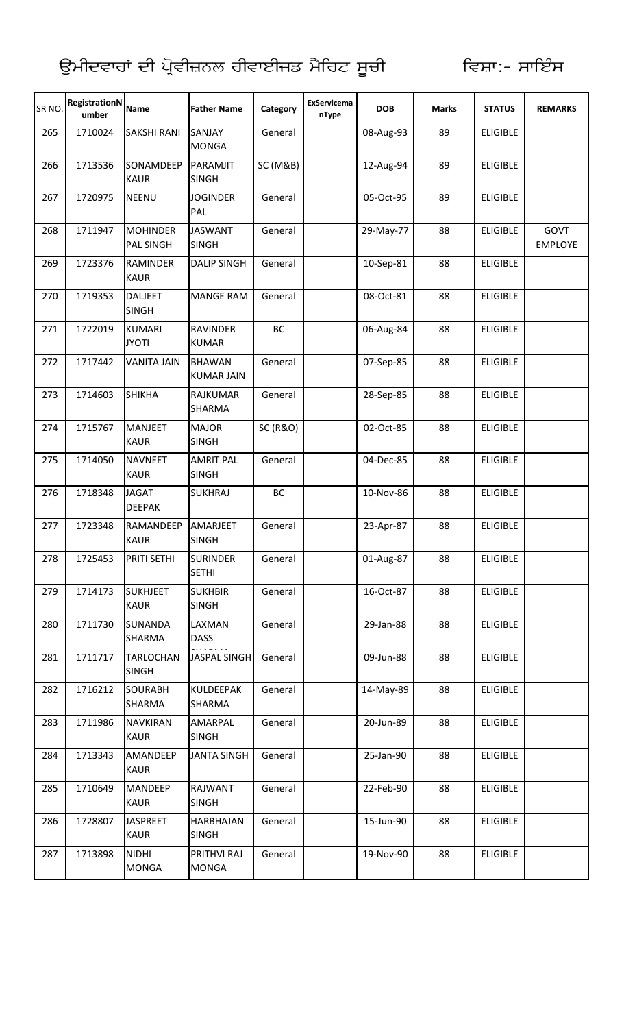ਉਮੀਦਵਾਰਾਂ ਦੀ ਪ੍ਰੋਵੀਜ਼ਨਲ ਰੀਵਾਈਜ਼ਡ ਮੈਰਿਟ ਸੂਚੀ ਵਿਸ਼ਾ:- ਸਾਇੰਸ

| SR NO. | RegistrationNumber | Name | Father Name | Category | ExServicemanType | DOB | Marks | STATUS | REMARKS |
|---|---|---|---|---|---|---|---|---|---|
| 265 | 1710024 | SAKSHI RANI | SANJAY MONGA | General | | 08-Aug-93 | 89 | ELIGIBLE | |
| 266 | 1713536 | SONAMDEEP KAUR | PARAMJIT SINGH | SC (M&B) | | 12-Aug-94 | 89 | ELIGIBLE | |
| 267 | 1720975 | NEENU | JOGINDER PAL | General | | 05-Oct-95 | 89 | ELIGIBLE | |
| 268 | 1711947 | MOHINDER PAL SINGH | JASWANT SINGH | General | | 29-May-77 | 88 | ELIGIBLE | GOVT EMPLOYE |
| 269 | 1723376 | RAMINDER KAUR | DALIP SINGH | General | | 10-Sep-81 | 88 | ELIGIBLE | |
| 270 | 1719353 | DALJEET SINGH | MANGE RAM | General | | 08-Oct-81 | 88 | ELIGIBLE | |
| 271 | 1722019 | KUMARI JYOTI | RAVINDER KUMAR | BC | | 06-Aug-84 | 88 | ELIGIBLE | |
| 272 | 1717442 | VANITA JAIN | BHAWAN KUMAR JAIN | General | | 07-Sep-85 | 88 | ELIGIBLE | |
| 273 | 1714603 | SHIKHA | RAJKUMAR SHARMA | General | | 28-Sep-85 | 88 | ELIGIBLE | |
| 274 | 1715767 | MANJEET KAUR | MAJOR SINGH | SC (R&O) | | 02-Oct-85 | 88 | ELIGIBLE | |
| 275 | 1714050 | NAVNEET KAUR | AMRIT PAL SINGH | General | | 04-Dec-85 | 88 | ELIGIBLE | |
| 276 | 1718348 | JAGAT DEEPAK | SUKHRAJ | BC | | 10-Nov-86 | 88 | ELIGIBLE | |
| 277 | 1723348 | RAMANDEEP KAUR | AMARJEET SINGH | General | | 23-Apr-87 | 88 | ELIGIBLE | |
| 278 | 1725453 | PRITI SETHI | SURINDER SETHI | General | | 01-Aug-87 | 88 | ELIGIBLE | |
| 279 | 1714173 | SUKHJEET KAUR | SUKHBIR SINGH | General | | 16-Oct-87 | 88 | ELIGIBLE | |
| 280 | 1711730 | SUNANDA SHARMA | LAXMAN DASS | General | | 29-Jan-88 | 88 | ELIGIBLE | |
| 281 | 1711717 | TARLOCHAN SINGH | JASPAL SINGH | General | | 09-Jun-88 | 88 | ELIGIBLE | |
| 282 | 1716212 | SOURABH SHARMA | KULDEEPAK SHARMA | General | | 14-May-89 | 88 | ELIGIBLE | |
| 283 | 1711986 | NAVKIRAN KAUR | AMARPAL SINGH | General | | 20-Jun-89 | 88 | ELIGIBLE | |
| 284 | 1713343 | AMANDEEP KAUR | JANTA SINGH | General | | 25-Jan-90 | 88 | ELIGIBLE | |
| 285 | 1710649 | MANDEEP KAUR | RAJWANT SINGH | General | | 22-Feb-90 | 88 | ELIGIBLE | |
| 286 | 1728807 | JASPREET KAUR | HARBHAJAN SINGH | General | | 15-Jun-90 | 88 | ELIGIBLE | |
| 287 | 1713898 | NIDHI MONGA | PRITHVI RAJ MONGA | General | | 19-Nov-90 | 88 | ELIGIBLE | |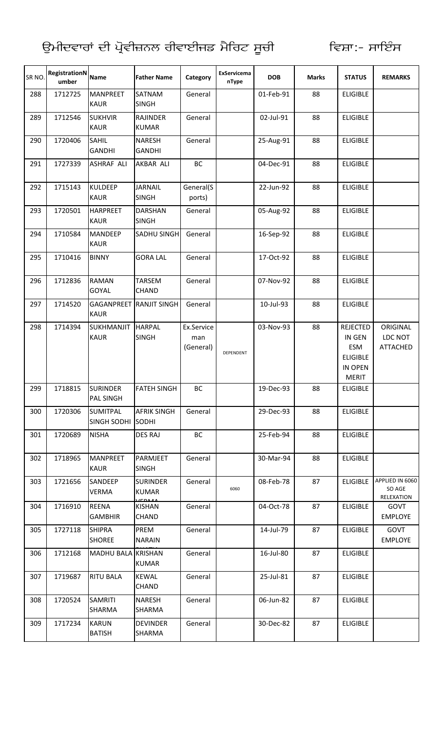ਉਮੀਦਵਾਰਾਂ ਦੀ ਪ੍ਰੋਵੀਜ਼ਨਲ ਰੀਵਾਈਜਡ ਮੈਰਿਟ ਸੂਚੀ ਵਿਸ਼ਾ:- ਸਾਇੰਸ

| SR NO. | RegistrationNumber | Name | Father Name | Category | ExServicemanType | DOB | Marks | STATUS | REMARKS |
|---|---|---|---|---|---|---|---|---|---|
| 288 | 1712725 | MANPREET KAUR | SATNAM SINGH | General | | 01-Feb-91 | 88 | ELIGIBLE | |
| 289 | 1712546 | SUKHVIR KAUR | RAJINDER KUMAR | General | | 02-Jul-91 | 88 | ELIGIBLE | |
| 290 | 1720406 | SAHIL GANDHI | NARESH GANDHI | General | | 25-Aug-91 | 88 | ELIGIBLE | |
| 291 | 1727339 | ASHRAF ALI | AKBAR ALI | BC | | 04-Dec-91 | 88 | ELIGIBLE | |
| 292 | 1715143 | KULDEEP KAUR | JARNAIL SINGH | General(Sports) | | 22-Jun-92 | 88 | ELIGIBLE | |
| 293 | 1720501 | HARPREET KAUR | DARSHAN SINGH | General | | 05-Aug-92 | 88 | ELIGIBLE | |
| 294 | 1710584 | MANDEEP KAUR | SADHU SINGH | General | | 16-Sep-92 | 88 | ELIGIBLE | |
| 295 | 1710416 | BINNY | GORA LAL | General | | 17-Oct-92 | 88 | ELIGIBLE | |
| 296 | 1712836 | RAMAN GOYAL | TARSEM CHAND | General | | 07-Nov-92 | 88 | ELIGIBLE | |
| 297 | 1714520 | GAGANPREET KAUR | RANJIT SINGH | General | | 10-Jul-93 | 88 | ELIGIBLE | |
| 298 | 1714394 | SUKHMANJIT KAUR | HARPAL SINGH | Ex.Serviceman (General) | DEPENDENT | 03-Nov-93 | 88 | REJECTED IN GEN ESM ELIGIBLE IN OPEN MERIT | ORIGINAL LDC NOT ATTACHED |
| 299 | 1718815 | SURINDER PAL SINGH | FATEH SINGH | BC | | 19-Dec-93 | 88 | ELIGIBLE | |
| 300 | 1720306 | SUMITPAL SINGH SODHI | AFRIK SINGH SODHI | General | | 29-Dec-93 | 88 | ELIGIBLE | |
| 301 | 1720689 | NISHA | DES RAJ | BC | | 25-Feb-94 | 88 | ELIGIBLE | |
| 302 | 1718965 | MANPREET KAUR | PARMJEET SINGH | General | | 30-Mar-94 | 88 | ELIGIBLE | |
| 303 | 1721656 | SANDEEP VERMA | SURINDER KUMAR VERMA | General | 6060 | 08-Feb-78 | 87 | ELIGIBLE | APPLIED IN 6060 SO AGE RELEXATION |
| 304 | 1716910 | REENA GAMBHIR | KISHAN CHAND | General | | 04-Oct-78 | 87 | ELIGIBLE | GOVT EMPLOYE |
| 305 | 1727118 | SHIPRA SHOREE | PREM NARAIN | General | | 14-Jul-79 | 87 | ELIGIBLE | GOVT EMPLOYE |
| 306 | 1712168 | MADHU BALA | KRISHAN KUMAR | General | | 16-Jul-80 | 87 | ELIGIBLE | |
| 307 | 1719687 | RITU BALA | KEWAL CHAND | General | | 25-Jul-81 | 87 | ELIGIBLE | |
| 308 | 1720524 | SAMRITI SHARMA | NARESH SHARMA | General | | 06-Jun-82 | 87 | ELIGIBLE | |
| 309 | 1717234 | KARUN BATISH | DEVINDER SHARMA | General | | 30-Dec-82 | 87 | ELIGIBLE | |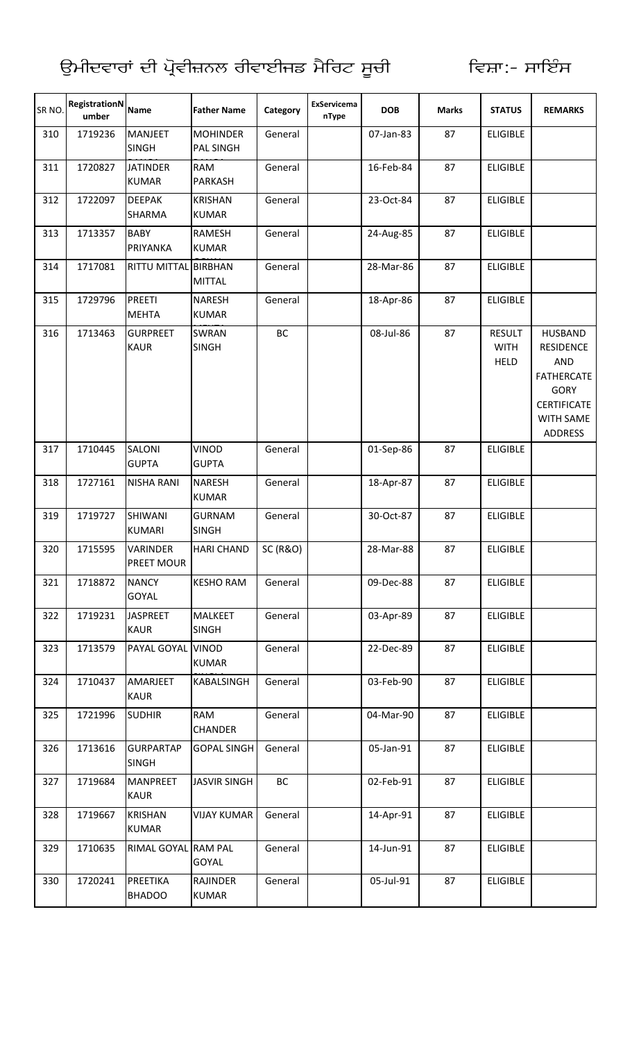ਉਮੀਦਵਾਰਾਂ ਦੀ ਪ੍ਰੋਵੀਜ਼ਨਲ ਰੀਵਾਈਜਡ ਮੈਰਿਟ ਸੂਚੀ ਵਿਸ਼ਾ:- ਸਾਇੰਸ

| SR NO. | RegistrationNumber | Name | Father Name | Category | ExServicemanType | DOB | Marks | STATUS | REMARKS |
|---|---|---|---|---|---|---|---|---|---|
| 310 | 1719236 | MANJEET SINGH | MOHINDER PAL SINGH | General | | 07-Jan-83 | 87 | ELIGIBLE | |
| 311 | 1720827 | JATINDER KUMAR | RAM PARKASH | General | | 16-Feb-84 | 87 | ELIGIBLE | |
| 312 | 1722097 | DEEPAK SHARMA | KRISHAN KUMAR | General | | 23-Oct-84 | 87 | ELIGIBLE | |
| 313 | 1713357 | BABY PRIYANKA | RAMESH KUMAR | General | | 24-Aug-85 | 87 | ELIGIBLE | |
| 314 | 1717081 | RITTU MITTAL | BIRBHAN MITTAL | General | | 28-Mar-86 | 87 | ELIGIBLE | |
| 315 | 1729796 | PREETI MEHTA | NARESH KUMAR | General | | 18-Apr-86 | 87 | ELIGIBLE | |
| 316 | 1713463 | GURPREET KAUR | SWRAN SINGH | BC | | 08-Jul-86 | 87 | RESULT WITH HELD | HUSBAND RESIDENCE AND FATHERCATEGORY CERTIFICATE WITH SAME ADDRESS |
| 317 | 1710445 | SALONI GUPTA | VINOD GUPTA | General | | 01-Sep-86 | 87 | ELIGIBLE | |
| 318 | 1727161 | NISHA RANI | NARESH KUMAR | General | | 18-Apr-87 | 87 | ELIGIBLE | |
| 319 | 1719727 | SHIWANI KUMARI | GURNAM SINGH | General | | 30-Oct-87 | 87 | ELIGIBLE | |
| 320 | 1715595 | VARINDER PREET MOUR | HARI CHAND | SC (R&O) | | 28-Mar-88 | 87 | ELIGIBLE | |
| 321 | 1718872 | NANCY GOYAL | KESHO RAM | General | | 09-Dec-88 | 87 | ELIGIBLE | |
| 322 | 1719231 | JASPREET KAUR | MALKEET SINGH | General | | 03-Apr-89 | 87 | ELIGIBLE | |
| 323 | 1713579 | PAYAL GOYAL | VINOD KUMAR | General | | 22-Dec-89 | 87 | ELIGIBLE | |
| 324 | 1710437 | AMARJEET KAUR | KABALSINGH | General | | 03-Feb-90 | 87 | ELIGIBLE | |
| 325 | 1721996 | SUDHIR | RAM CHANDER | General | | 04-Mar-90 | 87 | ELIGIBLE | |
| 326 | 1713616 | GURPARTAP SINGH | GOPAL SINGH | General | | 05-Jan-91 | 87 | ELIGIBLE | |
| 327 | 1719684 | MANPREET KAUR | JASVIR SINGH | BC | | 02-Feb-91 | 87 | ELIGIBLE | |
| 328 | 1719667 | KRISHAN KUMAR | VIJAY KUMAR | General | | 14-Apr-91 | 87 | ELIGIBLE | |
| 329 | 1710635 | RIMAL GOYAL | RAM PAL GOYAL | General | | 14-Jun-91 | 87 | ELIGIBLE | |
| 330 | 1720241 | PREETIKA BHADOO | RAJINDER KUMAR | General | | 05-Jul-91 | 87 | ELIGIBLE | |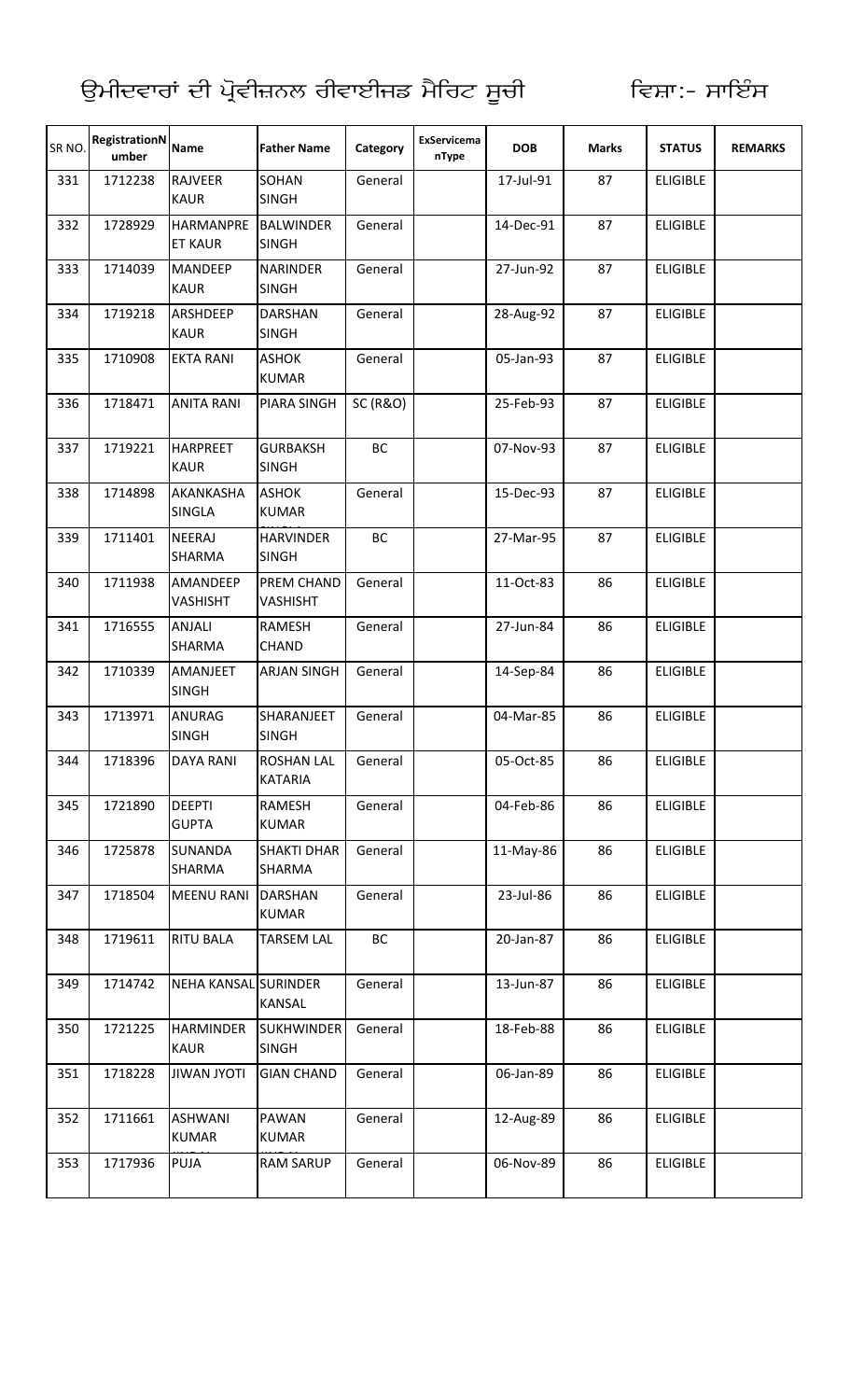ਉਮੀਦਵਾਰਾਂ ਦੀ ਪ੍ਰੋਵੀਜ਼ਨਲ ਰੀਵਾਈਜਡ ਮੈਰਿਟ ਸੂਚੀ ਵਿਸ਼ਾ:- ਸਾਇੰਸ

| SR NO. | RegistrationNumber | Name | Father Name | Category | ExServicemanType | DOB | Marks | STATUS | REMARKS |
|---|---|---|---|---|---|---|---|---|---|
| 331 | 1712238 | RAJVEER KAUR | SOHAN SINGH | General | | 17-Jul-91 | 87 | ELIGIBLE | |
| 332 | 1728929 | HARMANPREET KAUR | BALWINDER SINGH | General | | 14-Dec-91 | 87 | ELIGIBLE | |
| 333 | 1714039 | MANDEEP KAUR | NARINDER SINGH | General | | 27-Jun-92 | 87 | ELIGIBLE | |
| 334 | 1719218 | ARSHDEEP KAUR | DARSHAN SINGH | General | | 28-Aug-92 | 87 | ELIGIBLE | |
| 335 | 1710908 | EKTA RANI | ASHOK KUMAR | General | | 05-Jan-93 | 87 | ELIGIBLE | |
| 336 | 1718471 | ANITA RANI | PIARA SINGH | SC (R&O) | | 25-Feb-93 | 87 | ELIGIBLE | |
| 337 | 1719221 | HARPREET KAUR | GURBAKSH SINGH | BC | | 07-Nov-93 | 87 | ELIGIBLE | |
| 338 | 1714898 | AKANKASHA SINGLA | ASHOK KUMAR | General | | 15-Dec-93 | 87 | ELIGIBLE | |
| 339 | 1711401 | NEERAJ SHARMA | HARVINDER SINGH | BC | | 27-Mar-95 | 87 | ELIGIBLE | |
| 340 | 1711938 | AMANDEEP VASHISHT | PREM CHAND VASHISHT | General | | 11-Oct-83 | 86 | ELIGIBLE | |
| 341 | 1716555 | ANJALI SHARMA | RAMESH CHAND | General | | 27-Jun-84 | 86 | ELIGIBLE | |
| 342 | 1710339 | AMANJEET SINGH | ARJAN SINGH | General | | 14-Sep-84 | 86 | ELIGIBLE | |
| 343 | 1713971 | ANURAG SINGH | SHARANJEET SINGH | General | | 04-Mar-85 | 86 | ELIGIBLE | |
| 344 | 1718396 | DAYA RANI | ROSHAN LAL KATARIA | General | | 05-Oct-85 | 86 | ELIGIBLE | |
| 345 | 1721890 | DEEPTI GUPTA | RAMESH KUMAR | General | | 04-Feb-86 | 86 | ELIGIBLE | |
| 346 | 1725878 | SUNANDA SHARMA | SHAKTI DHAR SHARMA | General | | 11-May-86 | 86 | ELIGIBLE | |
| 347 | 1718504 | MEENU RANI | DARSHAN KUMAR | General | | 23-Jul-86 | 86 | ELIGIBLE | |
| 348 | 1719611 | RITU BALA | TARSEM LAL | BC | | 20-Jan-87 | 86 | ELIGIBLE | |
| 349 | 1714742 | NEHA KANSAL | SURINDER KANSAL | General | | 13-Jun-87 | 86 | ELIGIBLE | |
| 350 | 1721225 | HARMINDER KAUR | SUKHWINDER SINGH | General | | 18-Feb-88 | 86 | ELIGIBLE | |
| 351 | 1718228 | JIWAN JYOTI | GIAN CHAND | General | | 06-Jan-89 | 86 | ELIGIBLE | |
| 352 | 1711661 | ASHWANI KUMAR | PAWAN KUMAR | General | | 12-Aug-89 | 86 | ELIGIBLE | |
| 353 | 1717936 | PUJA | RAM SARUP | General | | 06-Nov-89 | 86 | ELIGIBLE | |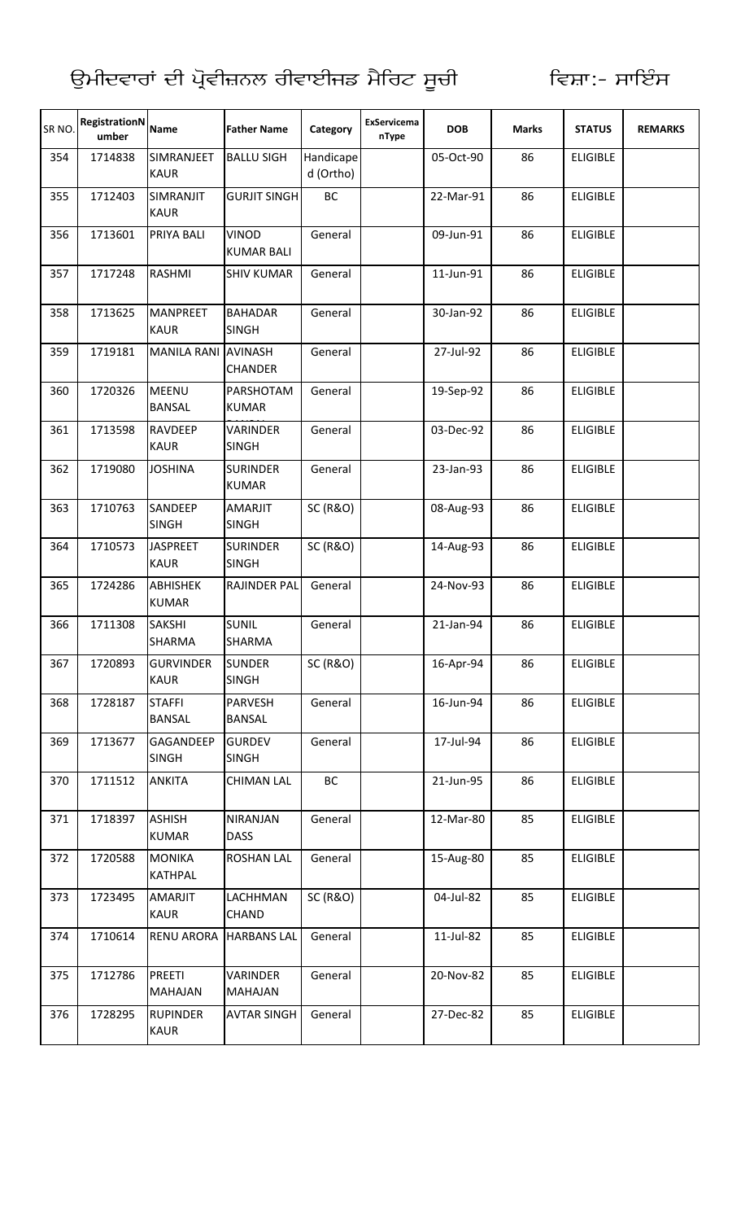ਉਮੀਦਵਾਰਾਂ ਦੀ ਪ੍ਰੋਵੀਜ਼ਨਲ ਰੀਵਾਈਜਡ ਮੈਰਿਟ ਸੂਚੀ ਵਿਸ਼ਾ:- ਸਾਇੰਸ

| SR NO. | RegistrationNumber | Name | Father Name | Category | ExServicemanType | DOB | Marks | STATUS | REMARKS |
|---|---|---|---|---|---|---|---|---|---|
| 354 | 1714838 | SIMRANJEET KAUR | BALLU SIGH | Handicaped (Ortho) | | 05-Oct-90 | 86 | ELIGIBLE | |
| 355 | 1712403 | SIMRANJIT KAUR | GURJIT SINGH | BC | | 22-Mar-91 | 86 | ELIGIBLE | |
| 356 | 1713601 | PRIYA BALI | VINOD KUMAR BALI | General | | 09-Jun-91 | 86 | ELIGIBLE | |
| 357 | 1717248 | RASHMI | SHIV KUMAR | General | | 11-Jun-91 | 86 | ELIGIBLE | |
| 358 | 1713625 | MANPREET KAUR | BAHADAR SINGH | General | | 30-Jan-92 | 86 | ELIGIBLE | |
| 359 | 1719181 | MANILA RANI | AVINASH CHANDER | General | | 27-Jul-92 | 86 | ELIGIBLE | |
| 360 | 1720326 | MEENU BANSAL | PARSHOTAM KUMAR | General | | 19-Sep-92 | 86 | ELIGIBLE | |
| 361 | 1713598 | RAVDEEP KAUR | VARINDER SINGH | General | | 03-Dec-92 | 86 | ELIGIBLE | |
| 362 | 1719080 | JOSHINA | SURINDER KUMAR | General | | 23-Jan-93 | 86 | ELIGIBLE | |
| 363 | 1710763 | SANDEEP SINGH | AMARJIT SINGH | SC (R&O) | | 08-Aug-93 | 86 | ELIGIBLE | |
| 364 | 1710573 | JASPREET KAUR | SURINDER SINGH | SC (R&O) | | 14-Aug-93 | 86 | ELIGIBLE | |
| 365 | 1724286 | ABHISHEK KUMAR | RAJINDER PAL | General | | 24-Nov-93 | 86 | ELIGIBLE | |
| 366 | 1711308 | SAKSHI SHARMA | SUNIL SHARMA | General | | 21-Jan-94 | 86 | ELIGIBLE | |
| 367 | 1720893 | GURVINDER KAUR | SUNDER SINGH | SC (R&O) | | 16-Apr-94 | 86 | ELIGIBLE | |
| 368 | 1728187 | STAFFI BANSAL | PARVESH BANSAL | General | | 16-Jun-94 | 86 | ELIGIBLE | |
| 369 | 1713677 | GAGANDEEP SINGH | GURDEV SINGH | General | | 17-Jul-94 | 86 | ELIGIBLE | |
| 370 | 1711512 | ANKITA | CHIMAN LAL | BC | | 21-Jun-95 | 86 | ELIGIBLE | |
| 371 | 1718397 | ASHISH KUMAR | NIRANJAN DASS | General | | 12-Mar-80 | 85 | ELIGIBLE | |
| 372 | 1720588 | MONIKA KATHPAL | ROSHAN LAL | General | | 15-Aug-80 | 85 | ELIGIBLE | |
| 373 | 1723495 | AMARJIT KAUR | LACHHMAN CHAND | SC (R&O) | | 04-Jul-82 | 85 | ELIGIBLE | |
| 374 | 1710614 | RENU ARORA | HARBANS LAL | General | | 11-Jul-82 | 85 | ELIGIBLE | |
| 375 | 1712786 | PREETI MAHAJAN | VARINDER MAHAJAN | General | | 20-Nov-82 | 85 | ELIGIBLE | |
| 376 | 1728295 | RUPINDER KAUR | AVTAR SINGH | General | | 27-Dec-82 | 85 | ELIGIBLE | |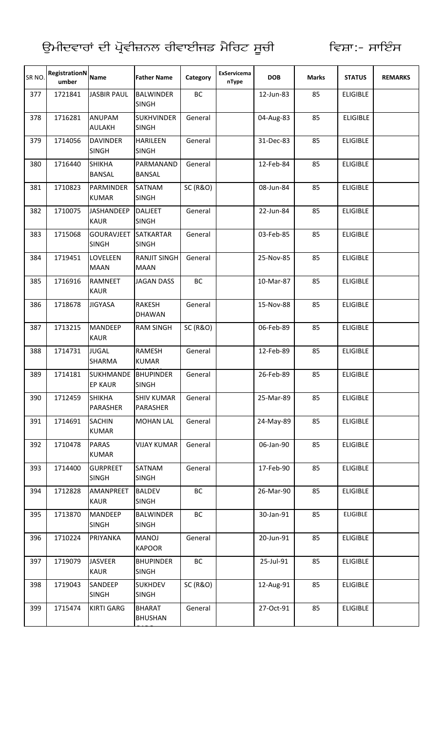ਉਮੀਦਵਾਰਾਂ ਦੀ ਪ੍ਰੋਵੀਜ਼ਨਲ ਰੀਵਾਈਜ਼ਡ ਮੈਰਿਟ ਸੂਚੀ ਵਿਸ਼ਾ:- ਸਾਇੰਸ

| SR NO. | RegistrationNumber | Name | Father Name | Category | ExServicemanType | DOB | Marks | STATUS | REMARKS |
|---|---|---|---|---|---|---|---|---|---|
| 377 | 1721841 | JASBIR PAUL | BALWINDER SINGH | BC | | 12-Jun-83 | 85 | ELIGIBLE | |
| 378 | 1716281 | ANUPAM AULAKH | SUKHVINDER SINGH | General | | 04-Aug-83 | 85 | ELIGIBLE | |
| 379 | 1714056 | DAVINDER SINGH | HARILEEN SINGH | General | | 31-Dec-83 | 85 | ELIGIBLE | |
| 380 | 1716440 | SHIKHA BANSAL | PARMANAND BANSAL | General | | 12-Feb-84 | 85 | ELIGIBLE | |
| 381 | 1710823 | PARMINDER KUMAR | SATNAM SINGH | SC (R&O) | | 08-Jun-84 | 85 | ELIGIBLE | |
| 382 | 1710075 | JASHANDEEP KAUR | DALJEET SINGH | General | | 22-Jun-84 | 85 | ELIGIBLE | |
| 383 | 1715068 | GOURAVJEET SINGH | SATKARTAR SINGH | General | | 03-Feb-85 | 85 | ELIGIBLE | |
| 384 | 1719451 | LOVELEEN MAAN | RANJIT SINGH MAAN | General | | 25-Nov-85 | 85 | ELIGIBLE | |
| 385 | 1716916 | RAMNEET KAUR | JAGAN DASS | BC | | 10-Mar-87 | 85 | ELIGIBLE | |
| 386 | 1718678 | JIGYASA | RAKESH DHAWAN | General | | 15-Nov-88 | 85 | ELIGIBLE | |
| 387 | 1713215 | MANDEEP KAUR | RAM SINGH | SC (R&O) | | 06-Feb-89 | 85 | ELIGIBLE | |
| 388 | 1714731 | JUGAL SHARMA | RAMESH KUMAR | General | | 12-Feb-89 | 85 | ELIGIBLE | |
| 389 | 1714181 | SUKHMANDEEP KAUR | BHUPINDER SINGH | General | | 26-Feb-89 | 85 | ELIGIBLE | |
| 390 | 1712459 | SHIKHA PARASHER | SHIV KUMAR PARASHER | General | | 25-Mar-89 | 85 | ELIGIBLE | |
| 391 | 1714691 | SACHIN KUMAR | MOHAN LAL | General | | 24-May-89 | 85 | ELIGIBLE | |
| 392 | 1710478 | PARAS KUMAR | VIJAY KUMAR | General | | 06-Jan-90 | 85 | ELIGIBLE | |
| 393 | 1714400 | GURPREET SINGH | SATNAM SINGH | General | | 17-Feb-90 | 85 | ELIGIBLE | |
| 394 | 1712828 | AMANPREET KAUR | BALDEV SINGH | BC | | 26-Mar-90 | 85 | ELIGIBLE | |
| 395 | 1713870 | MANDEEP SINGH | BALWINDER SINGH | BC | | 30-Jan-91 | 85 | ELIGIBLE | |
| 396 | 1710224 | PRIYANKA | MANOJ KAPOOR | General | | 20-Jun-91 | 85 | ELIGIBLE | |
| 397 | 1719079 | JASVEER KAUR | BHUPINDER SINGH | BC | | 25-Jul-91 | 85 | ELIGIBLE | |
| 398 | 1719043 | SANDEEP SINGH | SUKHDEV SINGH | SC (R&O) | | 12-Aug-91 | 85 | ELIGIBLE | |
| 399 | 1715474 | KIRTI GARG | BHARAT BHUSHAN | General | | 27-Oct-91 | 85 | ELIGIBLE | |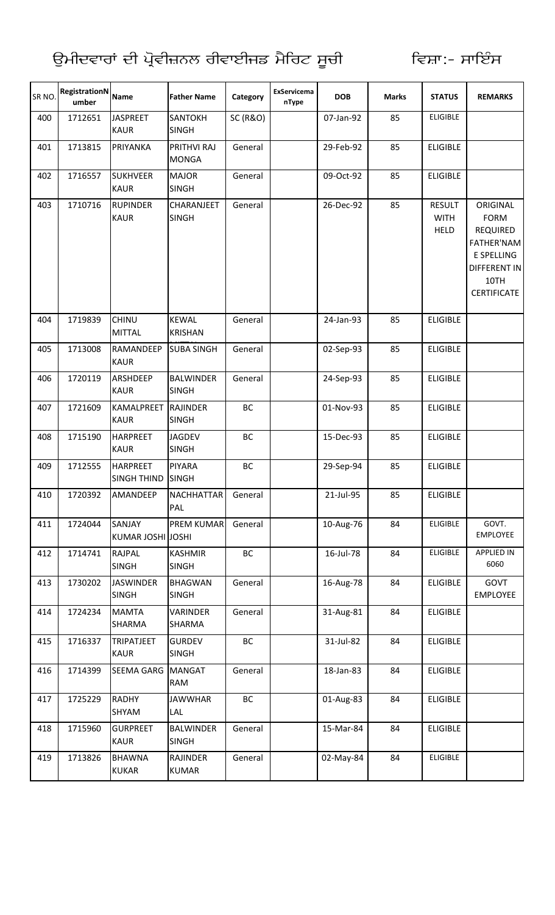ਉਮੀਦਵਾਰਾਂ ਦੀ ਪ੍ਰੋਵੀਜ਼ਨਲ ਰੀਵਾਈਜਡ ਮੈਰਿਟ ਸੂਚੀ ਵਿਸ਼ਾ:- ਸਾਇੰਸ

| SR NO. | RegistrationNumber | Name | Father Name | Category | ExServicemanType | DOB | Marks | STATUS | REMARKS |
|---|---|---|---|---|---|---|---|---|---|
| 400 | 1712651 | JASPREET KAUR | SANTOKH SINGH | SC (R&O) | | 07-Jan-92 | 85 | ELIGIBLE | |
| 401 | 1713815 | PRIYANKA | PRITHVI RAJ MONGA | General | | 29-Feb-92 | 85 | ELIGIBLE | |
| 402 | 1716557 | SUKHVEER KAUR | MAJOR SINGH | General | | 09-Oct-92 | 85 | ELIGIBLE | |
| 403 | 1710716 | RUPINDER KAUR | CHARANJEET SINGH | General | | 26-Dec-92 | 85 | RESULT WITH HELD | ORIGINAL FORM REQUIRED FATHER'NAME SPELLING DIFFERENT IN 10TH CERTIFICATE |
| 404 | 1719839 | CHINU MITTAL | KEWAL KRISHAN | General | | 24-Jan-93 | 85 | ELIGIBLE | |
| 405 | 1713008 | RAMANDEEP KAUR | SUBA SINGH | General | | 02-Sep-93 | 85 | ELIGIBLE | |
| 406 | 1720119 | ARSHDEEP KAUR | BALWINDER SINGH | General | | 24-Sep-93 | 85 | ELIGIBLE | |
| 407 | 1721609 | KAMALPREET KAUR | RAJINDER SINGH | BC | | 01-Nov-93 | 85 | ELIGIBLE | |
| 408 | 1715190 | HARPREET KAUR | JAGDEV SINGH | BC | | 15-Dec-93 | 85 | ELIGIBLE | |
| 409 | 1712555 | HARPREET SINGH THIND | PIYARA SINGH | BC | | 29-Sep-94 | 85 | ELIGIBLE | |
| 410 | 1720392 | AMANDEEP | NACHHATTAR PAL | General | | 21-Jul-95 | 85 | ELIGIBLE | |
| 411 | 1724044 | SANJAY KUMAR JOSHI | PREM KUMAR JOSHI | General | | 10-Aug-76 | 84 | ELIGIBLE | GOVT. EMPLOYEE |
| 412 | 1714741 | RAJPAL SINGH | KASHMIR SINGH | BC | | 16-Jul-78 | 84 | ELIGIBLE | APPLIED IN 6060 |
| 413 | 1730202 | JASWINDER SINGH | BHAGWAN SINGH | General | | 16-Aug-78 | 84 | ELIGIBLE | GOVT EMPLOYEE |
| 414 | 1724234 | MAMTA SHARMA | VARINDER SHARMA | General | | 31-Aug-81 | 84 | ELIGIBLE | |
| 415 | 1716337 | TRIPATJEET KAUR | GURDEV SINGH | BC | | 31-Jul-82 | 84 | ELIGIBLE | |
| 416 | 1714399 | SEEMA GARG | MANGAT RAM | General | | 18-Jan-83 | 84 | ELIGIBLE | |
| 417 | 1725229 | RADHY SHYAM | JAWWHAR LAL | BC | | 01-Aug-83 | 84 | ELIGIBLE | |
| 418 | 1715960 | GURPREET KAUR | BALWINDER SINGH | General | | 15-Mar-84 | 84 | ELIGIBLE | |
| 419 | 1713826 | BHAWNA KUKAR | RAJINDER KUMAR | General | | 02-May-84 | 84 | ELIGIBLE | |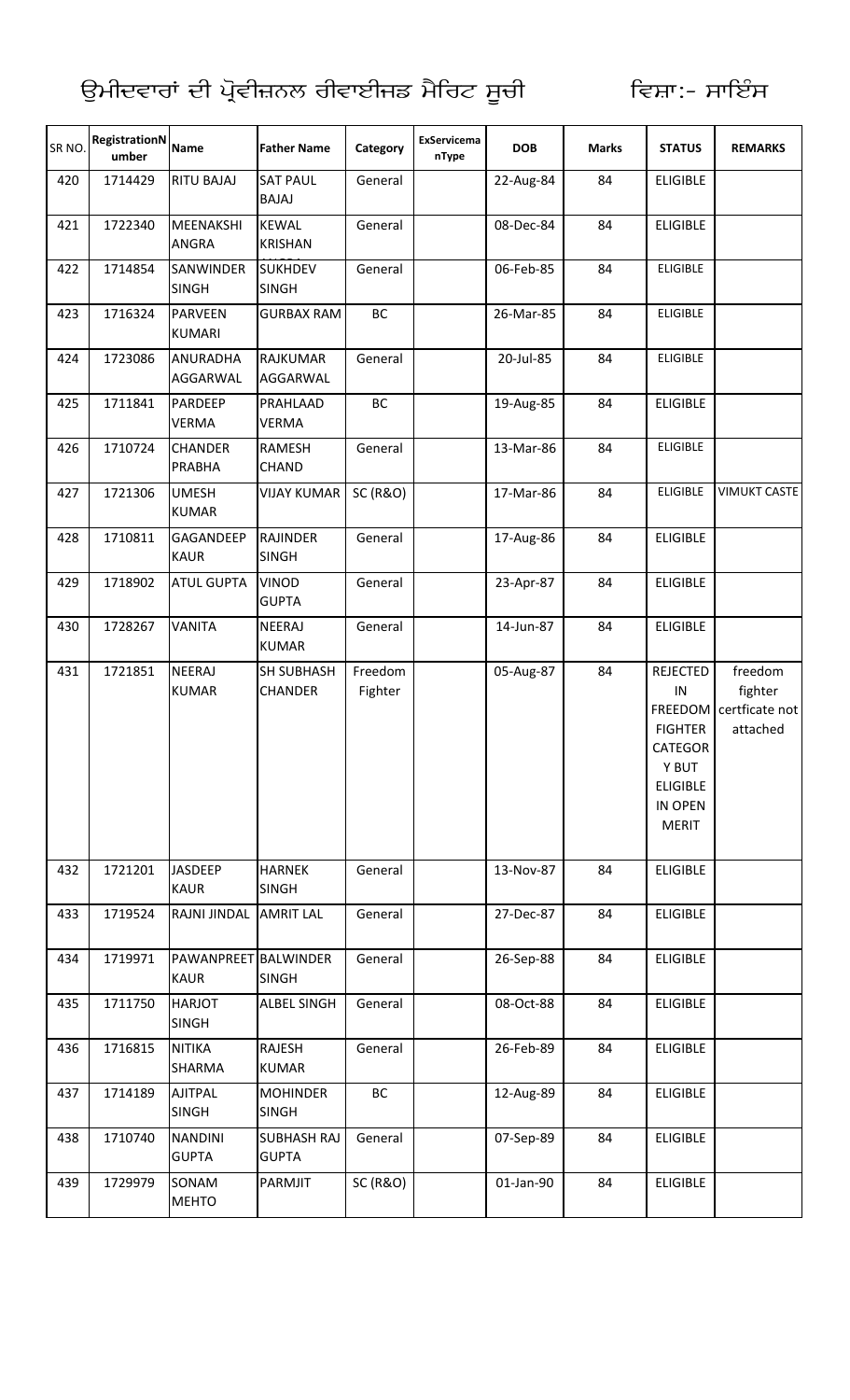ਉਮੀਦਵਾਰਾਂ ਦੀ ਪ੍ਰੋਵੀਜ਼ਨਲ ਰੀਵਾਈਜਡ ਮੈਰਿਟ ਸੂਚੀ ਵਿਸ਼ਾ:- ਸਾਇੰਸ

| SR NO. | RegistrationNumber | Name | Father Name | Category | ExServicemanType | DOB | Marks | STATUS | REMARKS |
|---|---|---|---|---|---|---|---|---|---|
| 420 | 1714429 | RITU BAJAJ | SAT PAUL BAJAJ | General | | 22-Aug-84 | 84 | ELIGIBLE | |
| 421 | 1722340 | MEENAKSHI ANGRA | KEWAL KRISHAN | General | | 08-Dec-84 | 84 | ELIGIBLE | |
| 422 | 1714854 | SANWINDER SINGH | SUKHDEV SINGH | General | | 06-Feb-85 | 84 | ELIGIBLE | |
| 423 | 1716324 | PARVEEN KUMARI | GURBAX RAM | BC | | 26-Mar-85 | 84 | ELIGIBLE | |
| 424 | 1723086 | ANURADHA AGGARWAL | RAJKUMAR AGGARWAL | General | | 20-Jul-85 | 84 | ELIGIBLE | |
| 425 | 1711841 | PARDEEP VERMA | PRAHLAAD VERMA | BC | | 19-Aug-85 | 84 | ELIGIBLE | |
| 426 | 1710724 | CHANDER PRABHA | RAMESH CHAND | General | | 13-Mar-86 | 84 | ELIGIBLE | |
| 427 | 1721306 | UMESH KUMAR | VIJAY KUMAR | SC (R&O) | | 17-Mar-86 | 84 | ELIGIBLE | VIMUKT CASTE |
| 428 | 1710811 | GAGANDEEP KAUR | RAJINDER SINGH | General | | 17-Aug-86 | 84 | ELIGIBLE | |
| 429 | 1718902 | ATUL GUPTA | VINOD GUPTA | General | | 23-Apr-87 | 84 | ELIGIBLE | |
| 430 | 1728267 | VANITA | NEERAJ KUMAR | General | | 14-Jun-87 | 84 | ELIGIBLE | |
| 431 | 1721851 | NEERAJ KUMAR | SH SUBHASH CHANDER | Freedom Fighter | | 05-Aug-87 | 84 | REJECTED IN FREEDOM FIGHTER CATEGORY BUT ELIGIBLE IN OPEN MERIT | freedom fighter certficate not attached |
| 432 | 1721201 | JASDEEP KAUR | HARNEK SINGH | General | | 13-Nov-87 | 84 | ELIGIBLE | |
| 433 | 1719524 | RAJNI JINDAL | AMRIT LAL | General | | 27-Dec-87 | 84 | ELIGIBLE | |
| 434 | 1719971 | PAWANPREET KAUR | BALWINDER SINGH | General | | 26-Sep-88 | 84 | ELIGIBLE | |
| 435 | 1711750 | HARJOT SINGH | ALBEL SINGH | General | | 08-Oct-88 | 84 | ELIGIBLE | |
| 436 | 1716815 | NITIKA SHARMA | RAJESH KUMAR | General | | 26-Feb-89 | 84 | ELIGIBLE | |
| 437 | 1714189 | AJITPAL SINGH | MOHINDER SINGH | BC | | 12-Aug-89 | 84 | ELIGIBLE | |
| 438 | 1710740 | NANDINI GUPTA | SUBHASH RAJ GUPTA | General | | 07-Sep-89 | 84 | ELIGIBLE | |
| 439 | 1729979 | SONAM MEHTO | PARMJIT | SC (R&O) | | 01-Jan-90 | 84 | ELIGIBLE | |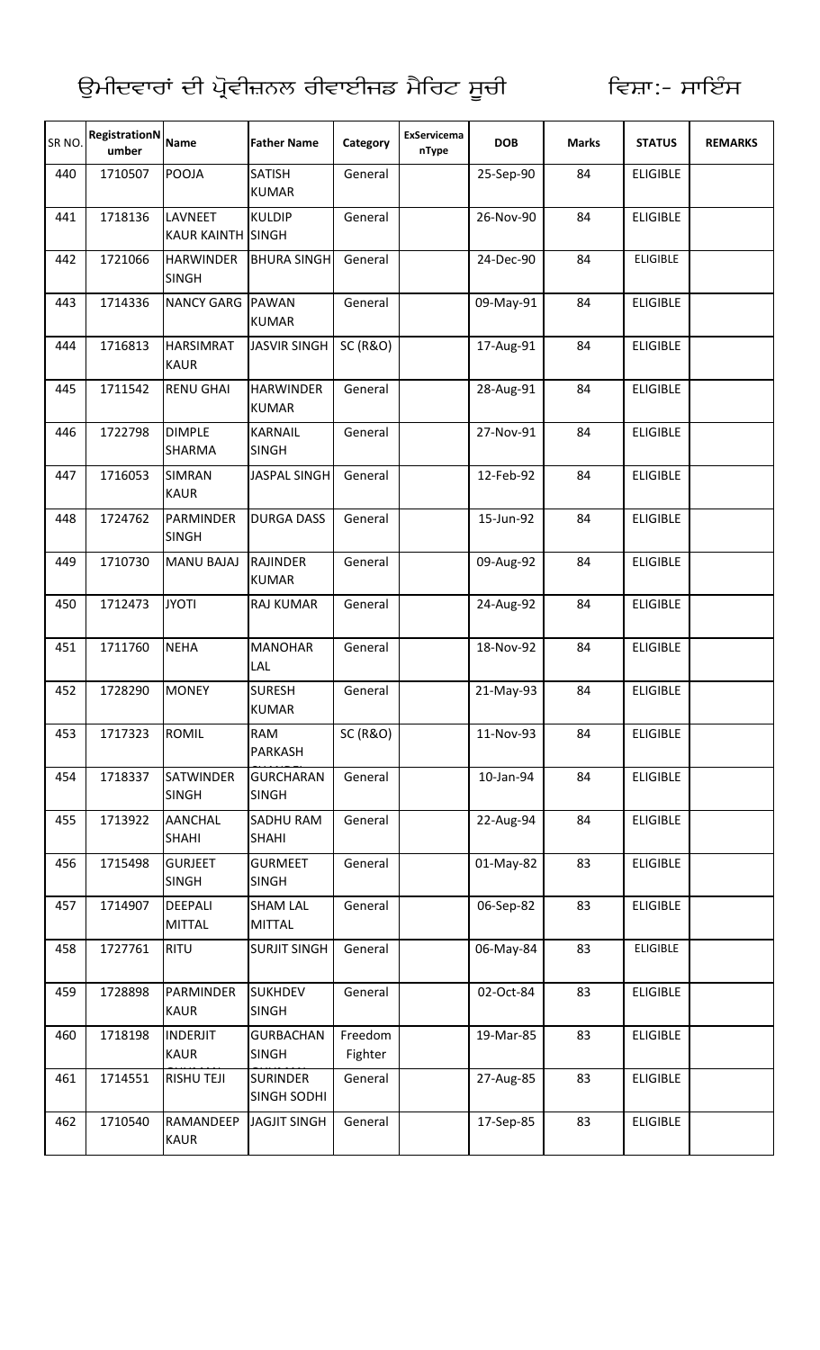ਉਮੀਦਵਾਰਾਂ ਦੀ ਪ੍ਰੋਵੀਜ਼ਨਲ ਰੀਵਾਈਜਡ ਮੈਰਿਟ ਸੂਚੀ ਵਿਸ਼ਾ:- ਸਾਇੰਸ

| SR NO. | RegistrationNumber | Name | Father Name | Category | ExServicemanType | DOB | Marks | STATUS | REMARKS |
|---|---|---|---|---|---|---|---|---|---|
| 440 | 1710507 | POOJA | SATISH KUMAR | General | | 25-Sep-90 | 84 | ELIGIBLE | |
| 441 | 1718136 | LAVNEET KAUR KAINTH | KULDIP SINGH | General | | 26-Nov-90 | 84 | ELIGIBLE | |
| 442 | 1721066 | HARWINDER SINGH | BHURA SINGH | General | | 24-Dec-90 | 84 | ELIGIBLE | |
| 443 | 1714336 | NANCY GARG | PAWAN KUMAR | General | | 09-May-91 | 84 | ELIGIBLE | |
| 444 | 1716813 | HARSIMRAT KAUR | JASVIR SINGH | SC (R&O) | | 17-Aug-91 | 84 | ELIGIBLE | |
| 445 | 1711542 | RENU GHAI | HARWINDER KUMAR | General | | 28-Aug-91 | 84 | ELIGIBLE | |
| 446 | 1722798 | DIMPLE SHARMA | KARNAIL SINGH | General | | 27-Nov-91 | 84 | ELIGIBLE | |
| 447 | 1716053 | SIMRAN KAUR | JASPAL SINGH | General | | 12-Feb-92 | 84 | ELIGIBLE | |
| 448 | 1724762 | PARMINDER SINGH | DURGA DASS | General | | 15-Jun-92 | 84 | ELIGIBLE | |
| 449 | 1710730 | MANU BAJAJ | RAJINDER KUMAR | General | | 09-Aug-92 | 84 | ELIGIBLE | |
| 450 | 1712473 | JYOTI | RAJ KUMAR | General | | 24-Aug-92 | 84 | ELIGIBLE | |
| 451 | 1711760 | NEHA | MANOHAR LAL | General | | 18-Nov-92 | 84 | ELIGIBLE | |
| 452 | 1728290 | MONEY | SURESH KUMAR | General | | 21-May-93 | 84 | ELIGIBLE | |
| 453 | 1717323 | ROMIL | RAM PARKASH | SC (R&O) | | 11-Nov-93 | 84 | ELIGIBLE | |
| 454 | 1718337 | SATWINDER SINGH | GURCHARAN SINGH | General | | 10-Jan-94 | 84 | ELIGIBLE | |
| 455 | 1713922 | AANCHAL SHAHI | SADHU RAM SHAHI | General | | 22-Aug-94 | 84 | ELIGIBLE | |
| 456 | 1715498 | GURJEET SINGH | GURMEET SINGH | General | | 01-May-82 | 83 | ELIGIBLE | |
| 457 | 1714907 | DEEPALI MITTAL | SHAM LAL MITTAL | General | | 06-Sep-82 | 83 | ELIGIBLE | |
| 458 | 1727761 | RITU | SURJIT SINGH | General | | 06-May-84 | 83 | ELIGIBLE | |
| 459 | 1728898 | PARMINDER KAUR | SUKHDEV SINGH | General | | 02-Oct-84 | 83 | ELIGIBLE | |
| 460 | 1718198 | INDERJIT KAUR | GURBACHAN SINGH | Freedom Fighter | | 19-Mar-85 | 83 | ELIGIBLE | |
| 461 | 1714551 | RISHU TEJI | SURINDER SINGH SODHI | General | | 27-Aug-85 | 83 | ELIGIBLE | |
| 462 | 1710540 | RAMANDEEP KAUR | JAGJIT SINGH | General | | 17-Sep-85 | 83 | ELIGIBLE | |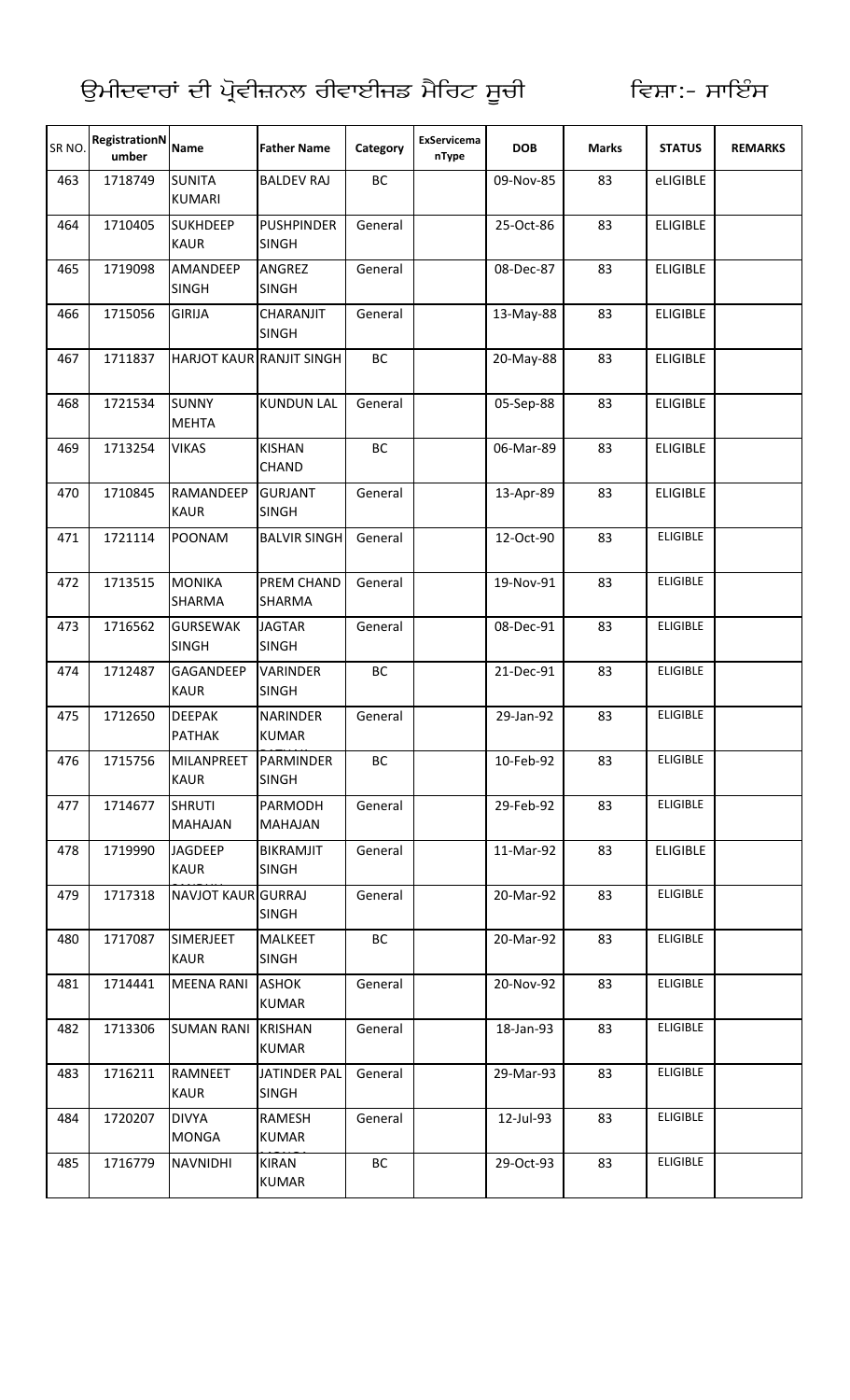ਉਮੀਦਵਾਰਾਂ ਦੀ ਪ੍ਰੋਵੀਜ਼ਨਲ ਰੀਵਾਈਜ਼ਡ ਮੈਰਿਟ ਸੂਚੀ ਵਿਸ਼ਾ:- ਸਾਇੰਸ

| SR NO. | RegistrationNumber | Name | Father Name | Category | ExServicemanType | DOB | Marks | STATUS | REMARKS |
|---|---|---|---|---|---|---|---|---|---|
| 463 | 1718749 | SUNITA KUMARI | BALDEV RAJ | BC | | 09-Nov-85 | 83 | eLIGIBLE | |
| 464 | 1710405 | SUKHDEEP KAUR | PUSHPINDER SINGH | General | | 25-Oct-86 | 83 | ELIGIBLE | |
| 465 | 1719098 | AMANDEEP SINGH | ANGREZ SINGH | General | | 08-Dec-87 | 83 | ELIGIBLE | |
| 466 | 1715056 | GIRIJA | CHARANJIT SINGH | General | | 13-May-88 | 83 | ELIGIBLE | |
| 467 | 1711837 | HARJOT KAUR | RANJIT SINGH | BC | | 20-May-88 | 83 | ELIGIBLE | |
| 468 | 1721534 | SUNNY MEHTA | KUNDUN LAL | General | | 05-Sep-88 | 83 | ELIGIBLE | |
| 469 | 1713254 | VIKAS | KISHAN CHAND | BC | | 06-Mar-89 | 83 | ELIGIBLE | |
| 470 | 1710845 | RAMANDEEP KAUR | GURJANT SINGH | General | | 13-Apr-89 | 83 | ELIGIBLE | |
| 471 | 1721114 | POONAM | BALVIR SINGH | General | | 12-Oct-90 | 83 | ELIGIBLE | |
| 472 | 1713515 | MONIKA SHARMA | PREM CHAND SHARMA | General | | 19-Nov-91 | 83 | ELIGIBLE | |
| 473 | 1716562 | GURSEWAK SINGH | JAGTAR SINGH | General | | 08-Dec-91 | 83 | ELIGIBLE | |
| 474 | 1712487 | GAGANDEEP KAUR | VARINDER SINGH | BC | | 21-Dec-91 | 83 | ELIGIBLE | |
| 475 | 1712650 | DEEPAK PATHAK | NARINDER KUMAR | General | | 29-Jan-92 | 83 | ELIGIBLE | |
| 476 | 1715756 | MILANPREET KAUR | PARMINDER SINGH | BC | | 10-Feb-92 | 83 | ELIGIBLE | |
| 477 | 1714677 | SHRUTI MAHAJAN | PARMODH MAHAJAN | General | | 29-Feb-92 | 83 | ELIGIBLE | |
| 478 | 1719990 | JAGDEEP KAUR | BIKRAMJIT SINGH | General | | 11-Mar-92 | 83 | ELIGIBLE | |
| 479 | 1717318 | NAVJOT KAUR | GURRAJ SINGH | General | | 20-Mar-92 | 83 | ELIGIBLE | |
| 480 | 1717087 | SIMERJEET KAUR | MALKEET SINGH | BC | | 20-Mar-92 | 83 | ELIGIBLE | |
| 481 | 1714441 | MEENA RANI | ASHOK KUMAR | General | | 20-Nov-92 | 83 | ELIGIBLE | |
| 482 | 1713306 | SUMAN RANI | KRISHAN KUMAR | General | | 18-Jan-93 | 83 | ELIGIBLE | |
| 483 | 1716211 | RAMNEET KAUR | JATINDER PAL SINGH | General | | 29-Mar-93 | 83 | ELIGIBLE | |
| 484 | 1720207 | DIVYA MONGA | RAMESH KUMAR | General | | 12-Jul-93 | 83 | ELIGIBLE | |
| 485 | 1716779 | NAVNIDHI | KIRAN KUMAR | BC | | 29-Oct-93 | 83 | ELIGIBLE | |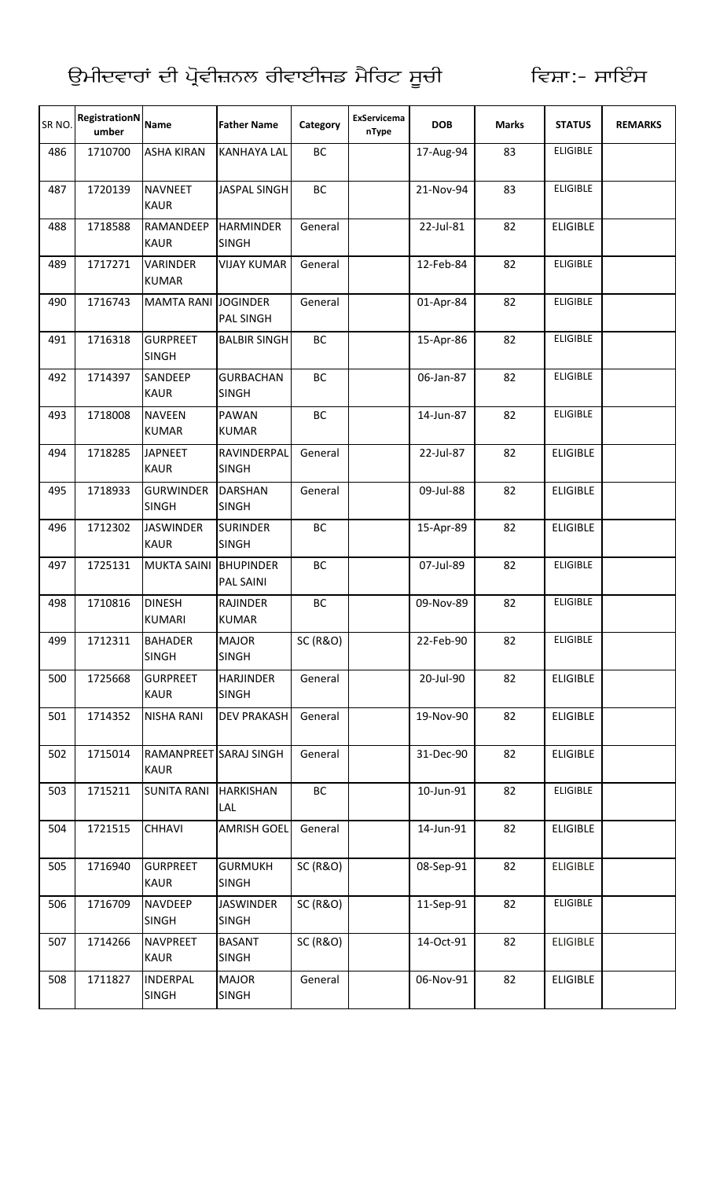ਉਮੀਦਵਾਰਾਂ ਦੀ ਪ੍ਰੋਵੀਜ਼ਨਲ ਰੀਵਾਈਜਡ ਮੈਰਿਟ ਸੂਚੀ ਵਿਸ਼ਾ:- ਸਾਇੰਸ

| SR NO. | RegistrationNumber | Name | Father Name | Category | ExServicemanType | DOB | Marks | STATUS | REMARKS |
|---|---|---|---|---|---|---|---|---|---|
| 486 | 1710700 | ASHA KIRAN | KANHAYA LAL | BC | | 17-Aug-94 | 83 | ELIGIBLE | |
| 487 | 1720139 | NAVNEET KAUR | JASPAL SINGH | BC | | 21-Nov-94 | 83 | ELIGIBLE | |
| 488 | 1718588 | RAMANDEEP KAUR | HARMINDER SINGH | General | | 22-Jul-81 | 82 | ELIGIBLE | |
| 489 | 1717271 | VARINDER KUMAR | VIJAY KUMAR | General | | 12-Feb-84 | 82 | ELIGIBLE | |
| 490 | 1716743 | MAMTA RANI | JOGINDER PAL SINGH | General | | 01-Apr-84 | 82 | ELIGIBLE | |
| 491 | 1716318 | GURPREET SINGH | BALBIR SINGH | BC | | 15-Apr-86 | 82 | ELIGIBLE | |
| 492 | 1714397 | SANDEEP KAUR | GURBACHAN SINGH | BC | | 06-Jan-87 | 82 | ELIGIBLE | |
| 493 | 1718008 | NAVEEN KUMAR | PAWAN KUMAR | BC | | 14-Jun-87 | 82 | ELIGIBLE | |
| 494 | 1718285 | JAPNEET KAUR | RAVINDERPAL SINGH | General | | 22-Jul-87 | 82 | ELIGIBLE | |
| 495 | 1718933 | GURWINDER SINGH | DARSHAN SINGH | General | | 09-Jul-88 | 82 | ELIGIBLE | |
| 496 | 1712302 | JASWINDER KAUR | SURINDER SINGH | BC | | 15-Apr-89 | 82 | ELIGIBLE | |
| 497 | 1725131 | MUKTA SAINI | BHUPINDER PAL SAINI | BC | | 07-Jul-89 | 82 | ELIGIBLE | |
| 498 | 1710816 | DINESH KUMARI | RAJINDER KUMAR | BC | | 09-Nov-89 | 82 | ELIGIBLE | |
| 499 | 1712311 | BAHADER SINGH | MAJOR SINGH | SC (R&O) | | 22-Feb-90 | 82 | ELIGIBLE | |
| 500 | 1725668 | GURPREET KAUR | HARJINDER SINGH | General | | 20-Jul-90 | 82 | ELIGIBLE | |
| 501 | 1714352 | NISHA RANI | DEV PRAKASH | General | | 19-Nov-90 | 82 | ELIGIBLE | |
| 502 | 1715014 | RAMANPREET KAUR | SARAJ SINGH | General | | 31-Dec-90 | 82 | ELIGIBLE | |
| 503 | 1715211 | SUNITA RANI | HARKISHAN LAL | BC | | 10-Jun-91 | 82 | ELIGIBLE | |
| 504 | 1721515 | CHHAVI | AMRISH GOEL | General | | 14-Jun-91 | 82 | ELIGIBLE | |
| 505 | 1716940 | GURPREET KAUR | GURMUKH SINGH | SC (R&O) | | 08-Sep-91 | 82 | ELIGIBLE | |
| 506 | 1716709 | NAVDEEP SINGH | JASWINDER SINGH | SC (R&O) | | 11-Sep-91 | 82 | ELIGIBLE | |
| 507 | 1714266 | NAVPREET KAUR | BASANT SINGH | SC (R&O) | | 14-Oct-91 | 82 | ELIGIBLE | |
| 508 | 1711827 | INDERPAL SINGH | MAJOR SINGH | General | | 06-Nov-91 | 82 | ELIGIBLE | |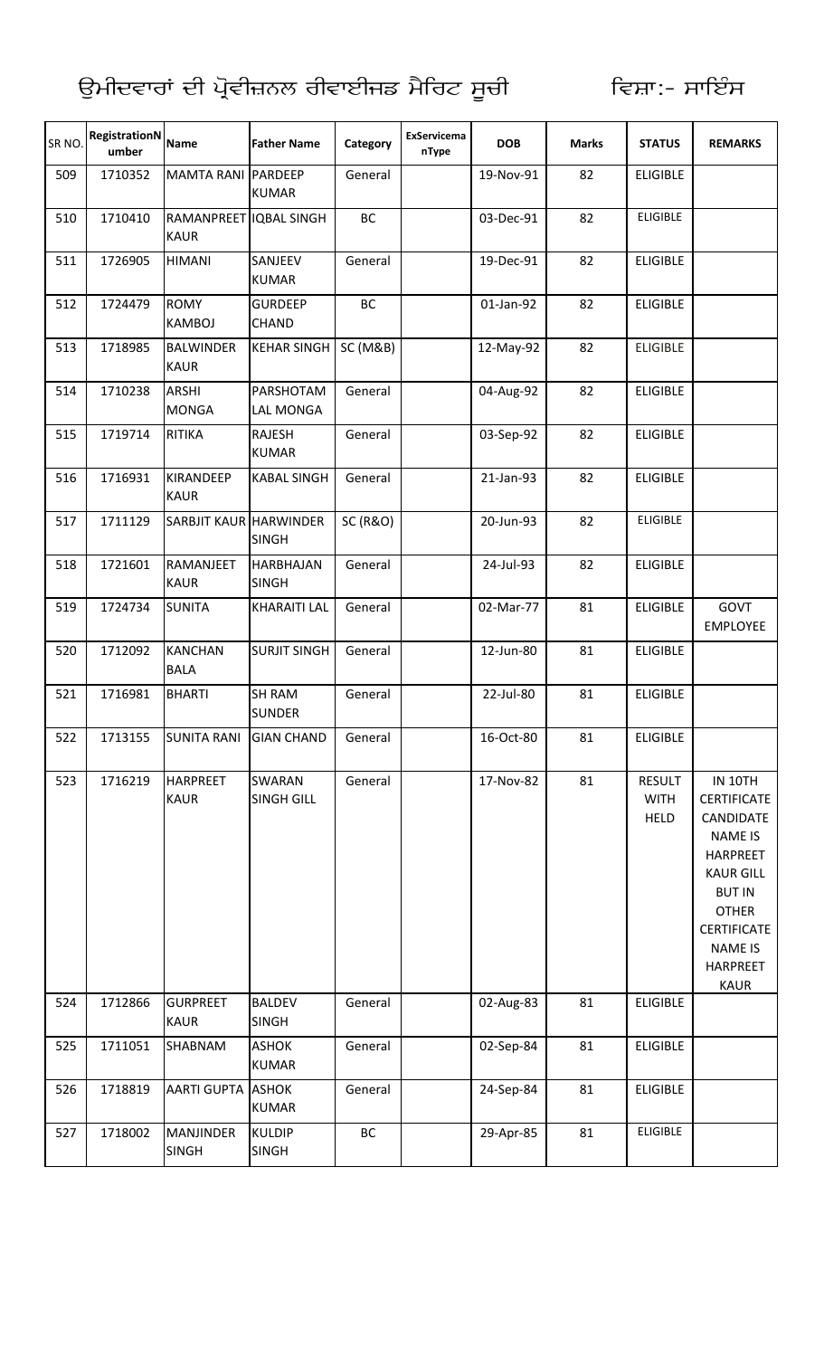ਉਮੀਦਵਾਰਾਂ ਦੀ ਪ੍ਰੋਵੀਜ਼ਨਲ ਰੀਵਾਈਜ਼ਡ ਮੈਰਿਟ ਸੂਚੀ ਵਿਸ਼ਾ:- ਸਾਇੰਸ

| SR NO. | RegistrationNumber | Name | Father Name | Category | ExServicemanType | DOB | Marks | STATUS | REMARKS |
|---|---|---|---|---|---|---|---|---|---|
| 509 | 1710352 | MAMTA RANI | PARDEEP KUMAR | General | | 19-Nov-91 | 82 | ELIGIBLE | |
| 510 | 1710410 | RAMANPREET KAUR | IQBAL SINGH | BC | | 03-Dec-91 | 82 | ELIGIBLE | |
| 511 | 1726905 | HIMANI | SANJEEV KUMAR | General | | 19-Dec-91 | 82 | ELIGIBLE | |
| 512 | 1724479 | ROMY KAMBOJ | GURDEEP CHAND | BC | | 01-Jan-92 | 82 | ELIGIBLE | |
| 513 | 1718985 | BALWINDER KAUR | KEHAR SINGH | SC (M&B) | | 12-May-92 | 82 | ELIGIBLE | |
| 514 | 1710238 | ARSHI MONGA | PARSHOTAM LAL MONGA | General | | 04-Aug-92 | 82 | ELIGIBLE | |
| 515 | 1719714 | RITIKA | RAJESH KUMAR | General | | 03-Sep-92 | 82 | ELIGIBLE | |
| 516 | 1716931 | KIRANDEEP KAUR | KABAL SINGH | General | | 21-Jan-93 | 82 | ELIGIBLE | |
| 517 | 1711129 | SARBJIT KAUR | HARWINDER SINGH | SC (R&O) | | 20-Jun-93 | 82 | ELIGIBLE | |
| 518 | 1721601 | RAMANJEET KAUR | HARBHAJAN SINGH | General | | 24-Jul-93 | 82 | ELIGIBLE | |
| 519 | 1724734 | SUNITA | KHARAITI LAL | General | | 02-Mar-77 | 81 | ELIGIBLE | GOVT EMPLOYEE |
| 520 | 1712092 | KANCHAN BALA | SURJIT SINGH | General | | 12-Jun-80 | 81 | ELIGIBLE | |
| 521 | 1716981 | BHARTI | SH RAM SUNDER | General | | 22-Jul-80 | 81 | ELIGIBLE | |
| 522 | 1713155 | SUNITA RANI | GIAN CHAND | General | | 16-Oct-80 | 81 | ELIGIBLE | |
| 523 | 1716219 | HARPREET KAUR | SWARAN SINGH GILL | General | | 17-Nov-82 | 81 | RESULT WITH HELD | IN 10TH CERTIFICATE CANDIDATE NAME IS HARPREET KAUR GILL BUT IN OTHER CERTIFICATE NAME IS HARPREET KAUR |
| 524 | 1712866 | GURPREET KAUR | BALDEV SINGH | General | | 02-Aug-83 | 81 | ELIGIBLE | |
| 525 | 1711051 | SHABNAM | ASHOK KUMAR | General | | 02-Sep-84 | 81 | ELIGIBLE | |
| 526 | 1718819 | AARTI GUPTA | ASHOK KUMAR | General | | 24-Sep-84 | 81 | ELIGIBLE | |
| 527 | 1718002 | MANJINDER SINGH | KULDIP SINGH | BC | | 29-Apr-85 | 81 | ELIGIBLE | |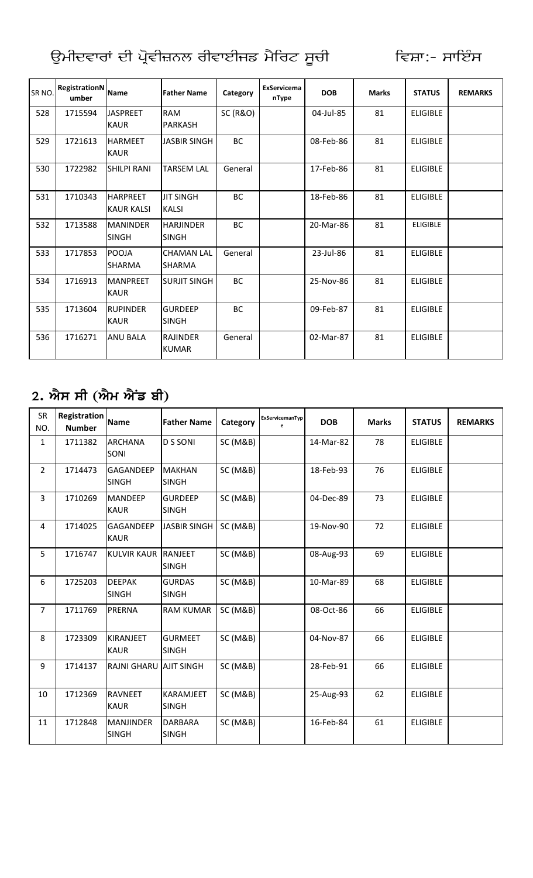# ਉਮੀਦਵਾਰਾਂ ਦੀ ਪ੍ਰੋਵੀਜ਼ਨਲ ਰੀਵਾਈਜਡ ਮੈਰਿਟ ਸੂਚੀ ਵਿਸ਼ਾ:- ਸਾਇੰਸ

| SR NO. | RegistrationNumber | Name | Father Name | Category | ExServicemanType | DOB | Marks | STATUS | REMARKS |
|---|---|---|---|---|---|---|---|---|---|
| 528 | 1715594 | JASPREET KAUR | RAM PARKASH | SC (R&O) | | 04-Jul-85 | 81 | ELIGIBLE | |
| 529 | 1721613 | HARMEET KAUR | JASBIR SINGH | BC | | 08-Feb-86 | 81 | ELIGIBLE | |
| 530 | 1722982 | SHILPI RANI | TARSEM LAL | General | | 17-Feb-86 | 81 | ELIGIBLE | |
| 531 | 1710343 | HARPREET KAUR KALSI | JIT SINGH KALSI | BC | | 18-Feb-86 | 81 | ELIGIBLE | |
| 532 | 1713588 | MANINDER SINGH | HARJINDER SINGH | BC | | 20-Mar-86 | 81 | ELIGIBLE | |
| 533 | 1717853 | POOJA SHARMA | CHAMAN LAL SHARMA | General | | 23-Jul-86 | 81 | ELIGIBLE | |
| 534 | 1716913 | MANPREET KAUR | SURJIT SINGH | BC | | 25-Nov-86 | 81 | ELIGIBLE | |
| 535 | 1713604 | RUPINDER KAUR | GURDEEP SINGH | BC | | 09-Feb-87 | 81 | ELIGIBLE | |
| 536 | 1716271 | ANU BALA | RAJINDER KUMAR | General | | 02-Mar-87 | 81 | ELIGIBLE | |

## 2. ਐਸ ਸੀ (ਐਮ ਐਂਡ ਬੀ)

| SR NO. | Registration Number | Name | Father Name | Category | ExServicemanType | DOB | Marks | STATUS | REMARKS |
|---|---|---|---|---|---|---|---|---|---|
| 1 | 1711382 | ARCHANA SONI | D S SONI | SC (M&B) | | 14-Mar-82 | 78 | ELIGIBLE | |
| 2 | 1714473 | GAGANDEEP SINGH | MAKHAN SINGH | SC (M&B) | | 18-Feb-93 | 76 | ELIGIBLE | |
| 3 | 1710269 | MANDEEP KAUR | GURDEEP SINGH | SC (M&B) | | 04-Dec-89 | 73 | ELIGIBLE | |
| 4 | 1714025 | GAGANDEEP KAUR | JASBIR SINGH | SC (M&B) | | 19-Nov-90 | 72 | ELIGIBLE | |
| 5 | 1716747 | KULVIR KAUR | RANJEET SINGH | SC (M&B) | | 08-Aug-93 | 69 | ELIGIBLE | |
| 6 | 1725203 | DEEPAK SINGH | GURDAS SINGH | SC (M&B) | | 10-Mar-89 | 68 | ELIGIBLE | |
| 7 | 1711769 | PRERNA | RAM KUMAR | SC (M&B) | | 08-Oct-86 | 66 | ELIGIBLE | |
| 8 | 1723309 | KIRANJEET KAUR | GURMEET SINGH | SC (M&B) | | 04-Nov-87 | 66 | ELIGIBLE | |
| 9 | 1714137 | RAJNI GHARU | AJIT SINGH | SC (M&B) | | 28-Feb-91 | 66 | ELIGIBLE | |
| 10 | 1712369 | RAVNEET KAUR | KARAMJEET SINGH | SC (M&B) | | 25-Aug-93 | 62 | ELIGIBLE | |
| 11 | 1712848 | MANJINDER SINGH | DARBARA SINGH | SC (M&B) | | 16-Feb-84 | 61 | ELIGIBLE | |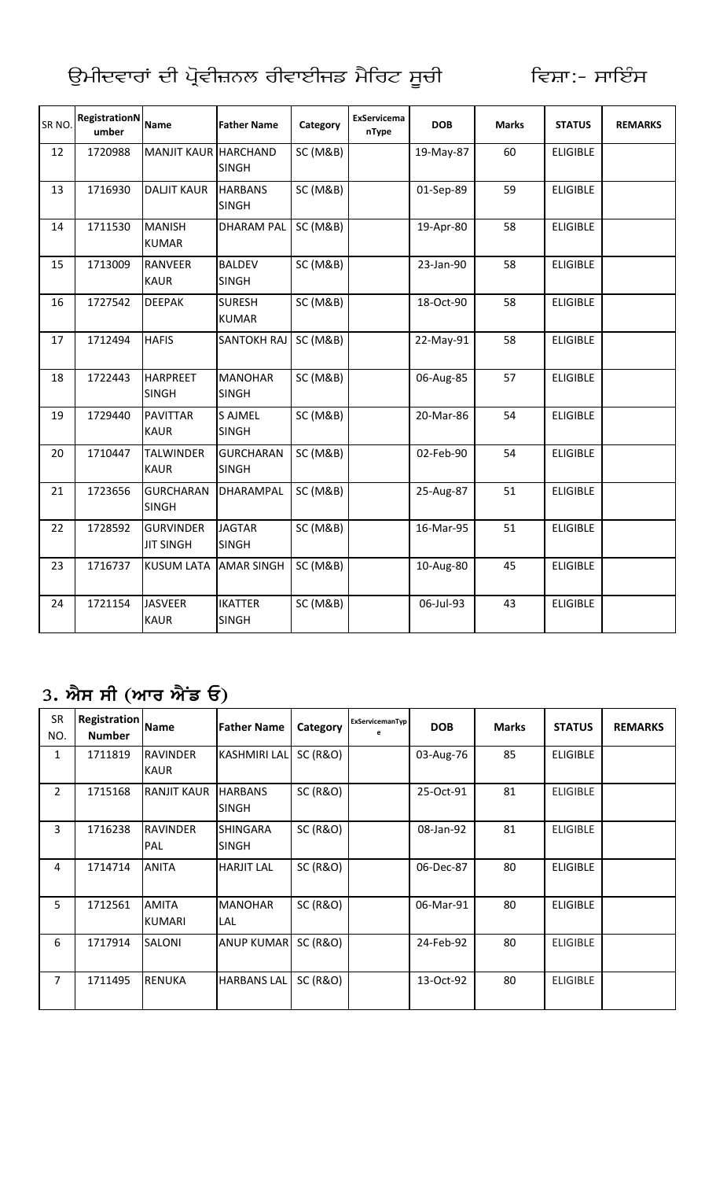ਉਮੀਦਵਾਰਾਂ ਦੀ ਪ੍ਰੋਵੀਜ਼ਨਲ ਰੀਵਾਈਜਡ ਮੈਰਿਟ ਸੂਚੀ ਵਿਸ਼ਾ:- ਸਾਇੰਸ

| SR NO. | RegistrationNumber | Name | Father Name | Category | ExServicemanType | DOB | Marks | STATUS | REMARKS |
|---|---|---|---|---|---|---|---|---|---|
| 12 | 1720988 | MANJIT KAUR | HARCHAND SINGH | SC (M&B) | | 19-May-87 | 60 | ELIGIBLE | |
| 13 | 1716930 | DALJIT KAUR | HARBANS SINGH | SC (M&B) | | 01-Sep-89 | 59 | ELIGIBLE | |
| 14 | 1711530 | MANISH KUMAR | DHARAM PAL | SC (M&B) | | 19-Apr-80 | 58 | ELIGIBLE | |
| 15 | 1713009 | RANVEER KAUR | BALDEV SINGH | SC (M&B) | | 23-Jan-90 | 58 | ELIGIBLE | |
| 16 | 1727542 | DEEPAK | SURESH KUMAR | SC (M&B) | | 18-Oct-90 | 58 | ELIGIBLE | |
| 17 | 1712494 | HAFIS | SANTOKH RAJ | SC (M&B) | | 22-May-91 | 58 | ELIGIBLE | |
| 18 | 1722443 | HARPREET SINGH | MANOHAR SINGH | SC (M&B) | | 06-Aug-85 | 57 | ELIGIBLE | |
| 19 | 1729440 | PAVITTAR KAUR | S AJMEL SINGH | SC (M&B) | | 20-Mar-86 | 54 | ELIGIBLE | |
| 20 | 1710447 | TALWINDER KAUR | GURCHARAN SINGH | SC (M&B) | | 02-Feb-90 | 54 | ELIGIBLE | |
| 21 | 1723656 | GURCHARAN SINGH | DHARAMPAL | SC (M&B) | | 25-Aug-87 | 51 | ELIGIBLE | |
| 22 | 1728592 | GURVINDER JIT SINGH | JAGTAR SINGH | SC (M&B) | | 16-Mar-95 | 51 | ELIGIBLE | |
| 23 | 1716737 | KUSUM LATA | AMAR SINGH | SC (M&B) | | 10-Aug-80 | 45 | ELIGIBLE | |
| 24 | 1721154 | JASVEER KAUR | IKATTER SINGH | SC (M&B) | | 06-Jul-93 | 43 | ELIGIBLE | |

## 3. ਐਸ ਸੀ (ਆਰ ਐਂਡ ਓ)

| SR NO. | Registration Number | Name | Father Name | Category | ExServicemanType | DOB | Marks | STATUS | REMARKS |
|---|---|---|---|---|---|---|---|---|---|
| 1 | 1711819 | RAVINDER KAUR | KASHMIRI LAL | SC (R&O) | | 03-Aug-76 | 85 | ELIGIBLE | |
| 2 | 1715168 | RANJIT KAUR | HARBANS SINGH | SC (R&O) | | 25-Oct-91 | 81 | ELIGIBLE | |
| 3 | 1716238 | RAVINDER PAL | SHINGARA SINGH | SC (R&O) | | 08-Jan-92 | 81 | ELIGIBLE | |
| 4 | 1714714 | ANITA | HARJIT LAL | SC (R&O) | | 06-Dec-87 | 80 | ELIGIBLE | |
| 5 | 1712561 | AMITA KUMARI | MANOHAR LAL | SC (R&O) | | 06-Mar-91 | 80 | ELIGIBLE | |
| 6 | 1717914 | SALONI | ANUP KUMAR | SC (R&O) | | 24-Feb-92 | 80 | ELIGIBLE | |
| 7 | 1711495 | RENUKA | HARBANS LAL | SC (R&O) | | 13-Oct-92 | 80 | ELIGIBLE | |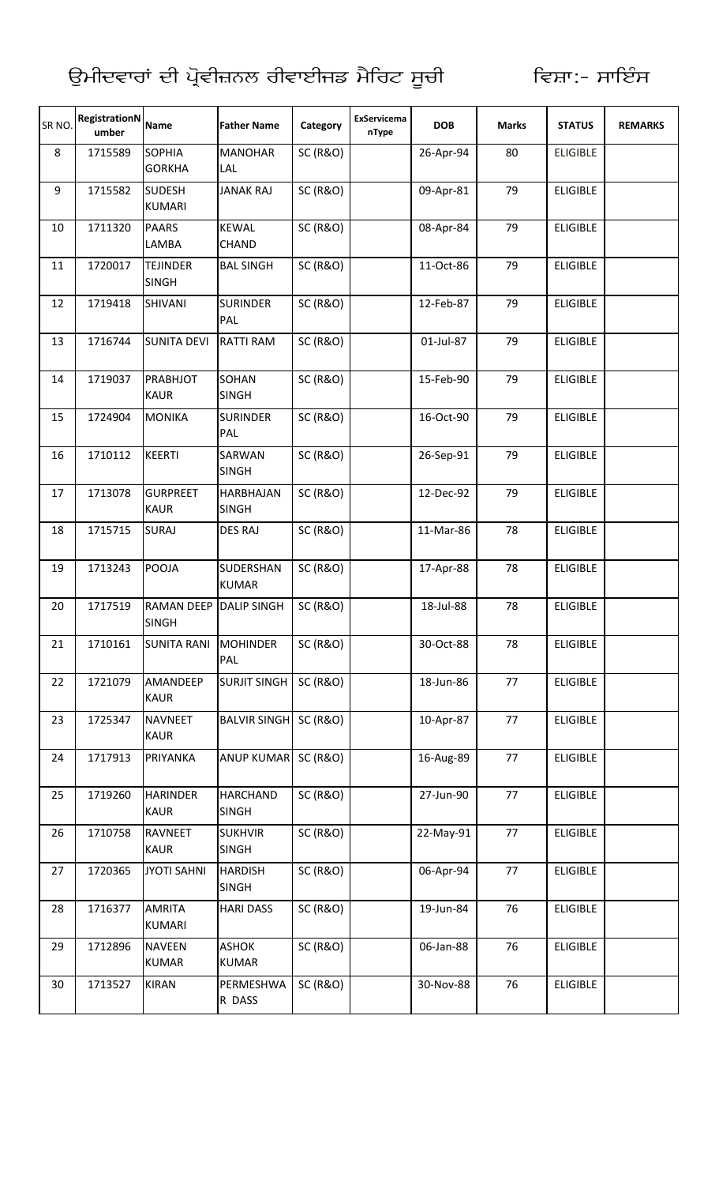# ਉਮੀਦਵਾਰਾਂ ਦੀ ਪ੍ਰੋਵੀਜ਼ਨਲ ਰੀਵਾਈਜਡ ਮੈਰਿਟ ਸੂਚੀ ਵਿਸ਼ਾ:- ਸਾਇੰਸ

| SR NO. | RegistrationNumber | Name | Father Name | Category | ExServicemanType | DOB | Marks | STATUS | REMARKS |
|---|---|---|---|---|---|---|---|---|---|
| 8 | 1715589 | SOPHIA GORKHA | MANOHAR LAL | SC (R&O) | | 26-Apr-94 | 80 | ELIGIBLE | |
| 9 | 1715582 | SUDESH KUMARI | JANAK RAJ | SC (R&O) | | 09-Apr-81 | 79 | ELIGIBLE | |
| 10 | 1711320 | PAARS LAMBA | KEWAL CHAND | SC (R&O) | | 08-Apr-84 | 79 | ELIGIBLE | |
| 11 | 1720017 | TEJINDER SINGH | BAL SINGH | SC (R&O) | | 11-Oct-86 | 79 | ELIGIBLE | |
| 12 | 1719418 | SHIVANI | SURINDER PAL | SC (R&O) | | 12-Feb-87 | 79 | ELIGIBLE | |
| 13 | 1716744 | SUNITA DEVI | RATTI RAM | SC (R&O) | | 01-Jul-87 | 79 | ELIGIBLE | |
| 14 | 1719037 | PRABHJOT KAUR | SOHAN SINGH | SC (R&O) | | 15-Feb-90 | 79 | ELIGIBLE | |
| 15 | 1724904 | MONIKA | SURINDER PAL | SC (R&O) | | 16-Oct-90 | 79 | ELIGIBLE | |
| 16 | 1710112 | KEERTI | SARWAN SINGH | SC (R&O) | | 26-Sep-91 | 79 | ELIGIBLE | |
| 17 | 1713078 | GURPREET KAUR | HARBHAJAN SINGH | SC (R&O) | | 12-Dec-92 | 79 | ELIGIBLE | |
| 18 | 1715715 | SURAJ | DES RAJ | SC (R&O) | | 11-Mar-86 | 78 | ELIGIBLE | |
| 19 | 1713243 | POOJA | SUDERSHAN KUMAR | SC (R&O) | | 17-Apr-88 | 78 | ELIGIBLE | |
| 20 | 1717519 | RAMAN DEEP SINGH | DALIP SINGH | SC (R&O) | | 18-Jul-88 | 78 | ELIGIBLE | |
| 21 | 1710161 | SUNITA RANI | MOHINDER PAL | SC (R&O) | | 30-Oct-88 | 78 | ELIGIBLE | |
| 22 | 1721079 | AMANDEEP KAUR | SURJIT SINGH | SC (R&O) | | 18-Jun-86 | 77 | ELIGIBLE | |
| 23 | 1725347 | NAVNEET KAUR | BALVIR SINGH | SC (R&O) | | 10-Apr-87 | 77 | ELIGIBLE | |
| 24 | 1717913 | PRIYANKA | ANUP KUMAR | SC (R&O) | | 16-Aug-89 | 77 | ELIGIBLE | |
| 25 | 1719260 | HARINDER KAUR | HARCHAND SINGH | SC (R&O) | | 27-Jun-90 | 77 | ELIGIBLE | |
| 26 | 1710758 | RAVNEET KAUR | SUKHVIR SINGH | SC (R&O) | | 22-May-91 | 77 | ELIGIBLE | |
| 27 | 1720365 | JYOTI SAHNI | HARDISH SINGH | SC (R&O) | | 06-Apr-94 | 77 | ELIGIBLE | |
| 28 | 1716377 | AMRITA KUMARI | HARI DASS | SC (R&O) | | 19-Jun-84 | 76 | ELIGIBLE | |
| 29 | 1712896 | NAVEEN KUMAR | ASHOK KUMAR | SC (R&O) | | 06-Jan-88 | 76 | ELIGIBLE | |
| 30 | 1713527 | KIRAN | PERMESHWAR DASS | SC (R&O) | | 30-Nov-88 | 76 | ELIGIBLE | |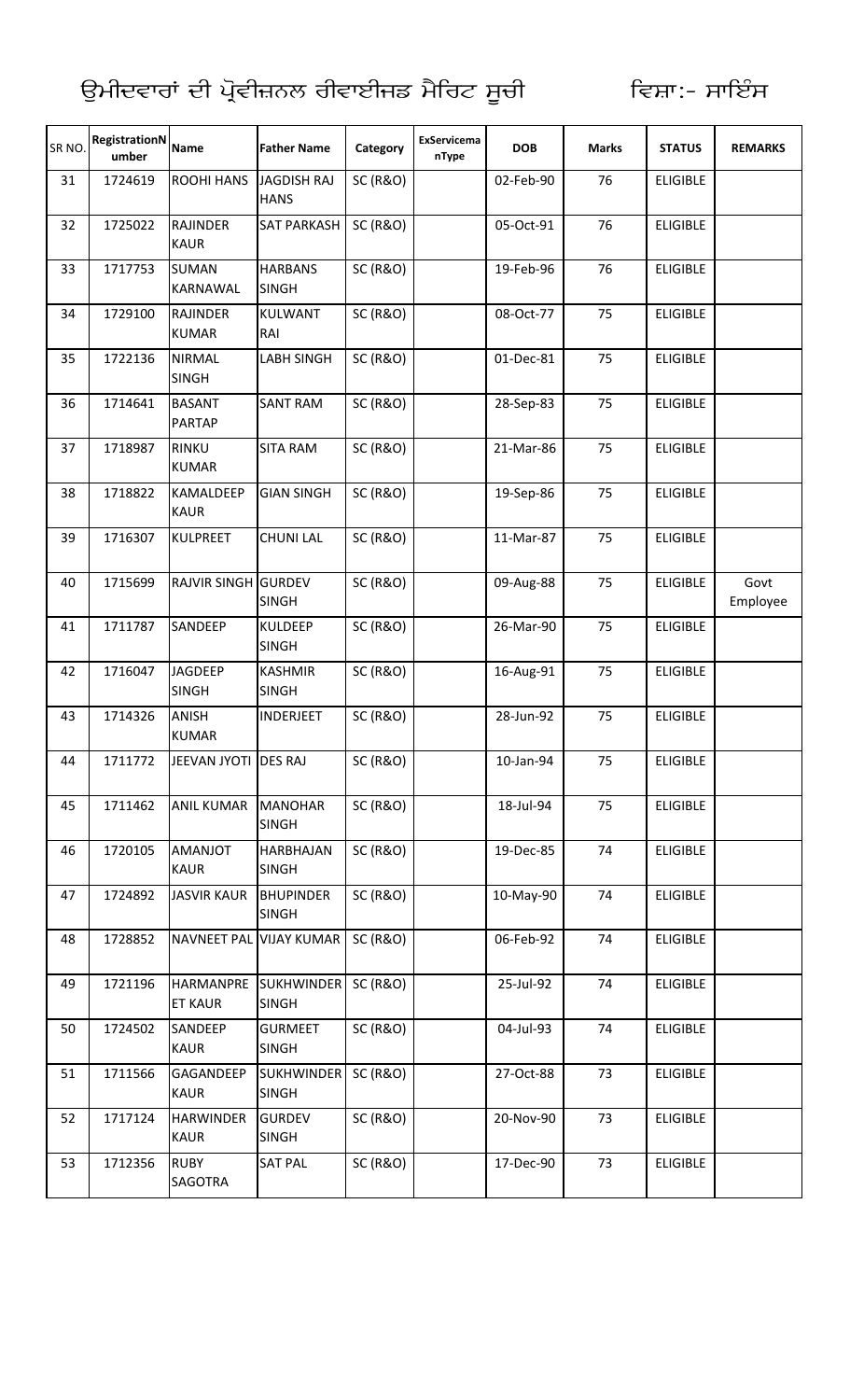ਉਮੀਦਵਾਰਾਂ ਦੀ ਪ੍ਰੋਵੀਜ਼ਨਲ ਰੀਵਾਈਜਡ ਮੈਰਿਟ ਸੂਚੀ ਵਿਸ਼ਾ:- ਸਾਇੰਸ

| SR NO. | RegistrationNumber | Name | Father Name | Category | ExServicemanType | DOB | Marks | STATUS | REMARKS |
|---|---|---|---|---|---|---|---|---|---|
| 31 | 1724619 | ROOHI HANS | JAGDISH RAJ HANS | SC (R&O) | | 02-Feb-90 | 76 | ELIGIBLE | |
| 32 | 1725022 | RAJINDER KAUR | SAT PARKASH | SC (R&O) | | 05-Oct-91 | 76 | ELIGIBLE | |
| 33 | 1717753 | SUMAN KARNAWAL | HARBANS SINGH | SC (R&O) | | 19-Feb-96 | 76 | ELIGIBLE | |
| 34 | 1729100 | RAJINDER KUMAR | KULWANT RAI | SC (R&O) | | 08-Oct-77 | 75 | ELIGIBLE | |
| 35 | 1722136 | NIRMAL SINGH | LABH SINGH | SC (R&O) | | 01-Dec-81 | 75 | ELIGIBLE | |
| 36 | 1714641 | BASANT PARTAP | SANT RAM | SC (R&O) | | 28-Sep-83 | 75 | ELIGIBLE | |
| 37 | 1718987 | RINKU KUMAR | SITA RAM | SC (R&O) | | 21-Mar-86 | 75 | ELIGIBLE | |
| 38 | 1718822 | KAMALDEEP KAUR | GIAN SINGH | SC (R&O) | | 19-Sep-86 | 75 | ELIGIBLE | |
| 39 | 1716307 | KULPREET | CHUNI LAL | SC (R&O) | | 11-Mar-87 | 75 | ELIGIBLE | |
| 40 | 1715699 | RAJVIR SINGH | GURDEV SINGH | SC (R&O) | | 09-Aug-88 | 75 | ELIGIBLE | Govt Employee |
| 41 | 1711787 | SANDEEP | KULDEEP SINGH | SC (R&O) | | 26-Mar-90 | 75 | ELIGIBLE | |
| 42 | 1716047 | JAGDEEP SINGH | KASHMIR SINGH | SC (R&O) | | 16-Aug-91 | 75 | ELIGIBLE | |
| 43 | 1714326 | ANISH KUMAR | INDERJEET | SC (R&O) | | 28-Jun-92 | 75 | ELIGIBLE | |
| 44 | 1711772 | JEEVAN JYOTI | DES RAJ | SC (R&O) | | 10-Jan-94 | 75 | ELIGIBLE | |
| 45 | 1711462 | ANIL KUMAR | MANOHAR SINGH | SC (R&O) | | 18-Jul-94 | 75 | ELIGIBLE | |
| 46 | 1720105 | AMANJOT KAUR | HARBHAJAN SINGH | SC (R&O) | | 19-Dec-85 | 74 | ELIGIBLE | |
| 47 | 1724892 | JASVIR KAUR | BHUPINDER SINGH | SC (R&O) | | 10-May-90 | 74 | ELIGIBLE | |
| 48 | 1728852 | NAVNEET PAL | VIJAY KUMAR | SC (R&O) | | 06-Feb-92 | 74 | ELIGIBLE | |
| 49 | 1721196 | HARMANPREET KAUR | SUKHWINDER SINGH | SC (R&O) | | 25-Jul-92 | 74 | ELIGIBLE | |
| 50 | 1724502 | SANDEEP KAUR | GURMEET SINGH | SC (R&O) | | 04-Jul-93 | 74 | ELIGIBLE | |
| 51 | 1711566 | GAGANDEEP KAUR | SUKHWINDER SINGH | SC (R&O) | | 27-Oct-88 | 73 | ELIGIBLE | |
| 52 | 1717124 | HARWINDER KAUR | GURDEV SINGH | SC (R&O) | | 20-Nov-90 | 73 | ELIGIBLE | |
| 53 | 1712356 | RUBY SAGOTRA | SAT PAL | SC (R&O) | | 17-Dec-90 | 73 | ELIGIBLE | |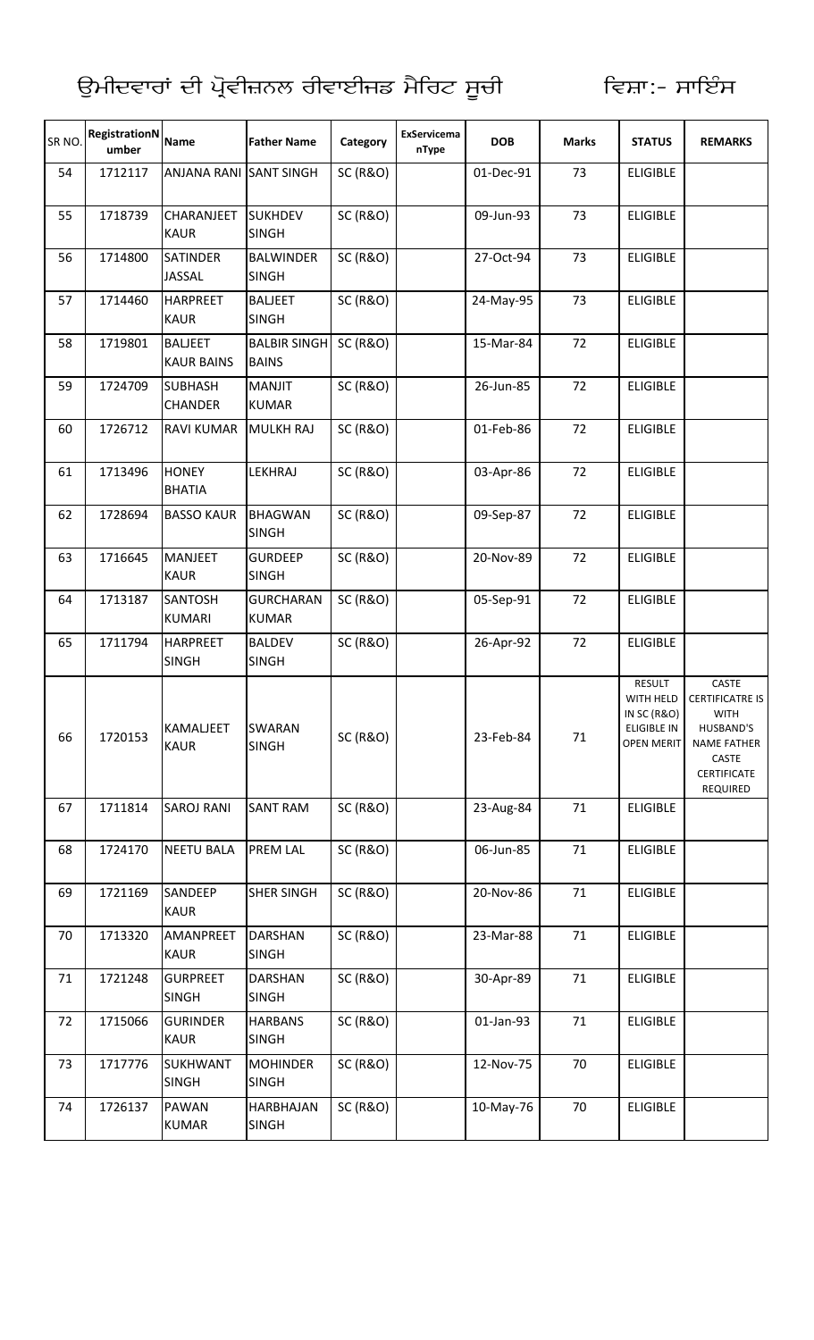ਉਮੀਦਵਾਰਾਂ ਦੀ ਪ੍ਰੋਵੀਜ਼ਨਲ ਰੀਵਾਈਜਡ ਮੈਰਿਟ ਸੂਚੀ ਵਿਸ਼ਾ:- ਸਾਇੰਸ

| SR NO. | RegistrationNumber | Name | Father Name | Category | ExServicemanType | DOB | Marks | STATUS | REMARKS |
|---|---|---|---|---|---|---|---|---|---|
| 54 | 1712117 | ANJANA RANI | SANT SINGH | SC (R&O) | | 01-Dec-91 | 73 | ELIGIBLE | |
| 55 | 1718739 | CHARANJEET KAUR | SUKHDEV SINGH | SC (R&O) | | 09-Jun-93 | 73 | ELIGIBLE | |
| 56 | 1714800 | SATINDER JASSAL | BALWINDER SINGH | SC (R&O) | | 27-Oct-94 | 73 | ELIGIBLE | |
| 57 | 1714460 | HARPREET KAUR | BALJEET SINGH | SC (R&O) | | 24-May-95 | 73 | ELIGIBLE | |
| 58 | 1719801 | BALJEET KAUR BAINS | BALBIR SINGH BAINS | SC (R&O) | | 15-Mar-84 | 72 | ELIGIBLE | |
| 59 | 1724709 | SUBHASH CHANDER | MANJIT KUMAR | SC (R&O) | | 26-Jun-85 | 72 | ELIGIBLE | |
| 60 | 1726712 | RAVI KUMAR | MULKH RAJ | SC (R&O) | | 01-Feb-86 | 72 | ELIGIBLE | |
| 61 | 1713496 | HONEY BHATIA | LEKHRAJ | SC (R&O) | | 03-Apr-86 | 72 | ELIGIBLE | |
| 62 | 1728694 | BASSO KAUR | BHAGWAN SINGH | SC (R&O) | | 09-Sep-87 | 72 | ELIGIBLE | |
| 63 | 1716645 | MANJEET KAUR | GURDEEP SINGH | SC (R&O) | | 20-Nov-89 | 72 | ELIGIBLE | |
| 64 | 1713187 | SANTOSH KUMARI | GURCHARAN KUMAR | SC (R&O) | | 05-Sep-91 | 72 | ELIGIBLE | |
| 65 | 1711794 | HARPREET SINGH | BALDEV SINGH | SC (R&O) | | 26-Apr-92 | 72 | ELIGIBLE | |
| 66 | 1720153 | KAMALJEET KAUR | SWARAN SINGH | SC (R&O) | | 23-Feb-84 | 71 | RESULT WITH HELD IN SC (R&O) ELIGIBLE IN OPEN MERIT | CASTE CERTIFICATRE IS WITH HUSBAND'S NAME FATHER CASTE CERTIFICATE REQUIRED |
| 67 | 1711814 | SAROJ RANI | SANT RAM | SC (R&O) | | 23-Aug-84 | 71 | ELIGIBLE | |
| 68 | 1724170 | NEETU BALA | PREM LAL | SC (R&O) | | 06-Jun-85 | 71 | ELIGIBLE | |
| 69 | 1721169 | SANDEEP KAUR | SHER SINGH | SC (R&O) | | 20-Nov-86 | 71 | ELIGIBLE | |
| 70 | 1713320 | AMANPREET KAUR | DARSHAN SINGH | SC (R&O) | | 23-Mar-88 | 71 | ELIGIBLE | |
| 71 | 1721248 | GURPREET SINGH | DARSHAN SINGH | SC (R&O) | | 30-Apr-89 | 71 | ELIGIBLE | |
| 72 | 1715066 | GURINDER KAUR | HARBANS SINGH | SC (R&O) | | 01-Jan-93 | 71 | ELIGIBLE | |
| 73 | 1717776 | SUKHWANT SINGH | MOHINDER SINGH | SC (R&O) | | 12-Nov-75 | 70 | ELIGIBLE | |
| 74 | 1726137 | PAWAN KUMAR | HARBHAJAN SINGH | SC (R&O) | | 10-May-76 | 70 | ELIGIBLE | |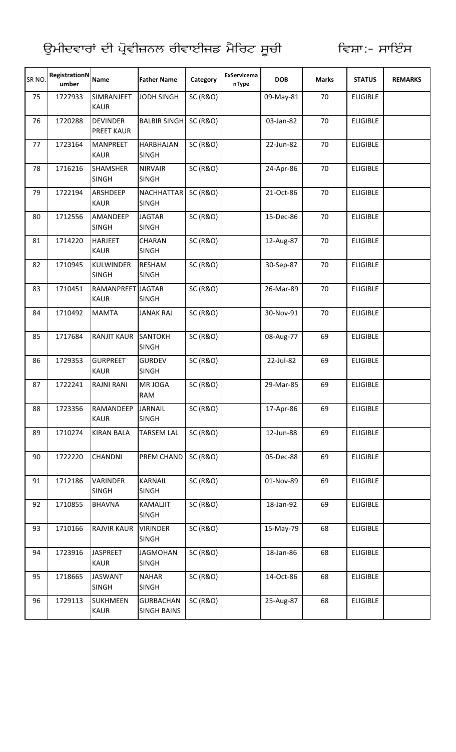ਉਮੀਦਵਾਰਾਂ ਦੀ ਪ੍ਰੋਵੀਜ਼ਨਲ ਰੀਵਾਈਜਡ ਮੈਰਿਟ ਸੂਚੀ ਵਿਸ਼ਾ:- ਸਾਇੰਸ

| SR NO. | RegistrationNumber | Name | Father Name | Category | ExServicemanType | DOB | Marks | STATUS | REMARKS |
|---|---|---|---|---|---|---|---|---|---|
| 75 | 1727933 | SIMRANJEET KAUR | JODH SINGH | SC (R&O) | | 09-May-81 | 70 | ELIGIBLE | |
| 76 | 1720288 | DEVINDER PREET KAUR | BALBIR SINGH | SC (R&O) | | 03-Jan-82 | 70 | ELIGIBLE | |
| 77 | 1723164 | MANPREET KAUR | HARBHAJAN SINGH | SC (R&O) | | 22-Jun-82 | 70 | ELIGIBLE | |
| 78 | 1716216 | SHAMSHER SINGH | NIRVAIR SINGH | SC (R&O) | | 24-Apr-86 | 70 | ELIGIBLE | |
| 79 | 1722194 | ARSHDEEP KAUR | NACHHATTAR SINGH | SC (R&O) | | 21-Oct-86 | 70 | ELIGIBLE | |
| 80 | 1712556 | AMANDEEP SINGH | JAGTAR SINGH | SC (R&O) | | 15-Dec-86 | 70 | ELIGIBLE | |
| 81 | 1714220 | HARJEET KAUR | CHARAN SINGH | SC (R&O) | | 12-Aug-87 | 70 | ELIGIBLE | |
| 82 | 1710945 | KULWINDER SINGH | RESHAM SINGH | SC (R&O) | | 30-Sep-87 | 70 | ELIGIBLE | |
| 83 | 1710451 | RAMANPREET KAUR | JAGTAR SINGH | SC (R&O) | | 26-Mar-89 | 70 | ELIGIBLE | |
| 84 | 1710492 | MAMTA | JANAK RAJ | SC (R&O) | | 30-Nov-91 | 70 | ELIGIBLE | |
| 85 | 1717684 | RANJIT KAUR | SANTOKH SINGH | SC (R&O) | | 08-Aug-77 | 69 | ELIGIBLE | |
| 86 | 1729353 | GURPREET KAUR | GURDEV SINGH | SC (R&O) | | 22-Jul-82 | 69 | ELIGIBLE | |
| 87 | 1722241 | RAJNI RANI | MR JOGA RAM | SC (R&O) | | 29-Mar-85 | 69 | ELIGIBLE | |
| 88 | 1723356 | RAMANDEEP KAUR | JARNAIL SINGH | SC (R&O) | | 17-Apr-86 | 69 | ELIGIBLE | |
| 89 | 1710274 | KIRAN BALA | TARSEM LAL | SC (R&O) | | 12-Jun-88 | 69 | ELIGIBLE | |
| 90 | 1722220 | CHANDNI | PREM CHAND | SC (R&O) | | 05-Dec-88 | 69 | ELIGIBLE | |
| 91 | 1712186 | VARINDER SINGH | KARNAIL SINGH | SC (R&O) | | 01-Nov-89 | 69 | ELIGIBLE | |
| 92 | 1710855 | BHAVNA | KAMALJIT SINGH | SC (R&O) | | 18-Jan-92 | 69 | ELIGIBLE | |
| 93 | 1710166 | RAJVIR KAUR | VIRINDER SINGH | SC (R&O) | | 15-May-79 | 68 | ELIGIBLE | |
| 94 | 1723916 | JASPREET KAUR | JAGMOHAN SINGH | SC (R&O) | | 18-Jan-86 | 68 | ELIGIBLE | |
| 95 | 1718665 | JASWANT SINGH | NAHAR SINGH | SC (R&O) | | 14-Oct-86 | 68 | ELIGIBLE | |
| 96 | 1729113 | SUKHMEEN KAUR | GURBACHAN SINGH BAINS | SC (R&O) | | 25-Aug-87 | 68 | ELIGIBLE | |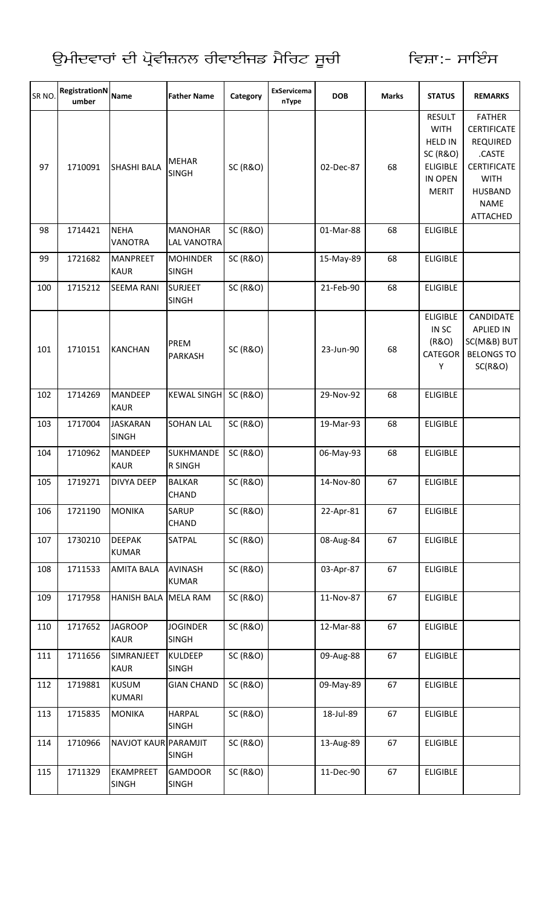ਉਮੀਦਵਾਰਾਂ ਦੀ ਪ੍ਰੋਵੀਜ਼ਨਲ ਰੀਵਾਈਜ਼ਡ ਮੈਰਿਟ ਸੂਚੀ ਵਿਸ਼ਾ:- ਸਾਇੰਸ

| SR NO. | RegistrationNumber | Name | Father Name | Category | ExServicemanType | DOB | Marks | STATUS | REMARKS |
|---|---|---|---|---|---|---|---|---|---|
| 97 | 1710091 | SHASHI BALA | MEHAR SINGH | SC (R&O) | | 02-Dec-87 | 68 | RESULT WITH HELD IN SC (R&O) ELIGIBLE IN OPEN MERIT | FATHER CERTIFICATE REQUIRED .CASTE CERTIFICATE WITH HUSBAND NAME ATTACHED |
| 98 | 1714421 | NEHA VANOTRA | MANOHAR LAL VANOTRA | SC (R&O) | | 01-Mar-88 | 68 | ELIGIBLE | |
| 99 | 1721682 | MANPREET KAUR | MOHINDER SINGH | SC (R&O) | | 15-May-89 | 68 | ELIGIBLE | |
| 100 | 1715212 | SEEMA RANI | SURJEET SINGH | SC (R&O) | | 21-Feb-90 | 68 | ELIGIBLE | |
| 101 | 1710151 | KANCHAN | PREM PARKASH | SC (R&O) | | 23-Jun-90 | 68 | ELIGIBLE IN SC (R&O) CATEGORY | CANDIDATE APLIED IN SC(M&B) BUT BELONGS TO SC(R&O) |
| 102 | 1714269 | MANDEEP KAUR | KEWAL SINGH | SC (R&O) | | 29-Nov-92 | 68 | ELIGIBLE | |
| 103 | 1717004 | JASKARAN SINGH | SOHAN LAL | SC (R&O) | | 19-Mar-93 | 68 | ELIGIBLE | |
| 104 | 1710962 | MANDEEP KAUR | SUKHMANDER SINGH | SC (R&O) | | 06-May-93 | 68 | ELIGIBLE | |
| 105 | 1719271 | DIVYA DEEP | BALKAR CHAND | SC (R&O) | | 14-Nov-80 | 67 | ELIGIBLE | |
| 106 | 1721190 | MONIKA | SARUP CHAND | SC (R&O) | | 22-Apr-81 | 67 | ELIGIBLE | |
| 107 | 1730210 | DEEPAK KUMAR | SATPAL | SC (R&O) | | 08-Aug-84 | 67 | ELIGIBLE | |
| 108 | 1711533 | AMITA BALA | AVINASH KUMAR | SC (R&O) | | 03-Apr-87 | 67 | ELIGIBLE | |
| 109 | 1717958 | HANISH BALA | MELA RAM | SC (R&O) | | 11-Nov-87 | 67 | ELIGIBLE | |
| 110 | 1717652 | JAGROOP KAUR | JOGINDER SINGH | SC (R&O) | | 12-Mar-88 | 67 | ELIGIBLE | |
| 111 | 1711656 | SIMRANJEET KAUR | KULDEEP SINGH | SC (R&O) | | 09-Aug-88 | 67 | ELIGIBLE | |
| 112 | 1719881 | KUSUM KUMARI | GIAN CHAND | SC (R&O) | | 09-May-89 | 67 | ELIGIBLE | |
| 113 | 1715835 | MONIKA | HARPAL SINGH | SC (R&O) | | 18-Jul-89 | 67 | ELIGIBLE | |
| 114 | 1710966 | NAVJOT KAUR | PARAMJIT SINGH | SC (R&O) | | 13-Aug-89 | 67 | ELIGIBLE | |
| 115 | 1711329 | EKAMPREET SINGH | GAMDOOR SINGH | SC (R&O) | | 11-Dec-90 | 67 | ELIGIBLE | |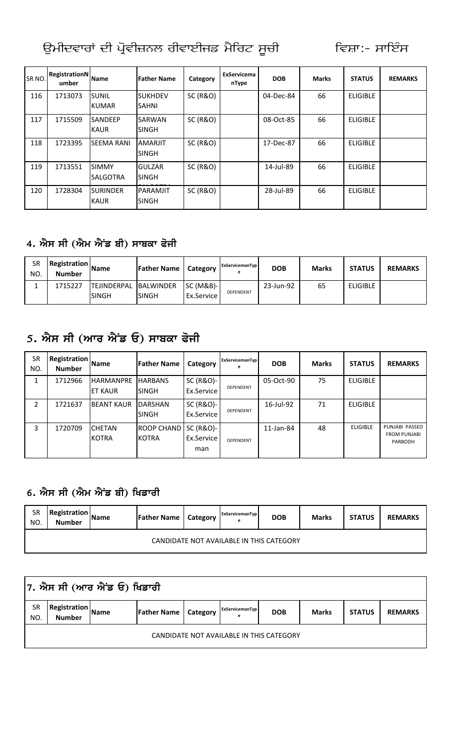# ਉਮੀਦਵਾਰਾਂ ਦੀ ਪ੍ਰੋਵੀਜ਼ਨਲ ਰੀਵਾਈਜਡ ਮੈਰਿਟ ਸੂਚੀ ਵਿਸ਼ਾ:- ਸਾਇੰਸ

| SR NO. | RegistrationNumber | Name | Father Name | Category | ExServicemanType | DOB | Marks | STATUS | REMARKS |
|---|---|---|---|---|---|---|---|---|---|
| 116 | 1713073 | SUNIL KUMAR | SUKHDEV SAHNI | SC (R&O) | | 04-Dec-84 | 66 | ELIGIBLE | |
| 117 | 1715509 | SANDEEP KAUR | SARWAN SINGH | SC (R&O) | | 08-Oct-85 | 66 | ELIGIBLE | |
| 118 | 1723395 | SEEMA RANI | AMARJIT SINGH | SC (R&O) | | 17-Dec-87 | 66 | ELIGIBLE | |
| 119 | 1713551 | SIMMY SALGOTRA | GULZAR SINGH | SC (R&O) | | 14-Jul-89 | 66 | ELIGIBLE | |
| 120 | 1728304 | SURINDER KAUR | PARAMJIT SINGH | SC (R&O) | | 28-Jul-89 | 66 | ELIGIBLE | |

## 4. ਐਸ ਸੀ (ਐਮ ਐਂਡ ਬੀ) ਸਾਬਕਾ ਫੋਜੀ

| SR NO. | Registration Number | Name | Father Name | Category | ExServicemanType | DOB | Marks | STATUS | REMARKS |
|---|---|---|---|---|---|---|---|---|---|
| 1 | 1715227 | TEJINDERPAL SINGH | BALWINDER SINGH | SC (M&B)-Ex.Service | DEPENDENT | 23-Jun-92 | 65 | ELIGIBLE | |

## 5. ਐਸ ਸੀ (ਆਰ ਐਂਡ ਓ) ਸਾਬਕਾ ਫੋਜੀ

| SR NO. | Registration Number | Name | Father Name | Category | ExServicemanType | DOB | Marks | STATUS | REMARKS |
|---|---|---|---|---|---|---|---|---|---|
| 1 | 1712966 | HARMANPREET KAUR | HARBANS SINGH | SC (R&O)-Ex.Service | DEPENDENT | 05-Oct-90 | 75 | ELIGIBLE | |
| 2 | 1721637 | BEANT KAUR | DARSHAN SINGH | SC (R&O)-Ex.Service | DEPENDENT | 16-Jul-92 | 71 | ELIGIBLE | |
| 3 | 1720709 | CHETAN KOTRA | ROOP CHAND KOTRA | SC (R&O)-Ex.Serviceman | DEPENDENT | 11-Jan-84 | 48 | ELIGIBLE | PUNJABI PASSED FROM PUNJABI PARBODH |

## 6. ਐਸ ਸੀ (ਐਮ ਐਂਡ ਬੀ) ਖਿਡਾਰੀ

| SR NO. | Registration Number | Name | Father Name | Category | ExServicemanType | DOB | Marks | STATUS | REMARKS |
|---|---|---|---|---|---|---|---|---|---|
| CANDIDATE NOT AVAILABLE IN THIS CATEGORY | | | | | | | | | |

## 7. ਐਸ ਸੀ (ਆਰ ਐਂਡ ਓ) ਖਿਡਾਰੀ

| SR NO. | Registration Number | Name | Father Name | Category | ExServicemanType | DOB | Marks | STATUS | REMARKS |
|---|---|---|---|---|---|---|---|---|---|
| CANDIDATE NOT AVAILABLE IN THIS CATEGORY | | | | | | | | | |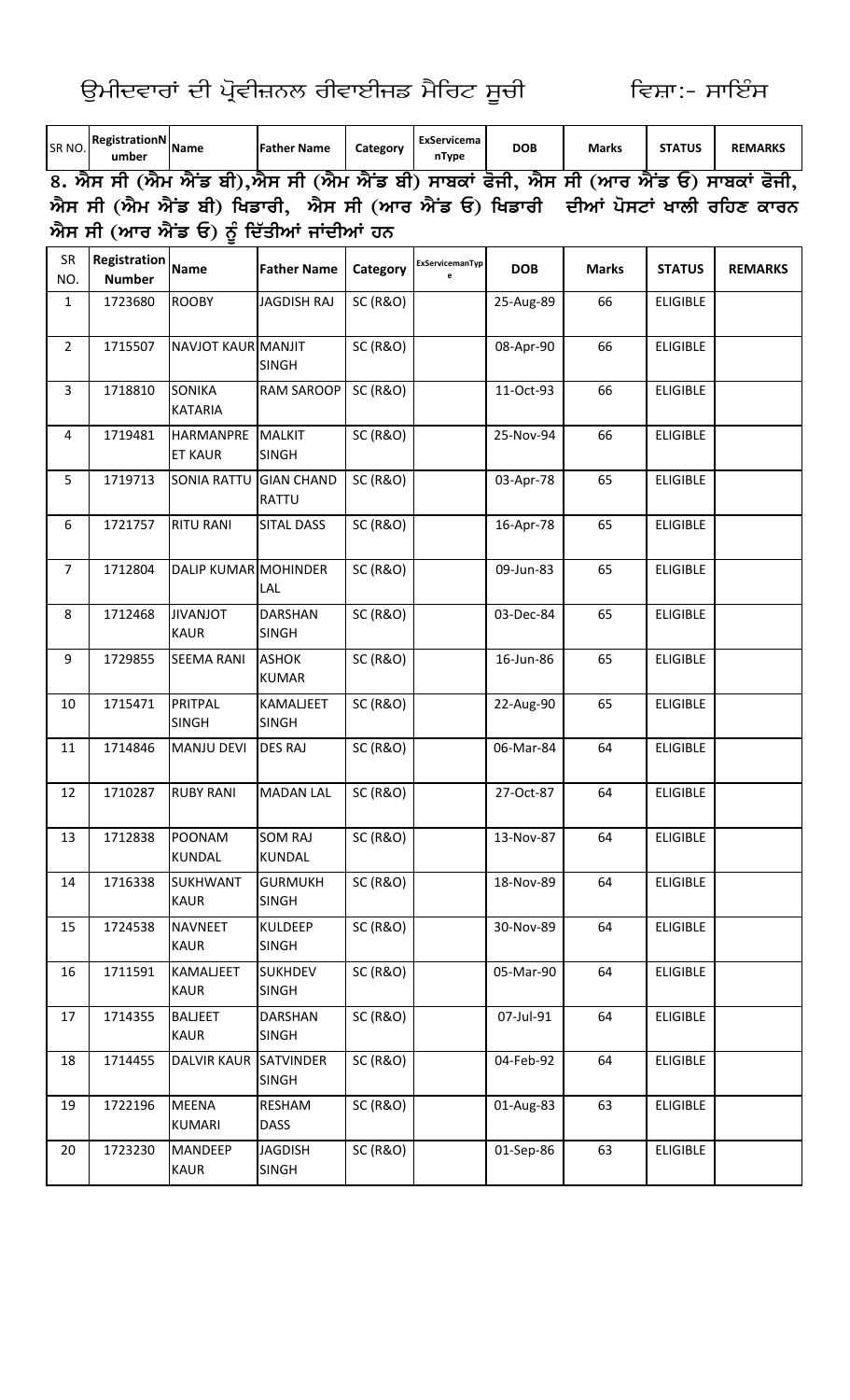ਉਮੀਦਵਾਰਾਂ ਦੀ ਪ੍ਰੋਵੀਜ਼ਨਲ ਰੀਵਾਈਜਡ ਮੈਰਿਟ ਸੂਚੀ ਵਿਸ਼ਾ:- ਸਾਇੰਸ

| SR NO. | RegistrationNumber | Name | Father Name | Category | ExServicemanType | DOB | Marks | STATUS | REMARKS |
|---|---|---|---|---|---|---|---|---|---|

**8. ਐਸ ਸੀ (ਐਮ ਐਂਡ ਬੀ),ਐਸ ਸੀ (ਐਮ ਐਂਡ ਬੀ) ਸਾਬਕਾਂ ਫੋਜੀ, ਐਸ ਸੀ (ਆਰ ਐਂਡ ਓ) ਸਾਬਕਾਂ ਫੋਜੀ, ਐਸ ਸੀ (ਐਮ ਐਂਡ ਬੀ) ਖਿਡਾਰੀ, ਐਸ ਸੀ (ਆਰ ਐਂਡ ਓ) ਖਿਡਾਰੀ ਦੀਆਂ ਪੋਸਟਾਂ ਖਾਲੀ ਰਹਿਣ ਕਾਰਨ ਐਸ ਸੀ (ਆਰ ਐਂਡ ਓ) ਨੂੰ ਦਿੱਤੀਆਂ ਜਾਂਦੀਆਂ ਹਨ**

| SR NO. | Registration Number | Name | Father Name | Category | ExServicemanType | DOB | Marks | STATUS | REMARKS |
|---|---|---|---|---|---|---|---|---|---|
| 1 | 1723680 | ROOBY | JAGDISH RAJ | SC (R&O) | | 25-Aug-89 | 66 | ELIGIBLE | |
| 2 | 1715507 | NAVJOT KAUR | MANJIT SINGH | SC (R&O) | | 08-Apr-90 | 66 | ELIGIBLE | |
| 3 | 1718810 | SONIKA KATARIA | RAM SAROOP | SC (R&O) | | 11-Oct-93 | 66 | ELIGIBLE | |
| 4 | 1719481 | HARMANPREET KAUR | MALKIT SINGH | SC (R&O) | | 25-Nov-94 | 66 | ELIGIBLE | |
| 5 | 1719713 | SONIA RATTU | GIAN CHAND RATTU | SC (R&O) | | 03-Apr-78 | 65 | ELIGIBLE | |
| 6 | 1721757 | RITU RANI | SITAL DASS | SC (R&O) | | 16-Apr-78 | 65 | ELIGIBLE | |
| 7 | 1712804 | DALIP KUMAR | MOHINDER LAL | SC (R&O) | | 09-Jun-83 | 65 | ELIGIBLE | |
| 8 | 1712468 | JIVANJOT KAUR | DARSHAN SINGH | SC (R&O) | | 03-Dec-84 | 65 | ELIGIBLE | |
| 9 | 1729855 | SEEMA RANI | ASHOK KUMAR | SC (R&O) | | 16-Jun-86 | 65 | ELIGIBLE | |
| 10 | 1715471 | PRITPAL SINGH | KAMALJEET SINGH | SC (R&O) | | 22-Aug-90 | 65 | ELIGIBLE | |
| 11 | 1714846 | MANJU DEVI | DES RAJ | SC (R&O) | | 06-Mar-84 | 64 | ELIGIBLE | |
| 12 | 1710287 | RUBY RANI | MADAN LAL | SC (R&O) | | 27-Oct-87 | 64 | ELIGIBLE | |
| 13 | 1712838 | POONAM KUNDAL | SOM RAJ KUNDAL | SC (R&O) | | 13-Nov-87 | 64 | ELIGIBLE | |
| 14 | 1716338 | SUKHWANT KAUR | GURMUKH SINGH | SC (R&O) | | 18-Nov-89 | 64 | ELIGIBLE | |
| 15 | 1724538 | NAVNEET KAUR | KULDEEP SINGH | SC (R&O) | | 30-Nov-89 | 64 | ELIGIBLE | |
| 16 | 1711591 | KAMALJEET KAUR | SUKHDEV SINGH | SC (R&O) | | 05-Mar-90 | 64 | ELIGIBLE | |
| 17 | 1714355 | BALJEET KAUR | DARSHAN SINGH | SC (R&O) | | 07-Jul-91 | 64 | ELIGIBLE | |
| 18 | 1714455 | DALVIR KAUR | SATVINDER SINGH | SC (R&O) | | 04-Feb-92 | 64 | ELIGIBLE | |
| 19 | 1722196 | MEENA KUMARI | RESHAM DASS | SC (R&O) | | 01-Aug-83 | 63 | ELIGIBLE | |
| 20 | 1723230 | MANDEEP KAUR | JAGDISH SINGH | SC (R&O) | | 01-Sep-86 | 63 | ELIGIBLE | |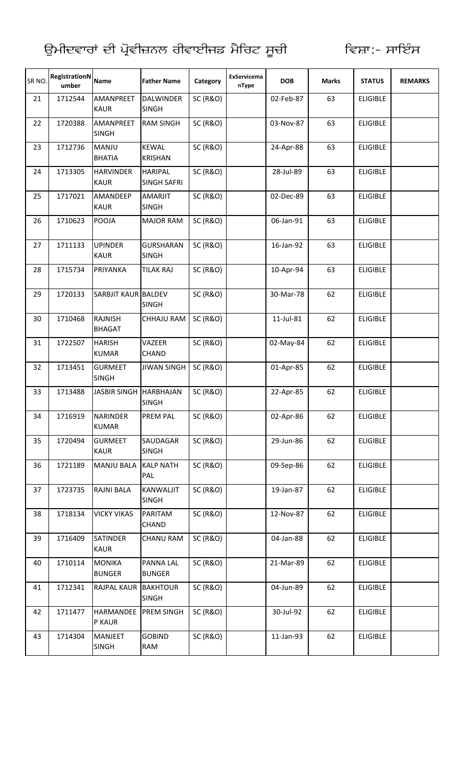ਉਮੀਦਵਾਰਾਂ ਦੀ ਪ੍ਰੋਵੀਜ਼ਨਲ ਰੀਵਾਈਜ਼ਡ ਮੈਰਿਟ ਸੂਚੀ ਵਿਸ਼ਾ:- ਸਾਇੰਸ

| SR NO. | RegistrationNumber | Name | Father Name | Category | ExServicemanType | DOB | Marks | STATUS | REMARKS |
|---|---|---|---|---|---|---|---|---|---|
| 21 | 1712544 | AMANPREET KAUR | DALWINDER SINGH | SC (R&O) | | 02-Feb-87 | 63 | ELIGIBLE | |
| 22 | 1720388 | AMANPREET SINGH | RAM SINGH | SC (R&O) | | 03-Nov-87 | 63 | ELIGIBLE | |
| 23 | 1712736 | MANJU BHATIA | KEWAL KRISHAN | SC (R&O) | | 24-Apr-88 | 63 | ELIGIBLE | |
| 24 | 1713305 | HARVINDER KAUR | HARIPAL SINGH SAFRI | SC (R&O) | | 28-Jul-89 | 63 | ELIGIBLE | |
| 25 | 1717021 | AMANDEEP KAUR | AMARJIT SINGH | SC (R&O) | | 02-Dec-89 | 63 | ELIGIBLE | |
| 26 | 1710623 | POOJA | MAJOR RAM | SC (R&O) | | 06-Jan-91 | 63 | ELIGIBLE | |
| 27 | 1711133 | UPINDER KAUR | GURSHARAN SINGH | SC (R&O) | | 16-Jan-92 | 63 | ELIGIBLE | |
| 28 | 1715734 | PRIYANKA | TILAK RAJ | SC (R&O) | | 10-Apr-94 | 63 | ELIGIBLE | |
| 29 | 1720133 | SARBJIT KAUR | BALDEV SINGH | SC (R&O) | | 30-Mar-78 | 62 | ELIGIBLE | |
| 30 | 1710468 | RAJNISH BHAGAT | CHHAJU RAM | SC (R&O) | | 11-Jul-81 | 62 | ELIGIBLE | |
| 31 | 1722507 | HARISH KUMAR | VAZEER CHAND | SC (R&O) | | 02-May-84 | 62 | ELIGIBLE | |
| 32 | 1713451 | GURMEET SINGH | JIWAN SINGH | SC (R&O) | | 01-Apr-85 | 62 | ELIGIBLE | |
| 33 | 1713488 | JASBIR SINGH | HARBHAJAN SINGH | SC (R&O) | | 22-Apr-85 | 62 | ELIGIBLE | |
| 34 | 1716919 | NARINDER KUMAR | PREM PAL | SC (R&O) | | 02-Apr-86 | 62 | ELIGIBLE | |
| 35 | 1720494 | GURMEET KAUR | SAUDAGAR SINGH | SC (R&O) | | 29-Jun-86 | 62 | ELIGIBLE | |
| 36 | 1721189 | MANJU BALA | KALP NATH PAL | SC (R&O) | | 09-Sep-86 | 62 | ELIGIBLE | |
| 37 | 1723735 | RAJNI BALA | KANWALJIT SINGH | SC (R&O) | | 19-Jan-87 | 62 | ELIGIBLE | |
| 38 | 1718134 | VICKY VIKAS | PARITAM CHAND | SC (R&O) | | 12-Nov-87 | 62 | ELIGIBLE | |
| 39 | 1716409 | SATINDER KAUR | CHANU RAM | SC (R&O) | | 04-Jan-88 | 62 | ELIGIBLE | |
| 40 | 1710114 | MONIKA BUNGER | PANNA LAL BUNGER | SC (R&O) | | 21-Mar-89 | 62 | ELIGIBLE | |
| 41 | 1712341 | RAJPAL KAUR | BAKHTOUR SINGH | SC (R&O) | | 04-Jun-89 | 62 | ELIGIBLE | |
| 42 | 1711477 | HARMANDEEP KAUR | PREM SINGH | SC (R&O) | | 30-Jul-92 | 62 | ELIGIBLE | |
| 43 | 1714304 | MANJEET SINGH | GOBIND RAM | SC (R&O) | | 11-Jan-93 | 62 | ELIGIBLE | |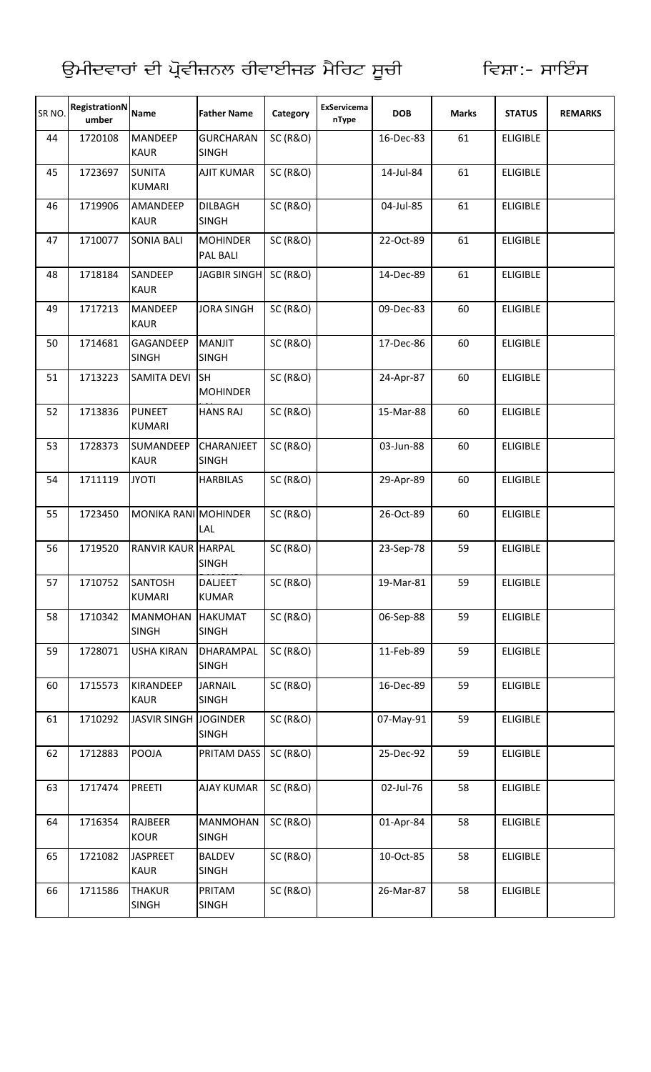ਉਮੀਦਵਾਰਾਂ ਦੀ ਪ੍ਰੋਵੀਜ਼ਨਲ ਰੀਵਾਈਜਡ ਮੈਰਿਟ ਸੂਚੀ ਵਿਸ਼ਾ:- ਸਾਇੰਸ

| SR NO. | RegistrationNumber | Name | Father Name | Category | ExServicemanType | DOB | Marks | STATUS | REMARKS |
|---|---|---|---|---|---|---|---|---|---|
| 44 | 1720108 | MANDEEP KAUR | GURCHARAN SINGH | SC (R&O) | | 16-Dec-83 | 61 | ELIGIBLE | |
| 45 | 1723697 | SUNITA KUMARI | AJIT KUMAR | SC (R&O) | | 14-Jul-84 | 61 | ELIGIBLE | |
| 46 | 1719906 | AMANDEEP KAUR | DILBAGH SINGH | SC (R&O) | | 04-Jul-85 | 61 | ELIGIBLE | |
| 47 | 1710077 | SONIA BALI | MOHINDER PAL BALI | SC (R&O) | | 22-Oct-89 | 61 | ELIGIBLE | |
| 48 | 1718184 | SANDEEP KAUR | JAGBIR SINGH | SC (R&O) | | 14-Dec-89 | 61 | ELIGIBLE | |
| 49 | 1717213 | MANDEEP KAUR | JORA SINGH | SC (R&O) | | 09-Dec-83 | 60 | ELIGIBLE | |
| 50 | 1714681 | GAGANDEEP SINGH | MANJIT SINGH | SC (R&O) | | 17-Dec-86 | 60 | ELIGIBLE | |
| 51 | 1713223 | SAMITA DEVI | SH MOHINDER | SC (R&O) | | 24-Apr-87 | 60 | ELIGIBLE | |
| 52 | 1713836 | PUNEET KUMARI | HANS RAJ | SC (R&O) | | 15-Mar-88 | 60 | ELIGIBLE | |
| 53 | 1728373 | SUMANDEEP KAUR | CHARANJEET SINGH | SC (R&O) | | 03-Jun-88 | 60 | ELIGIBLE | |
| 54 | 1711119 | JYOTI | HARBILAS | SC (R&O) | | 29-Apr-89 | 60 | ELIGIBLE | |
| 55 | 1723450 | MONIKA RANI | MOHINDER LAL | SC (R&O) | | 26-Oct-89 | 60 | ELIGIBLE | |
| 56 | 1719520 | RANVIR KAUR | HARPAL SINGH | SC (R&O) | | 23-Sep-78 | 59 | ELIGIBLE | |
| 57 | 1710752 | SANTOSH KUMARI | DALJEET KUMAR | SC (R&O) | | 19-Mar-81 | 59 | ELIGIBLE | |
| 58 | 1710342 | MANMOHAN SINGH | HAKUMAT SINGH | SC (R&O) | | 06-Sep-88 | 59 | ELIGIBLE | |
| 59 | 1728071 | USHA KIRAN | DHARAMPAL SINGH | SC (R&O) | | 11-Feb-89 | 59 | ELIGIBLE | |
| 60 | 1715573 | KIRANDEEP KAUR | JARNAIL SINGH | SC (R&O) | | 16-Dec-89 | 59 | ELIGIBLE | |
| 61 | 1710292 | JASVIR SINGH | JOGINDER SINGH | SC (R&O) | | 07-May-91 | 59 | ELIGIBLE | |
| 62 | 1712883 | POOJA | PRITAM DASS | SC (R&O) | | 25-Dec-92 | 59 | ELIGIBLE | |
| 63 | 1717474 | PREETI | AJAY KUMAR | SC (R&O) | | 02-Jul-76 | 58 | ELIGIBLE | |
| 64 | 1716354 | RAJBEER KOUR | MANMOHAN SINGH | SC (R&O) | | 01-Apr-84 | 58 | ELIGIBLE | |
| 65 | 1721082 | JASPREET KAUR | BALDEV SINGH | SC (R&O) | | 10-Oct-85 | 58 | ELIGIBLE | |
| 66 | 1711586 | THAKUR SINGH | PRITAM SINGH | SC (R&O) | | 26-Mar-87 | 58 | ELIGIBLE | |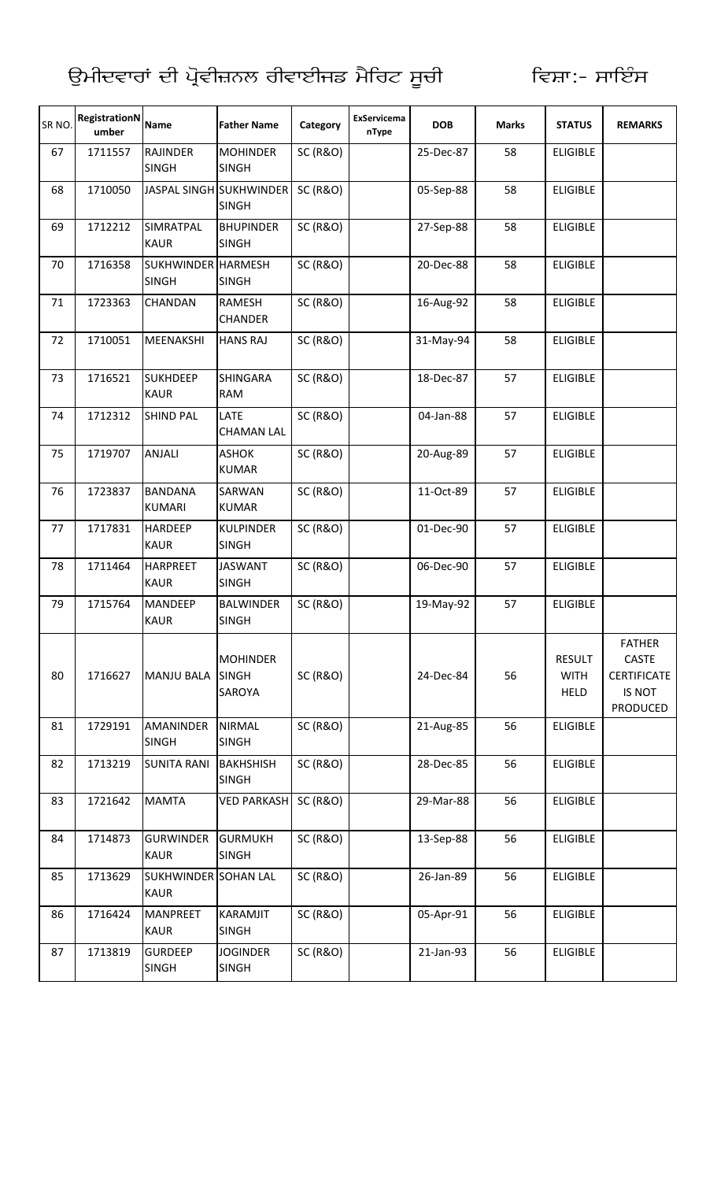# ਉਮੀਦਵਾਰਾਂ ਦੀ ਪ੍ਰੋਵੀਜ਼ਨਲ ਰੀਵਾਈਜਡ ਮੈਰਿਟ ਸੂਚੀ ਵਿਸ਼ਾ:- ਸਾਇੰਸ

| SR NO. | RegistrationNumber | Name | Father Name | Category | ExServicemanType | DOB | Marks | STATUS | REMARKS |
|---|---|---|---|---|---|---|---|---|---|
| 67 | 1711557 | RAJINDER SINGH | MOHINDER SINGH | SC (R&O) | | 25-Dec-87 | 58 | ELIGIBLE | |
| 68 | 1710050 | JASPAL SINGH | SUKHWINDER SINGH | SC (R&O) | | 05-Sep-88 | 58 | ELIGIBLE | |
| 69 | 1712212 | SIMRATPAL KAUR | BHUPINDER SINGH | SC (R&O) | | 27-Sep-88 | 58 | ELIGIBLE | |
| 70 | 1716358 | SUKHWINDER SINGH | HARMESH SINGH | SC (R&O) | | 20-Dec-88 | 58 | ELIGIBLE | |
| 71 | 1723363 | CHANDAN | RAMESH CHANDER | SC (R&O) | | 16-Aug-92 | 58 | ELIGIBLE | |
| 72 | 1710051 | MEENAKSHI | HANS RAJ | SC (R&O) | | 31-May-94 | 58 | ELIGIBLE | |
| 73 | 1716521 | SUKHDEEP KAUR | SHINGARA RAM | SC (R&O) | | 18-Dec-87 | 57 | ELIGIBLE | |
| 74 | 1712312 | SHIND PAL | LATE CHAMAN LAL | SC (R&O) | | 04-Jan-88 | 57 | ELIGIBLE | |
| 75 | 1719707 | ANJALI | ASHOK KUMAR | SC (R&O) | | 20-Aug-89 | 57 | ELIGIBLE | |
| 76 | 1723837 | BANDANA KUMARI | SARWAN KUMAR | SC (R&O) | | 11-Oct-89 | 57 | ELIGIBLE | |
| 77 | 1717831 | HARDEEP KAUR | KULPINDER SINGH | SC (R&O) | | 01-Dec-90 | 57 | ELIGIBLE | |
| 78 | 1711464 | HARPREET KAUR | JASWANT SINGH | SC (R&O) | | 06-Dec-90 | 57 | ELIGIBLE | |
| 79 | 1715764 | MANDEEP KAUR | BALWINDER SINGH | SC (R&O) | | 19-May-92 | 57 | ELIGIBLE | |
| 80 | 1716627 | MANJU BALA | MOHINDER SINGH SAROYA | SC (R&O) | | 24-Dec-84 | 56 | RESULT WITH HELD | FATHER CASTE CERTIFICATE IS NOT PRODUCED |
| 81 | 1729191 | AMANINDER SINGH | NIRMAL SINGH | SC (R&O) | | 21-Aug-85 | 56 | ELIGIBLE | |
| 82 | 1713219 | SUNITA RANI | BAKHSHISH SINGH | SC (R&O) | | 28-Dec-85 | 56 | ELIGIBLE | |
| 83 | 1721642 | MAMTA | VED PARKASH | SC (R&O) | | 29-Mar-88 | 56 | ELIGIBLE | |
| 84 | 1714873 | GURWINDER KAUR | GURMUKH SINGH | SC (R&O) | | 13-Sep-88 | 56 | ELIGIBLE | |
| 85 | 1713629 | SUKHWINDER KAUR | SOHAN LAL | SC (R&O) | | 26-Jan-89 | 56 | ELIGIBLE | |
| 86 | 1716424 | MANPREET KAUR | KARAMJIT SINGH | SC (R&O) | | 05-Apr-91 | 56 | ELIGIBLE | |
| 87 | 1713819 | GURDEEP SINGH | JOGINDER SINGH | SC (R&O) | | 21-Jan-93 | 56 | ELIGIBLE | |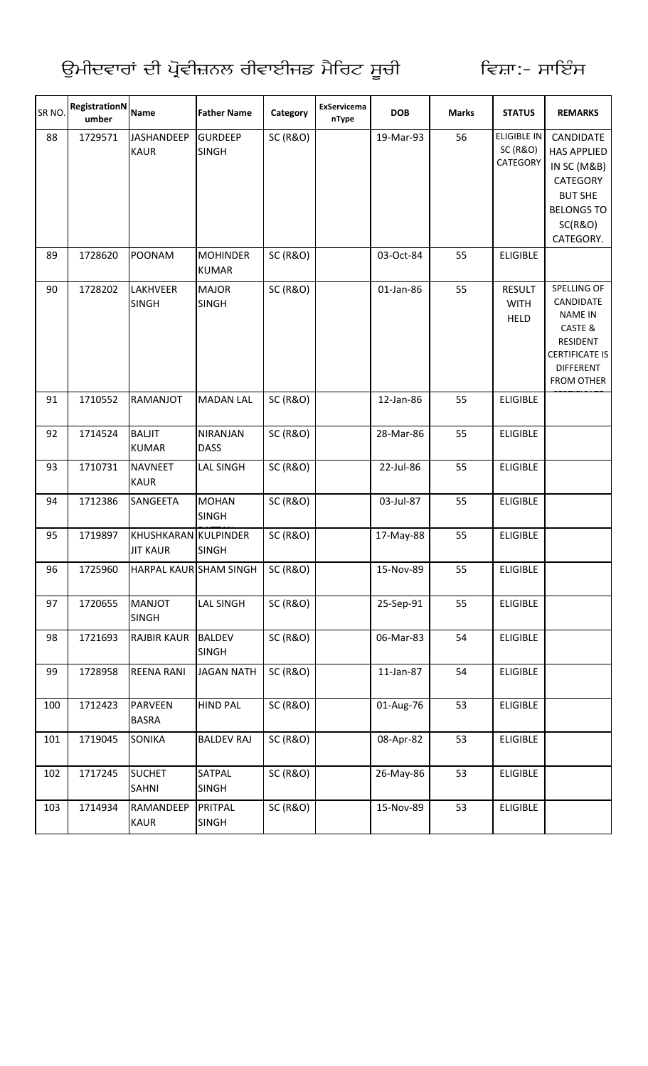ਉਮੀਦਵਾਰਾਂ ਦੀ ਪ੍ਰੋਵੀਜ਼ਨਲ ਰੀਵਾਈਜਡ ਮੈਰਿਟ ਸੂਚੀ ਵਿਸ਼ਾ:- ਸਾਇੰਸ

| SR NO. | RegistrationNumber | Name | Father Name | Category | ExServicemanType | DOB | Marks | STATUS | REMARKS |
|---|---|---|---|---|---|---|---|---|---|
| 88 | 1729571 | JASHANDEEP KAUR | GURDEEP SINGH | SC (R&O) | | 19-Mar-93 | 56 | ELIGIBLE IN SC (R&O) CATEGORY | CANDIDATE HAS APPLIED IN SC (M&B) CATEGORY BUT SHE BELONGS TO SC(R&O) CATEGORY. |
| 89 | 1728620 | POONAM | MOHINDER KUMAR | SC (R&O) | | 03-Oct-84 | 55 | ELIGIBLE | |
| 90 | 1728202 | LAKHVEER SINGH | MAJOR SINGH | SC (R&O) | | 01-Jan-86 | 55 | RESULT WITH HELD | SPELLING OF CANDIDATE NAME IN CASTE & RESIDENT CERTIFICATE IS DIFFERENT FROM OTHER |
| 91 | 1710552 | RAMANJOT | MADAN LAL | SC (R&O) | | 12-Jan-86 | 55 | ELIGIBLE | |
| 92 | 1714524 | BALJIT KUMAR | NIRANJAN DASS | SC (R&O) | | 28-Mar-86 | 55 | ELIGIBLE | |
| 93 | 1710731 | NAVNEET KAUR | LAL SINGH | SC (R&O) | | 22-Jul-86 | 55 | ELIGIBLE | |
| 94 | 1712386 | SANGEETA | MOHAN SINGH | SC (R&O) | | 03-Jul-87 | 55 | ELIGIBLE | |
| 95 | 1719897 | KHUSHKARAN JIT KAUR | KULPINDER SINGH | SC (R&O) | | 17-May-88 | 55 | ELIGIBLE | |
| 96 | 1725960 | HARPAL KAUR | SHAM SINGH | SC (R&O) | | 15-Nov-89 | 55 | ELIGIBLE | |
| 97 | 1720655 | MANJOT SINGH | LAL SINGH | SC (R&O) | | 25-Sep-91 | 55 | ELIGIBLE | |
| 98 | 1721693 | RAJBIR KAUR | BALDEV SINGH | SC (R&O) | | 06-Mar-83 | 54 | ELIGIBLE | |
| 99 | 1728958 | REENA RANI | JAGAN NATH | SC (R&O) | | 11-Jan-87 | 54 | ELIGIBLE | |
| 100 | 1712423 | PARVEEN BASRA | HIND PAL | SC (R&O) | | 01-Aug-76 | 53 | ELIGIBLE | |
| 101 | 1719045 | SONIKA | BALDEV RAJ | SC (R&O) | | 08-Apr-82 | 53 | ELIGIBLE | |
| 102 | 1717245 | SUCHET SAHNI | SATPAL SINGH | SC (R&O) | | 26-May-86 | 53 | ELIGIBLE | |
| 103 | 1714934 | RAMANDEEP KAUR | PRITPAL SINGH | SC (R&O) | | 15-Nov-89 | 53 | ELIGIBLE | |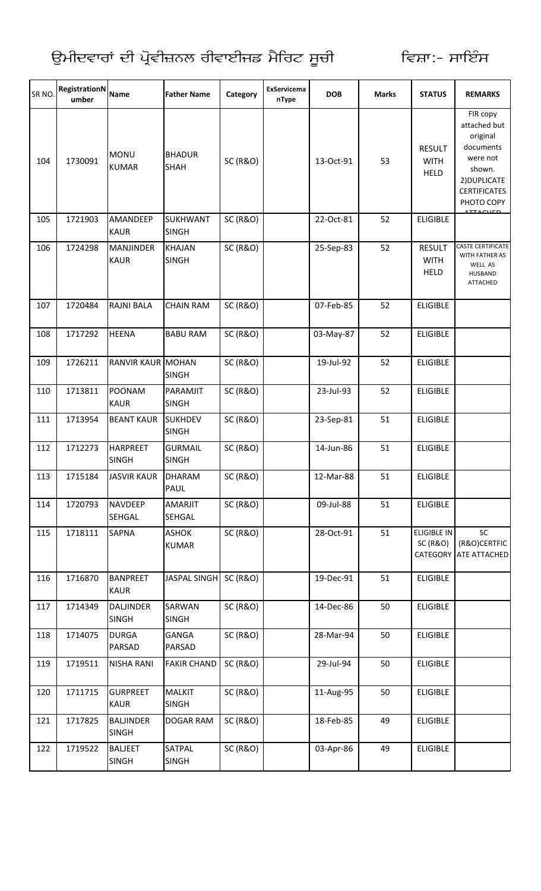ਉਮੀਦਵਾਰਾਂ ਦੀ ਪ੍ਰੋਵੀਜ਼ਨਲ ਰੀਵਾਈਜਡ ਮੈਰਿਟ ਸੂਚੀ ਵਿਸ਼ਾ:- ਸਾਇੰਸ

| SR NO. | RegistrationNumber | Name | Father Name | Category | ExServicemanType | DOB | Marks | STATUS | REMARKS |
|---|---|---|---|---|---|---|---|---|---|
| 104 | 1730091 | MONU KUMAR | BHADUR SHAH | SC (R&O) | | 13-Oct-91 | 53 | RESULT WITH HELD | FIR copy attached but original documents were not shown. 2)DUPLICATE CERTIFICATES PHOTO COPY ATTACHED |
| 105 | 1721903 | AMANDEEP KAUR | SUKHWANT SINGH | SC (R&O) | | 22-Oct-81 | 52 | ELIGIBLE | |
| 106 | 1724298 | MANJINDER KAUR | KHAJAN SINGH | SC (R&O) | | 25-Sep-83 | 52 | RESULT WITH HELD | CASTE CERTIFICATE WITH FATHER AS WELL AS HUSBAND ATTACHED |
| 107 | 1720484 | RAJNI BALA | CHAIN RAM | SC (R&O) | | 07-Feb-85 | 52 | ELIGIBLE | |
| 108 | 1717292 | HEENA | BABU RAM | SC (R&O) | | 03-May-87 | 52 | ELIGIBLE | |
| 109 | 1726211 | RANVIR KAUR | MOHAN SINGH | SC (R&O) | | 19-Jul-92 | 52 | ELIGIBLE | |
| 110 | 1713811 | POONAM KAUR | PARAMJIT SINGH | SC (R&O) | | 23-Jul-93 | 52 | ELIGIBLE | |
| 111 | 1713954 | BEANT KAUR | SUKHDEV SINGH | SC (R&O) | | 23-Sep-81 | 51 | ELIGIBLE | |
| 112 | 1712273 | HARPREET SINGH | GURMAIL SINGH | SC (R&O) | | 14-Jun-86 | 51 | ELIGIBLE | |
| 113 | 1715184 | JASVIR KAUR | DHARAM PAUL | SC (R&O) | | 12-Mar-88 | 51 | ELIGIBLE | |
| 114 | 1720793 | NAVDEEP SEHGAL | AMARJIT SEHGAL | SC (R&O) | | 09-Jul-88 | 51 | ELIGIBLE | |
| 115 | 1718111 | SAPNA | ASHOK KUMAR | SC (R&O) | | 28-Oct-91 | 51 | ELIGIBLE IN SC (R&O) CATEGORY | SC (R&O)CERTFICATE ATTACHED |
| 116 | 1716870 | BANPREET KAUR | JASPAL SINGH | SC (R&O) | | 19-Dec-91 | 51 | ELIGIBLE | |
| 117 | 1714349 | DALJINDER SINGH | SARWAN SINGH | SC (R&O) | | 14-Dec-86 | 50 | ELIGIBLE | |
| 118 | 1714075 | DURGA PARSAD | GANGA PARSAD | SC (R&O) | | 28-Mar-94 | 50 | ELIGIBLE | |
| 119 | 1719511 | NISHA RANI | FAKIR CHAND | SC (R&O) | | 29-Jul-94 | 50 | ELIGIBLE | |
| 120 | 1711715 | GURPREET KAUR | MALKIT SINGH | SC (R&O) | | 11-Aug-95 | 50 | ELIGIBLE | |
| 121 | 1717825 | BALJINDER SINGH | DOGAR RAM | SC (R&O) | | 18-Feb-85 | 49 | ELIGIBLE | |
| 122 | 1719522 | BALJEET SINGH | SATPAL SINGH | SC (R&O) | | 03-Apr-86 | 49 | ELIGIBLE | |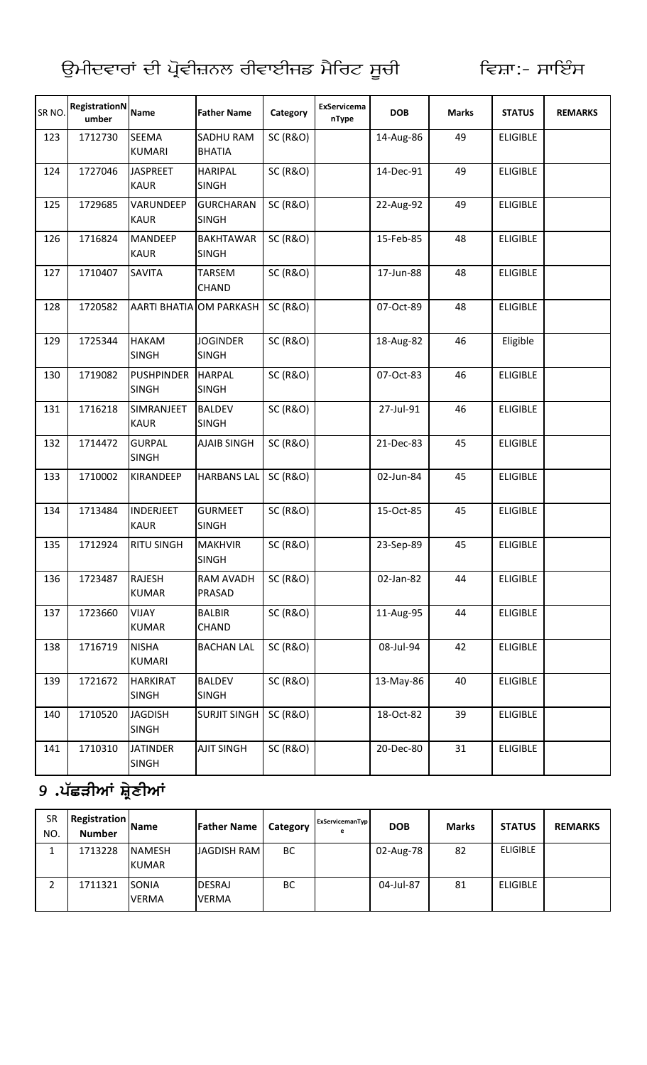ਉਮੀਦਵਾਰਾਂ ਦੀ ਪ੍ਰੋਵੀਜ਼ਨਲ ਰੀਵਾਈਜਡ ਮੈਰਿਟ ਸੂਚੀ ਵਿਸ਼ਾ:- ਸਾਇੰਸ

| SR NO. | RegistrationNumber | Name | Father Name | Category | ExServicemanType | DOB | Marks | STATUS | REMARKS |
|---|---|---|---|---|---|---|---|---|---|
| 123 | 1712730 | SEEMA KUMARI | SADHU RAM BHATIA | SC (R&O) | | 14-Aug-86 | 49 | ELIGIBLE | |
| 124 | 1727046 | JASPREET KAUR | HARIPAL SINGH | SC (R&O) | | 14-Dec-91 | 49 | ELIGIBLE | |
| 125 | 1729685 | VARUNDEEP KAUR | GURCHARAN SINGH | SC (R&O) | | 22-Aug-92 | 49 | ELIGIBLE | |
| 126 | 1716824 | MANDEEP KAUR | BAKHTAWAR SINGH | SC (R&O) | | 15-Feb-85 | 48 | ELIGIBLE | |
| 127 | 1710407 | SAVITA | TARSEM CHAND | SC (R&O) | | 17-Jun-88 | 48 | ELIGIBLE | |
| 128 | 1720582 | AARTI BHATIA | OM PARKASH | SC (R&O) | | 07-Oct-89 | 48 | ELIGIBLE | |
| 129 | 1725344 | HAKAM SINGH | JOGINDER SINGH | SC (R&O) | | 18-Aug-82 | 46 | Eligible | |
| 130 | 1719082 | PUSHPINDER SINGH | HARPAL SINGH | SC (R&O) | | 07-Oct-83 | 46 | ELIGIBLE | |
| 131 | 1716218 | SIMRANJEET KAUR | BALDEV SINGH | SC (R&O) | | 27-Jul-91 | 46 | ELIGIBLE | |
| 132 | 1714472 | GURPAL SINGH | AJAIB SINGH | SC (R&O) | | 21-Dec-83 | 45 | ELIGIBLE | |
| 133 | 1710002 | KIRANDEEP | HARBANS LAL | SC (R&O) | | 02-Jun-84 | 45 | ELIGIBLE | |
| 134 | 1713484 | INDERJEET KAUR | GURMEET SINGH | SC (R&O) | | 15-Oct-85 | 45 | ELIGIBLE | |
| 135 | 1712924 | RITU SINGH | MAKHVIR SINGH | SC (R&O) | | 23-Sep-89 | 45 | ELIGIBLE | |
| 136 | 1723487 | RAJESH KUMAR | RAM AVADH PRASAD | SC (R&O) | | 02-Jan-82 | 44 | ELIGIBLE | |
| 137 | 1723660 | VIJAY KUMAR | BALBIR CHAND | SC (R&O) | | 11-Aug-95 | 44 | ELIGIBLE | |
| 138 | 1716719 | NISHA KUMARI | BACHAN LAL | SC (R&O) | | 08-Jul-94 | 42 | ELIGIBLE | |
| 139 | 1721672 | HARKIRAT SINGH | BALDEV SINGH | SC (R&O) | | 13-May-86 | 40 | ELIGIBLE | |
| 140 | 1710520 | JAGDISH SINGH | SURJIT SINGH | SC (R&O) | | 18-Oct-82 | 39 | ELIGIBLE | |
| 141 | 1710310 | JATINDER SINGH | AJIT SINGH | SC (R&O) | | 20-Dec-80 | 31 | ELIGIBLE | |

## 9 .ਪੱਛੜੀਆਂ ਸ਼੍ਰੇਣੀਆਂ

| SR NO. | Registration Number | Name | Father Name | Category | ExServicemanType | DOB | Marks | STATUS | REMARKS |
|---|---|---|---|---|---|---|---|---|---|
| 1 | 1713228 | NAMESH KUMAR | JAGDISH RAM | BC | | 02-Aug-78 | 82 | ELIGIBLE | |
| 2 | 1711321 | SONIA VERMA | DESRAJ VERMA | BC | | 04-Jul-87 | 81 | ELIGIBLE | |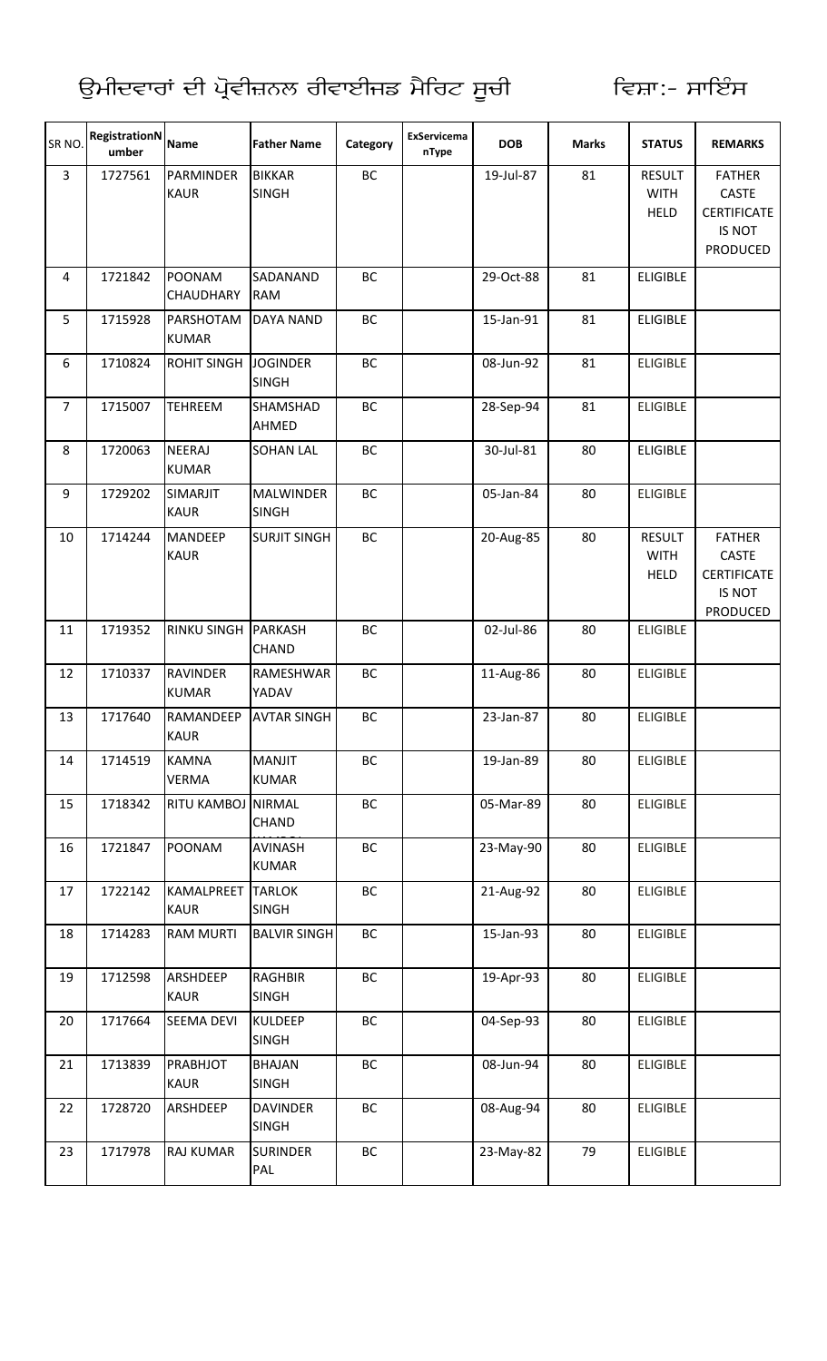ਉਮੀਦਵਾਰਾਂ ਦੀ ਪ੍ਰੋਵੀਜ਼ਨਲ ਰੀਵਾਈਜਡ ਮੈਰਿਟ ਸੂਚੀ ਵਿਸ਼ਾ:- ਸਾਇੰਸ

| SR NO. | RegistrationNumber | Name | Father Name | Category | ExServicemanType | DOB | Marks | STATUS | REMARKS |
|---|---|---|---|---|---|---|---|---|---|
| 3 | 1727561 | PARMINDER KAUR | BIKKAR SINGH | BC | | 19-Jul-87 | 81 | RESULT WITH HELD | FATHER CASTE CERTIFICATE IS NOT PRODUCED |
| 4 | 1721842 | POONAM CHAUDHARY | SADANAND RAM | BC | | 29-Oct-88 | 81 | ELIGIBLE | |
| 5 | 1715928 | PARSHOTAM KUMAR | DAYA NAND | BC | | 15-Jan-91 | 81 | ELIGIBLE | |
| 6 | 1710824 | ROHIT SINGH | JOGINDER SINGH | BC | | 08-Jun-92 | 81 | ELIGIBLE | |
| 7 | 1715007 | TEHREEM | SHAMSHAD AHMED | BC | | 28-Sep-94 | 81 | ELIGIBLE | |
| 8 | 1720063 | NEERAJ KUMAR | SOHAN LAL | BC | | 30-Jul-81 | 80 | ELIGIBLE | |
| 9 | 1729202 | SIMARJIT KAUR | MALWINDER SINGH | BC | | 05-Jan-84 | 80 | ELIGIBLE | |
| 10 | 1714244 | MANDEEP KAUR | SURJIT SINGH | BC | | 20-Aug-85 | 80 | RESULT WITH HELD | FATHER CASTE CERTIFICATE IS NOT PRODUCED |
| 11 | 1719352 | RINKU SINGH | PARKASH CHAND | BC | | 02-Jul-86 | 80 | ELIGIBLE | |
| 12 | 1710337 | RAVINDER KUMAR | RAMESHWAR YADAV | BC | | 11-Aug-86 | 80 | ELIGIBLE | |
| 13 | 1717640 | RAMANDEEP KAUR | AVTAR SINGH | BC | | 23-Jan-87 | 80 | ELIGIBLE | |
| 14 | 1714519 | KAMNA VERMA | MANJIT KUMAR | BC | | 19-Jan-89 | 80 | ELIGIBLE | |
| 15 | 1718342 | RITU KAMBOJ | NIRMAL CHAND | BC | | 05-Mar-89 | 80 | ELIGIBLE | |
| 16 | 1721847 | POONAM | AVINASH KUMAR | BC | | 23-May-90 | 80 | ELIGIBLE | |
| 17 | 1722142 | KAMALPREET KAUR | TARLOK SINGH | BC | | 21-Aug-92 | 80 | ELIGIBLE | |
| 18 | 1714283 | RAM MURTI | BALVIR SINGH | BC | | 15-Jan-93 | 80 | ELIGIBLE | |
| 19 | 1712598 | ARSHDEEP KAUR | RAGHBIR SINGH | BC | | 19-Apr-93 | 80 | ELIGIBLE | |
| 20 | 1717664 | SEEMA DEVI | KULDEEP SINGH | BC | | 04-Sep-93 | 80 | ELIGIBLE | |
| 21 | 1713839 | PRABHJOT KAUR | BHAJAN SINGH | BC | | 08-Jun-94 | 80 | ELIGIBLE | |
| 22 | 1728720 | ARSHDEEP | DAVINDER SINGH | BC | | 08-Aug-94 | 80 | ELIGIBLE | |
| 23 | 1717978 | RAJ KUMAR | SURINDER PAL | BC | | 23-May-82 | 79 | ELIGIBLE | |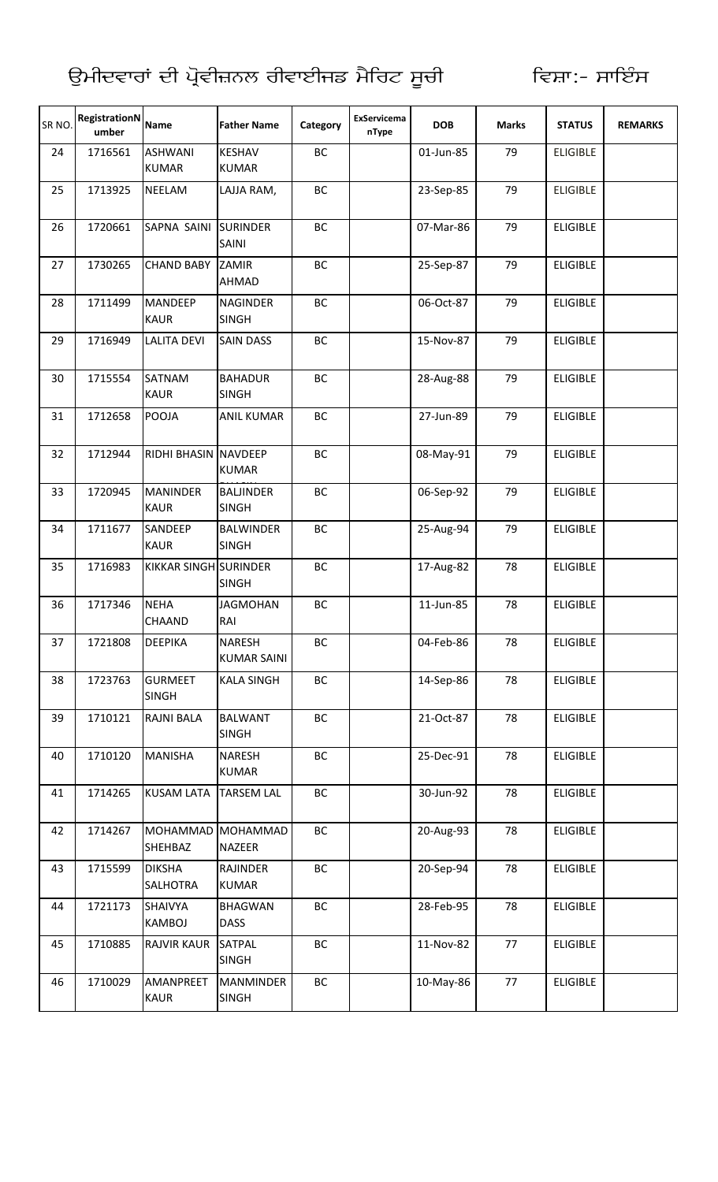ਉਮੀਦਵਾਰਾਂ ਦੀ ਪ੍ਰੋਵੀਜ਼ਨਲ ਰੀਵਾਈਜ਼ਡ ਮੈਰਿਟ ਸੂਚੀ ਵਿਸ਼ਾ:- ਸਾਇੰਸ

| SR NO. | RegistrationNumber | Name | Father Name | Category | ExServicemanType | DOB | Marks | STATUS | REMARKS |
|---|---|---|---|---|---|---|---|---|---|
| 24 | 1716561 | ASHWANI KUMAR | KESHAV KUMAR | BC | | 01-Jun-85 | 79 | ELIGIBLE | |
| 25 | 1713925 | NEELAM | LAJJA RAM, | BC | | 23-Sep-85 | 79 | ELIGIBLE | |
| 26 | 1720661 | SAPNA SAINI | SURINDER SAINI | BC | | 07-Mar-86 | 79 | ELIGIBLE | |
| 27 | 1730265 | CHAND BABY | ZAMIR AHMAD | BC | | 25-Sep-87 | 79 | ELIGIBLE | |
| 28 | 1711499 | MANDEEP KAUR | NAGINDER SINGH | BC | | 06-Oct-87 | 79 | ELIGIBLE | |
| 29 | 1716949 | LALITA DEVI | SAIN DASS | BC | | 15-Nov-87 | 79 | ELIGIBLE | |
| 30 | 1715554 | SATNAM KAUR | BAHADUR SINGH | BC | | 28-Aug-88 | 79 | ELIGIBLE | |
| 31 | 1712658 | POOJA | ANIL KUMAR | BC | | 27-Jun-89 | 79 | ELIGIBLE | |
| 32 | 1712944 | RIDHI BHASIN | NAVDEEP KUMAR | BC | | 08-May-91 | 79 | ELIGIBLE | |
| 33 | 1720945 | MANINDER KAUR | BALJINDER SINGH | BC | | 06-Sep-92 | 79 | ELIGIBLE | |
| 34 | 1711677 | SANDEEP KAUR | BALWINDER SINGH | BC | | 25-Aug-94 | 79 | ELIGIBLE | |
| 35 | 1716983 | KIKKAR SINGH | SURINDER SINGH | BC | | 17-Aug-82 | 78 | ELIGIBLE | |
| 36 | 1717346 | NEHA CHAAND | JAGMOHAN RAI | BC | | 11-Jun-85 | 78 | ELIGIBLE | |
| 37 | 1721808 | DEEPIKA | NARESH KUMAR SAINI | BC | | 04-Feb-86 | 78 | ELIGIBLE | |
| 38 | 1723763 | GURMEET SINGH | KALA SINGH | BC | | 14-Sep-86 | 78 | ELIGIBLE | |
| 39 | 1710121 | RAJNI BALA | BALWANT SINGH | BC | | 21-Oct-87 | 78 | ELIGIBLE | |
| 40 | 1710120 | MANISHA | NARESH KUMAR | BC | | 25-Dec-91 | 78 | ELIGIBLE | |
| 41 | 1714265 | KUSAM LATA | TARSEM LAL | BC | | 30-Jun-92 | 78 | ELIGIBLE | |
| 42 | 1714267 | MOHAMMAD SHEHBAZ | MOHAMMAD NAZEER | BC | | 20-Aug-93 | 78 | ELIGIBLE | |
| 43 | 1715599 | DIKSHA SALHOTRA | RAJINDER KUMAR | BC | | 20-Sep-94 | 78 | ELIGIBLE | |
| 44 | 1721173 | SHAIVYA KAMBOJ | BHAGWAN DASS | BC | | 28-Feb-95 | 78 | ELIGIBLE | |
| 45 | 1710885 | RAJVIR KAUR | SATPAL SINGH | BC | | 11-Nov-82 | 77 | ELIGIBLE | |
| 46 | 1710029 | AMANPREET KAUR | MANMINDER SINGH | BC | | 10-May-86 | 77 | ELIGIBLE | |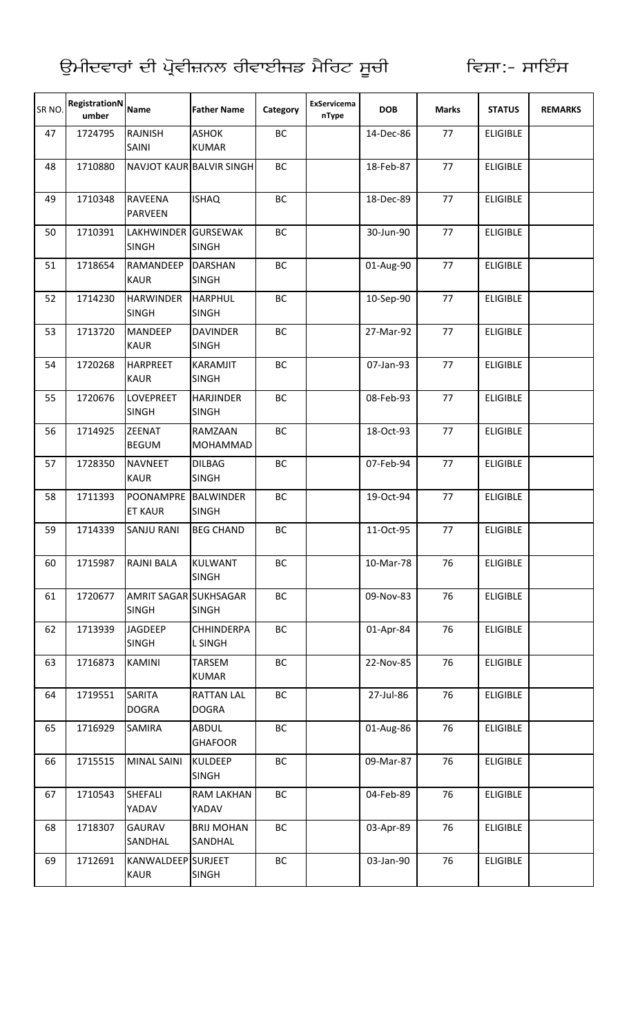ਉਮੀਦਵਾਰਾਂ ਦੀ ਪ੍ਰੋਵੀਜ਼ਨਲ ਰੀਵਾਈਜਡ ਮੈਰਿਟ ਸੂਚੀ ਵਿਸ਼ਾ:- ਸਾਇੰਸ

| SR NO. | RegistrationNumber | Name | Father Name | Category | ExServicemanType | DOB | Marks | STATUS | REMARKS |
|---|---|---|---|---|---|---|---|---|---|
| 47 | 1724795 | RAJNISH SAINI | ASHOK KUMAR | BC | | 14-Dec-86 | 77 | ELIGIBLE | |
| 48 | 1710880 | NAVJOT KAUR | BALVIR SINGH | BC | | 18-Feb-87 | 77 | ELIGIBLE | |
| 49 | 1710348 | RAVEENA PARVEEN | ISHAQ | BC | | 18-Dec-89 | 77 | ELIGIBLE | |
| 50 | 1710391 | LAKHWINDER SINGH | GURSEWAK SINGH | BC | | 30-Jun-90 | 77 | ELIGIBLE | |
| 51 | 1718654 | RAMANDEEP KAUR | DARSHAN SINGH | BC | | 01-Aug-90 | 77 | ELIGIBLE | |
| 52 | 1714230 | HARWINDER SINGH | HARPHUL SINGH | BC | | 10-Sep-90 | 77 | ELIGIBLE | |
| 53 | 1713720 | MANDEEP KAUR | DAVINDER SINGH | BC | | 27-Mar-92 | 77 | ELIGIBLE | |
| 54 | 1720268 | HARPREET KAUR | KARAMJIT SINGH | BC | | 07-Jan-93 | 77 | ELIGIBLE | |
| 55 | 1720676 | LOVEPREET SINGH | HARJINDER SINGH | BC | | 08-Feb-93 | 77 | ELIGIBLE | |
| 56 | 1714925 | ZEENAT BEGUM | RAMZAAN MOHAMMAD | BC | | 18-Oct-93 | 77 | ELIGIBLE | |
| 57 | 1728350 | NAVNEET KAUR | DILBAG SINGH | BC | | 07-Feb-94 | 77 | ELIGIBLE | |
| 58 | 1711393 | POONAMPREET KAUR | BALWINDER SINGH | BC | | 19-Oct-94 | 77 | ELIGIBLE | |
| 59 | 1714339 | SANJU RANI | BEG CHAND | BC | | 11-Oct-95 | 77 | ELIGIBLE | |
| 60 | 1715987 | RAJNI BALA | KULWANT SINGH | BC | | 10-Mar-78 | 76 | ELIGIBLE | |
| 61 | 1720677 | AMRIT SAGAR SINGH | SUKHSAGAR SINGH | BC | | 09-Nov-83 | 76 | ELIGIBLE | |
| 62 | 1713939 | JAGDEEP SINGH | CHHINDERPAL SINGH | BC | | 01-Apr-84 | 76 | ELIGIBLE | |
| 63 | 1716873 | KAMINI | TARSEM KUMAR | BC | | 22-Nov-85 | 76 | ELIGIBLE | |
| 64 | 1719551 | SARITA DOGRA | RATTAN LAL DOGRA | BC | | 27-Jul-86 | 76 | ELIGIBLE | |
| 65 | 1716929 | SAMIRA | ABDUL GHAFOOR | BC | | 01-Aug-86 | 76 | ELIGIBLE | |
| 66 | 1715515 | MINAL SAINI | KULDEEP SINGH | BC | | 09-Mar-87 | 76 | ELIGIBLE | |
| 67 | 1710543 | SHEFALI YADAV | RAM LAKHAN YADAV | BC | | 04-Feb-89 | 76 | ELIGIBLE | |
| 68 | 1718307 | GAURAV SANDHAL | BRIJ MOHAN SANDHAL | BC | | 03-Apr-89 | 76 | ELIGIBLE | |
| 69 | 1712691 | KANWALDEEP KAUR | SURJEET SINGH | BC | | 03-Jan-90 | 76 | ELIGIBLE | |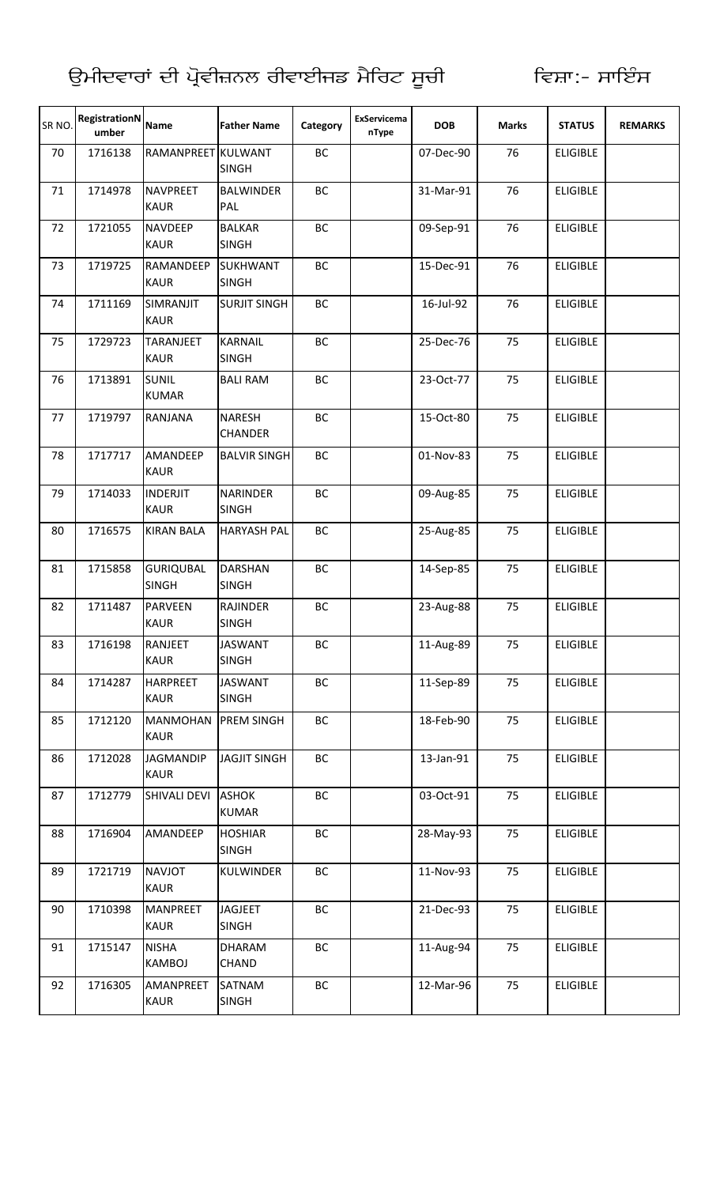ਉਮੀਦਵਾਰਾਂ ਦੀ ਪ੍ਰੋਵੀਜ਼ਨਲ ਰੀਵਾਈਜ਼ਡ ਮੈਰਿਟ ਸੂਚੀ ਵਿਸ਼ਾ:- ਸਾਇੰਸ

| SR NO. | RegistrationNumber | Name | Father Name | Category | ExServicemanType | DOB | Marks | STATUS | REMARKS |
|---|---|---|---|---|---|---|---|---|---|
| 70 | 1716138 | RAMANPREET | KULWANT SINGH | BC | | 07-Dec-90 | 76 | ELIGIBLE | |
| 71 | 1714978 | NAVPREET KAUR | BALWINDER PAL | BC | | 31-Mar-91 | 76 | ELIGIBLE | |
| 72 | 1721055 | NAVDEEP KAUR | BALKAR SINGH | BC | | 09-Sep-91 | 76 | ELIGIBLE | |
| 73 | 1719725 | RAMANDEEP KAUR | SUKHWANT SINGH | BC | | 15-Dec-91 | 76 | ELIGIBLE | |
| 74 | 1711169 | SIMRANJIT KAUR | SURJIT SINGH | BC | | 16-Jul-92 | 76 | ELIGIBLE | |
| 75 | 1729723 | TARANJEET KAUR | KARNAIL SINGH | BC | | 25-Dec-76 | 75 | ELIGIBLE | |
| 76 | 1713891 | SUNIL KUMAR | BALI RAM | BC | | 23-Oct-77 | 75 | ELIGIBLE | |
| 77 | 1719797 | RANJANA | NARESH CHANDER | BC | | 15-Oct-80 | 75 | ELIGIBLE | |
| 78 | 1717717 | AMANDEEP KAUR | BALVIR SINGH | BC | | 01-Nov-83 | 75 | ELIGIBLE | |
| 79 | 1714033 | INDERJIT KAUR | NARINDER SINGH | BC | | 09-Aug-85 | 75 | ELIGIBLE | |
| 80 | 1716575 | KIRAN BALA | HARYASH PAL | BC | | 25-Aug-85 | 75 | ELIGIBLE | |
| 81 | 1715858 | GURIQUBAL SINGH | DARSHAN SINGH | BC | | 14-Sep-85 | 75 | ELIGIBLE | |
| 82 | 1711487 | PARVEEN KAUR | RAJINDER SINGH | BC | | 23-Aug-88 | 75 | ELIGIBLE | |
| 83 | 1716198 | RANJEET KAUR | JASWANT SINGH | BC | | 11-Aug-89 | 75 | ELIGIBLE | |
| 84 | 1714287 | HARPREET KAUR | JASWANT SINGH | BC | | 11-Sep-89 | 75 | ELIGIBLE | |
| 85 | 1712120 | MANMOHAN KAUR | PREM SINGH | BC | | 18-Feb-90 | 75 | ELIGIBLE | |
| 86 | 1712028 | JAGMANDIP KAUR | JAGJIT SINGH | BC | | 13-Jan-91 | 75 | ELIGIBLE | |
| 87 | 1712779 | SHIVALI DEVI | ASHOK KUMAR | BC | | 03-Oct-91 | 75 | ELIGIBLE | |
| 88 | 1716904 | AMANDEEP | HOSHIAR SINGH | BC | | 28-May-93 | 75 | ELIGIBLE | |
| 89 | 1721719 | NAVJOT KAUR | KULWINDER | BC | | 11-Nov-93 | 75 | ELIGIBLE | |
| 90 | 1710398 | MANPREET KAUR | JAGJEET SINGH | BC | | 21-Dec-93 | 75 | ELIGIBLE | |
| 91 | 1715147 | NISHA KAMBOJ | DHARAM CHAND | BC | | 11-Aug-94 | 75 | ELIGIBLE | |
| 92 | 1716305 | AMANPREET KAUR | SATNAM SINGH | BC | | 12-Mar-96 | 75 | ELIGIBLE | |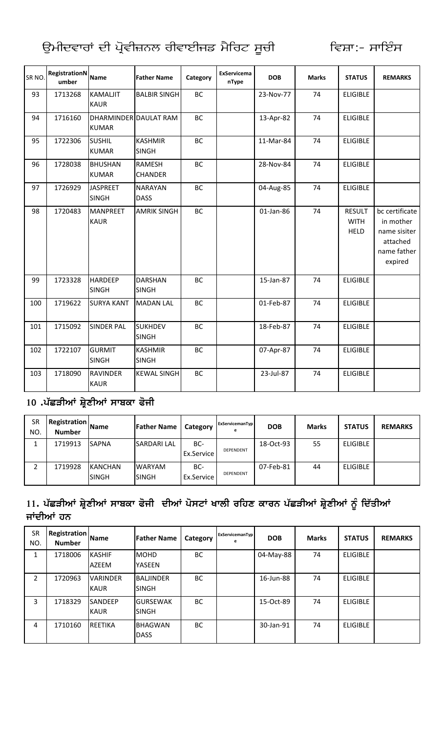# ਉਮੀਦਵਾਰਾਂ ਦੀ ਪ੍ਰੋਵੀਜ਼ਨਲ ਰੀਵਾਈਜਡ ਮੈਰਿਟ ਸੂਚੀ ਵਿਸ਼ਾ:- ਸਾਇੰਸ

| SR NO. | RegistrationNumber | Name | Father Name | Category | ExServicemanType | DOB | Marks | STATUS | REMARKS |
|---|---|---|---|---|---|---|---|---|---|
| 93 | 1713268 | KAMALJIT KAUR | BALBIR SINGH | BC | | 23-Nov-77 | 74 | ELIGIBLE | |
| 94 | 1716160 | DHARMINDER KUMAR | DAULAT RAM | BC | | 13-Apr-82 | 74 | ELIGIBLE | |
| 95 | 1722306 | SUSHIL KUMAR | KASHMIR SINGH | BC | | 11-Mar-84 | 74 | ELIGIBLE | |
| 96 | 1728038 | BHUSHAN KUMAR | RAMESH CHANDER | BC | | 28-Nov-84 | 74 | ELIGIBLE | |
| 97 | 1726929 | JASPREET SINGH | NARAYAN DASS | BC | | 04-Aug-85 | 74 | ELIGIBLE | |
| 98 | 1720483 | MANPREET KAUR | AMRIK SINGH | BC | | 01-Jan-86 | 74 | RESULT WITH HELD | bc certificate in mother name sisiter attached name father expired |
| 99 | 1723328 | HARDEEP SINGH | DARSHAN SINGH | BC | | 15-Jan-87 | 74 | ELIGIBLE | |
| 100 | 1719622 | SURYA KANT | MADAN LAL | BC | | 01-Feb-87 | 74 | ELIGIBLE | |
| 101 | 1715092 | SINDER PAL | SUKHDEV SINGH | BC | | 18-Feb-87 | 74 | ELIGIBLE | |
| 102 | 1722107 | GURMIT SINGH | KASHMIR SINGH | BC | | 07-Apr-87 | 74 | ELIGIBLE | |
| 103 | 1718090 | RAVINDER KAUR | KEWAL SINGH | BC | | 23-Jul-87 | 74 | ELIGIBLE | |

## 10 .ਪੱਛੜੀਆਂ ਸ਼੍ਰੇਣੀਆਂ ਸਾਬਕਾ ਫੋਜੀ

| SR NO. | Registration Number | Name | Father Name | Category | ExServicemanType | DOB | Marks | STATUS | REMARKS |
|---|---|---|---|---|---|---|---|---|---|
| 1 | 1719913 | SAPNA | SARDARI LAL | BC-Ex.Service | DEPENDENT | 18-Oct-93 | 55 | ELIGIBLE | |
| 2 | 1719928 | KANCHAN SINGH | WARYAM SINGH | BC-Ex.Service | DEPENDENT | 07-Feb-81 | 44 | ELIGIBLE | |

## 11. ਪੱਛੜੀਆਂ ਸ਼੍ਰੇਣੀਆਂ ਸਾਬਕਾ ਫੋਜੀ ਦੀਆਂ ਪੋਸਟਾਂ ਖਾਲੀ ਰਹਿਣ ਕਾਰਨ ਪੱਛੜੀਆਂ ਸ਼੍ਰੇਣੀਆਂ ਨੂੰ ਦਿੱਤੀਆਂ ਜਾਂਦੀਆਂ ਹਨ

| SR NO. | Registration Number | Name | Father Name | Category | ExServicemanType | DOB | Marks | STATUS | REMARKS |
|---|---|---|---|---|---|---|---|---|---|
| 1 | 1718006 | KASHIF AZEEM | MOHD YASEEN | BC | | 04-May-88 | 74 | ELIGIBLE | |
| 2 | 1720963 | VARINDER KAUR | BALJINDER SINGH | BC | | 16-Jun-88 | 74 | ELIGIBLE | |
| 3 | 1718329 | SANDEEP KAUR | GURSEWAK SINGH | BC | | 15-Oct-89 | 74 | ELIGIBLE | |
| 4 | 1710160 | REETIKA | BHAGWAN DASS | BC | | 30-Jan-91 | 74 | ELIGIBLE | |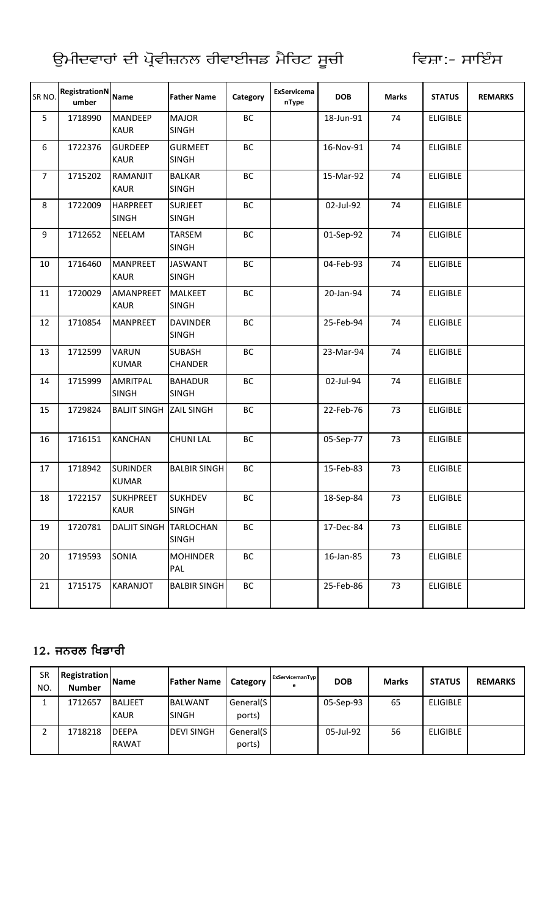# ਉਮੀਦਵਾਰਾਂ ਦੀ ਪ੍ਰੋਵੀਜ਼ਨਲ ਰੀਵਾਈਜ਼ਡ ਮੈਰਿਟ ਸੂਚੀ ਵਿਸ਼ਾ:- ਸਾਇੰਸ

| SR NO. | RegistrationNumber | Name | Father Name | Category | ExServicemanType | DOB | Marks | STATUS | REMARKS |
|---|---|---|---|---|---|---|---|---|---|
| 5 | 1718990 | MANDEEP KAUR | MAJOR SINGH | BC | | 18-Jun-91 | 74 | ELIGIBLE | |
| 6 | 1722376 | GURDEEP KAUR | GURMEET SINGH | BC | | 16-Nov-91 | 74 | ELIGIBLE | |
| 7 | 1715202 | RAMANJIT KAUR | BALKAR SINGH | BC | | 15-Mar-92 | 74 | ELIGIBLE | |
| 8 | 1722009 | HARPREET SINGH | SURJEET SINGH | BC | | 02-Jul-92 | 74 | ELIGIBLE | |
| 9 | 1712652 | NEELAM | TARSEM SINGH | BC | | 01-Sep-92 | 74 | ELIGIBLE | |
| 10 | 1716460 | MANPREET KAUR | JASWANT SINGH | BC | | 04-Feb-93 | 74 | ELIGIBLE | |
| 11 | 1720029 | AMANPREET KAUR | MALKEET SINGH | BC | | 20-Jan-94 | 74 | ELIGIBLE | |
| 12 | 1710854 | MANPREET | DAVINDER SINGH | BC | | 25-Feb-94 | 74 | ELIGIBLE | |
| 13 | 1712599 | VARUN KUMAR | SUBASH CHANDER | BC | | 23-Mar-94 | 74 | ELIGIBLE | |
| 14 | 1715999 | AMRITPAL SINGH | BAHADUR SINGH | BC | | 02-Jul-94 | 74 | ELIGIBLE | |
| 15 | 1729824 | BALJIT SINGH | ZAIL SINGH | BC | | 22-Feb-76 | 73 | ELIGIBLE | |
| 16 | 1716151 | KANCHAN | CHUNI LAL | BC | | 05-Sep-77 | 73 | ELIGIBLE | |
| 17 | 1718942 | SURINDER KUMAR | BALBIR SINGH | BC | | 15-Feb-83 | 73 | ELIGIBLE | |
| 18 | 1722157 | SUKHPREET KAUR | SUKHDEV SINGH | BC | | 18-Sep-84 | 73 | ELIGIBLE | |
| 19 | 1720781 | DALJIT SINGH | TARLOCHAN SINGH | BC | | 17-Dec-84 | 73 | ELIGIBLE | |
| 20 | 1719593 | SONIA | MOHINDER PAL | BC | | 16-Jan-85 | 73 | ELIGIBLE | |
| 21 | 1715175 | KARANJOT | BALBIR SINGH | BC | | 25-Feb-86 | 73 | ELIGIBLE | |

## 12. ਜਨਰਲ ਖਿਡਾਰੀ

| SR NO. | Registration Number | Name | Father Name | Category | ExServicemanType | DOB | Marks | STATUS | REMARKS |
|---|---|---|---|---|---|---|---|---|---|
| 1 | 1712657 | BALJEET KAUR | BALWANT SINGH | General(Sports) | | 05-Sep-93 | 65 | ELIGIBLE | |
| 2 | 1718218 | DEEPA RAWAT | DEVI SINGH | General(Sports) | | 05-Jul-92 | 56 | ELIGIBLE | |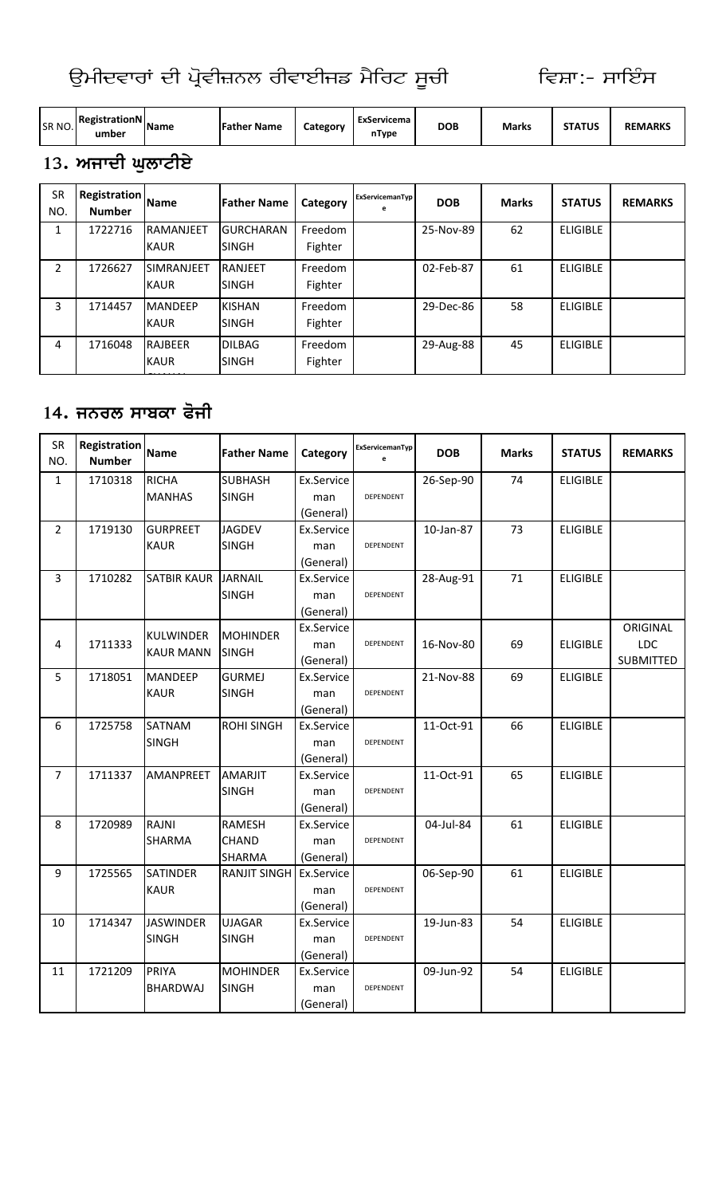# ਉਮੀਦਵਾਰਾਂ ਦੀ ਪ੍ਰੋਵੀਜ਼ਨਲ ਰੀਵਾਈਜਡ ਮੈਰਿਟ ਸੂਚੀ ਵਿਸ਼ਾ:- ਸਾਇੰਸ

| SR NO. | RegistrationNumber | Name | Father Name | Category | ExServicemanType | DOB | Marks | STATUS | REMARKS |
|---|---|---|---|---|---|---|---|---|---|

## 13. ਅਜਾਦੀ ਘੁਲਾਟੀਏ

| SR NO. | Registration Number | Name | Father Name | Category | ExServicemanType | DOB | Marks | STATUS | REMARKS |
|---|---|---|---|---|---|---|---|---|---|
| 1 | 1722716 | RAMANJEET KAUR | GURCHARAN SINGH | Freedom Fighter | | 25-Nov-89 | 62 | ELIGIBLE | |
| 2 | 1726627 | SIMRANJEET KAUR | RANJEET SINGH | Freedom Fighter | | 02-Feb-87 | 61 | ELIGIBLE | |
| 3 | 1714457 | MANDEEP KAUR | KISHAN SINGH | Freedom Fighter | | 29-Dec-86 | 58 | ELIGIBLE | |
| 4 | 1716048 | RAJBEER KAUR | DILBAG SINGH | Freedom Fighter | | 29-Aug-88 | 45 | ELIGIBLE | |

## 14. ਜਨਰਲ ਸਾਬਕਾ ਫੋਜੀ

| SR NO. | Registration Number | Name | Father Name | Category | ExServicemanType | DOB | Marks | STATUS | REMARKS |
|---|---|---|---|---|---|---|---|---|---|
| 1 | 1710318 | RICHA MANHAS | SUBHASH SINGH | Ex.Serviceman (General) | DEPENDENT | 26-Sep-90 | 74 | ELIGIBLE | |
| 2 | 1719130 | GURPREET KAUR | JAGDEV SINGH | Ex.Serviceman (General) | DEPENDENT | 10-Jan-87 | 73 | ELIGIBLE | |
| 3 | 1710282 | SATBIR KAUR | JARNAIL SINGH | Ex.Serviceman (General) | DEPENDENT | 28-Aug-91 | 71 | ELIGIBLE | |
| 4 | 1711333 | KULWINDER KAUR MANN | MOHINDER SINGH | Ex.Serviceman (General) | DEPENDENT | 16-Nov-80 | 69 | ELIGIBLE | ORIGINAL LDC SUBMITTED |
| 5 | 1718051 | MANDEEP KAUR | GURMEJ SINGH | Ex.Serviceman (General) | DEPENDENT | 21-Nov-88 | 69 | ELIGIBLE | |
| 6 | 1725758 | SATNAM SINGH | ROHI SINGH | Ex.Serviceman (General) | DEPENDENT | 11-Oct-91 | 66 | ELIGIBLE | |
| 7 | 1711337 | AMANPREET | AMARJIT SINGH | Ex.Serviceman (General) | DEPENDENT | 11-Oct-91 | 65 | ELIGIBLE | |
| 8 | 1720989 | RAJNI SHARMA | RAMESH CHAND SHARMA | Ex.Serviceman (General) | DEPENDENT | 04-Jul-84 | 61 | ELIGIBLE | |
| 9 | 1725565 | SATINDER KAUR | RANJIT SINGH | Ex.Serviceman (General) | DEPENDENT | 06-Sep-90 | 61 | ELIGIBLE | |
| 10 | 1714347 | JASWINDER SINGH | UJAGAR SINGH | Ex.Serviceman (General) | DEPENDENT | 19-Jun-83 | 54 | ELIGIBLE | |
| 11 | 1721209 | PRIYA BHARDWAJ | MOHINDER SINGH | Ex.Serviceman (General) | DEPENDENT | 09-Jun-92 | 54 | ELIGIBLE | |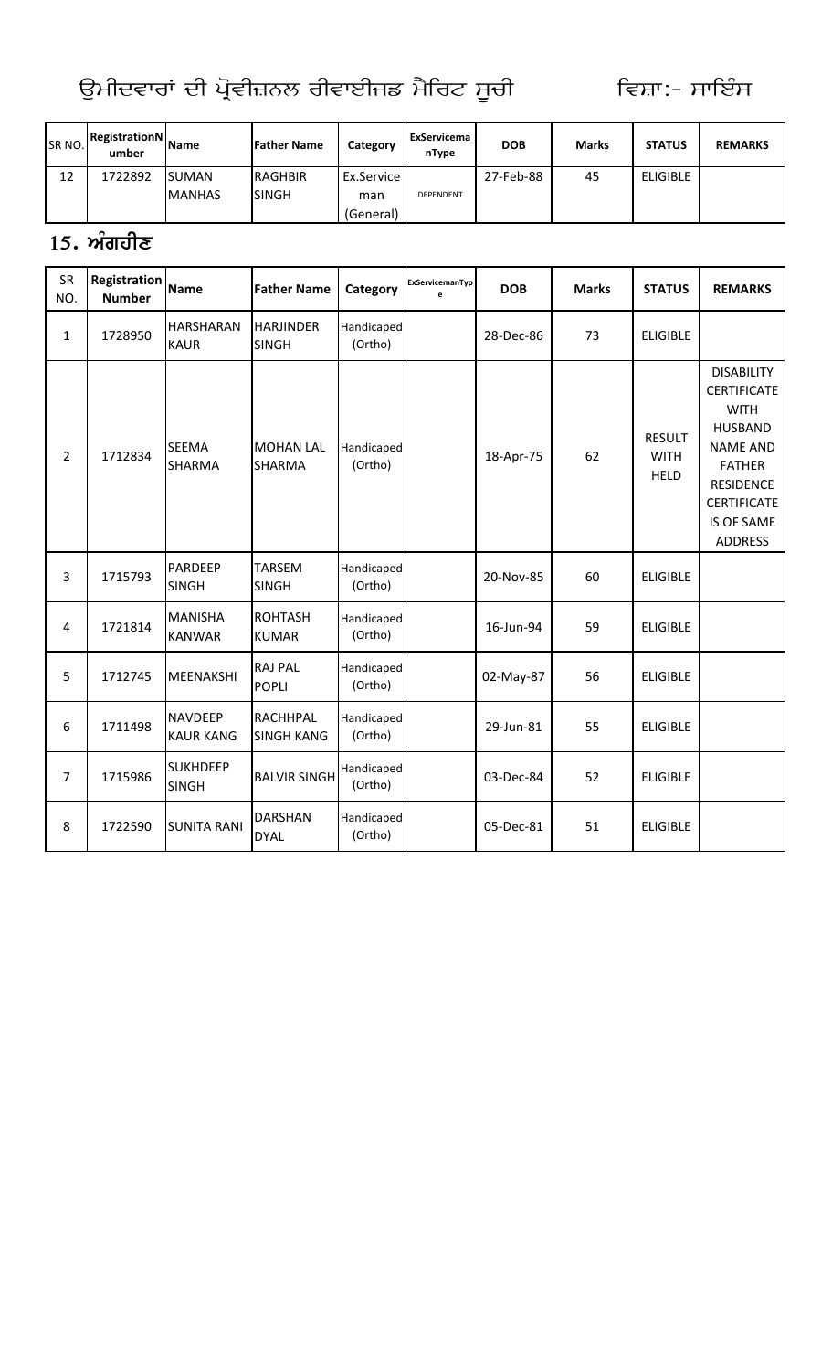# ਉਮੀਦਵਾਰਾਂ ਦੀ ਪ੍ਰੋਵੀਜ਼ਨਲ ਰੀਵਾਈਜਡ ਮੈਰਿਟ ਸੂਚੀ ਵਿਸ਼ਾ:- ਸਾਇੰਸ

| SR NO. | RegistrationNumber | Name | Father Name | Category | ExServicemanType | DOB | Marks | STATUS | REMARKS |
|---|---|---|---|---|---|---|---|---|---|
| 12 | 1722892 | SUMAN MANHAS | RAGHBIR SINGH | Ex.Serviceman (General) | DEPENDENT | 27-Feb-88 | 45 | ELIGIBLE | |

## 15. ਅੰਗਹੀਣ

| SR NO. | Registration Number | Name | Father Name | Category | ExServicemanType | DOB | Marks | STATUS | REMARKS |
|---|---|---|---|---|---|---|---|---|---|
| 1 | 1728950 | HARSHARAN KAUR | HARJINDER SINGH | Handicaped (Ortho) | | 28-Dec-86 | 73 | ELIGIBLE | |
| 2 | 1712834 | SEEMA SHARMA | MOHAN LAL SHARMA | Handicaped (Ortho) | | 18-Apr-75 | 62 | RESULT WITH HELD | DISABILITY CERTIFICATE WITH HUSBAND NAME AND FATHER RESIDENCE CERTIFICATE IS OF SAME ADDRESS |
| 3 | 1715793 | PARDEEP SINGH | TARSEM SINGH | Handicaped (Ortho) | | 20-Nov-85 | 60 | ELIGIBLE | |
| 4 | 1721814 | MANISHA KANWAR | ROHTASH KUMAR | Handicaped (Ortho) | | 16-Jun-94 | 59 | ELIGIBLE | |
| 5 | 1712745 | MEENAKSHI | RAJ PAL POPLI | Handicaped (Ortho) | | 02-May-87 | 56 | ELIGIBLE | |
| 6 | 1711498 | NAVDEEP KAUR KANG | RACHHPAL SINGH KANG | Handicaped (Ortho) | | 29-Jun-81 | 55 | ELIGIBLE | |
| 7 | 1715986 | SUKHDEEP SINGH | BALVIR SINGH | Handicaped (Ortho) | | 03-Dec-84 | 52 | ELIGIBLE | |
| 8 | 1722590 | SUNITA RANI | DARSHAN DYAL | Handicaped (Ortho) | | 05-Dec-81 | 51 | ELIGIBLE | |